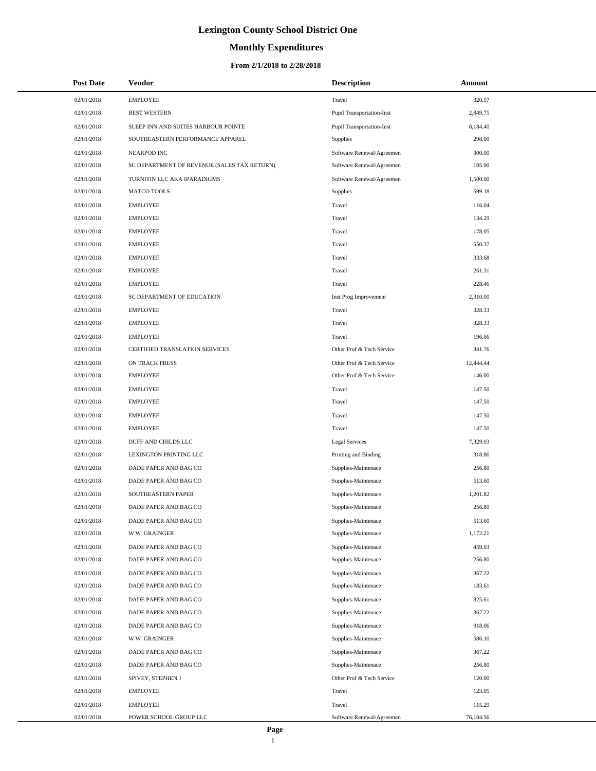# Lexington County School District One

## Monthly Expenditures

### From 2/1/2018 to 2/28/2018

| Post Date | Vendor | Description | Amount |
|---|---|---|---|
| 02/01/2018 | EMPLOYEE | Travel | 320.57 |
| 02/01/2018 | BEST WESTERN | Pupil Transportation-Inst | 2,849.75 |
| 02/01/2018 | SLEEP INN AND SUITES HARBOUR POINTE | Pupil Transportation-Inst | 8,184.40 |
| 02/01/2018 | SOUTHEASTERN PERFORMANCE APPAREL | Supplies | 298.00 |
| 02/01/2018 | NEARPOD INC | Software Renewal/Agreemen | 300.00 |
| 02/01/2018 | SC DEPARTMENT OF REVENUE (SALES TAX RETURN) | Software Renewal/Agreemen | 105.00 |
| 02/01/2018 | TURNITIN LLC AKA IPARADIGMS | Software Renewal/Agreemen | 1,500.00 |
| 02/01/2018 | MATCO TOOLS | Supplies | 599.18 |
| 02/01/2018 | EMPLOYEE | Travel | 116.04 |
| 02/01/2018 | EMPLOYEE | Travel | 134.29 |
| 02/01/2018 | EMPLOYEE | Travel | 178.05 |
| 02/01/2018 | EMPLOYEE | Travel | 550.37 |
| 02/01/2018 | EMPLOYEE | Travel | 333.68 |
| 02/01/2018 | EMPLOYEE | Travel | 261.31 |
| 02/01/2018 | EMPLOYEE | Travel | 228.46 |
| 02/01/2018 | SC DEPARTMENT OF EDUCATION | Inst Prog Improvement | 2,310.00 |
| 02/01/2018 | EMPLOYEE | Travel | 328.33 |
| 02/01/2018 | EMPLOYEE | Travel | 328.33 |
| 02/01/2018 | EMPLOYEE | Travel | 196.66 |
| 02/01/2018 | CERTIFIED TRANSLATION SERVICES | Other Prof & Tech Service | 341.76 |
| 02/01/2018 | ON TRACK PRESS | Other Prof & Tech Service | 12,444.44 |
| 02/01/2018 | EMPLOYEE | Other Prof & Tech Service | 146.00 |
| 02/01/2018 | EMPLOYEE | Travel | 147.50 |
| 02/01/2018 | EMPLOYEE | Travel | 147.50 |
| 02/01/2018 | EMPLOYEE | Travel | 147.50 |
| 02/01/2018 | EMPLOYEE | Travel | 147.50 |
| 02/01/2018 | DUFF AND CHILDS LLC | Legal Services | 7,329.03 |
| 02/01/2018 | LEXINGTON PRINTING LLC | Printing and Binding | 318.86 |
| 02/01/2018 | DADE PAPER AND BAG CO | Supplies-Maintenace | 256.80 |
| 02/01/2018 | DADE PAPER AND BAG CO | Supplies-Maintenace | 513.60 |
| 02/01/2018 | SOUTHEASTERN PAPER | Supplies-Maintenace | 1,201.82 |
| 02/01/2018 | DADE PAPER AND BAG CO | Supplies-Maintenace | 256.80 |
| 02/01/2018 | DADE PAPER AND BAG CO | Supplies-Maintenace | 513.60 |
| 02/01/2018 | W W GRAINGER | Supplies-Maintenace | 1,172.21 |
| 02/01/2018 | DADE PAPER AND BAG CO | Supplies-Maintenace | 459.03 |
| 02/01/2018 | DADE PAPER AND BAG CO | Supplies-Maintenace | 256.80 |
| 02/01/2018 | DADE PAPER AND BAG CO | Supplies-Maintenace | 367.22 |
| 02/01/2018 | DADE PAPER AND BAG CO | Supplies-Maintenace | 183.61 |
| 02/01/2018 | DADE PAPER AND BAG CO | Supplies-Maintenace | 825.61 |
| 02/01/2018 | DADE PAPER AND BAG CO | Supplies-Maintenace | 367.22 |
| 02/01/2018 | DADE PAPER AND BAG CO | Supplies-Maintenace | 918.06 |
| 02/01/2018 | W W GRAINGER | Supplies-Maintenace | 586.10 |
| 02/01/2018 | DADE PAPER AND BAG CO | Supplies-Maintenace | 367.22 |
| 02/01/2018 | DADE PAPER AND BAG CO | Supplies-Maintenace | 256.80 |
| 02/01/2018 | SPIVEY, STEPHEN J | Other Prof & Tech Service | 120.00 |
| 02/01/2018 | EMPLOYEE | Travel | 123.05 |
| 02/01/2018 | EMPLOYEE | Travel | 115.29 |
| 02/01/2018 | POWER SCHOOL GROUP LLC | Software Renewal/Agreemen | 76,104.56 |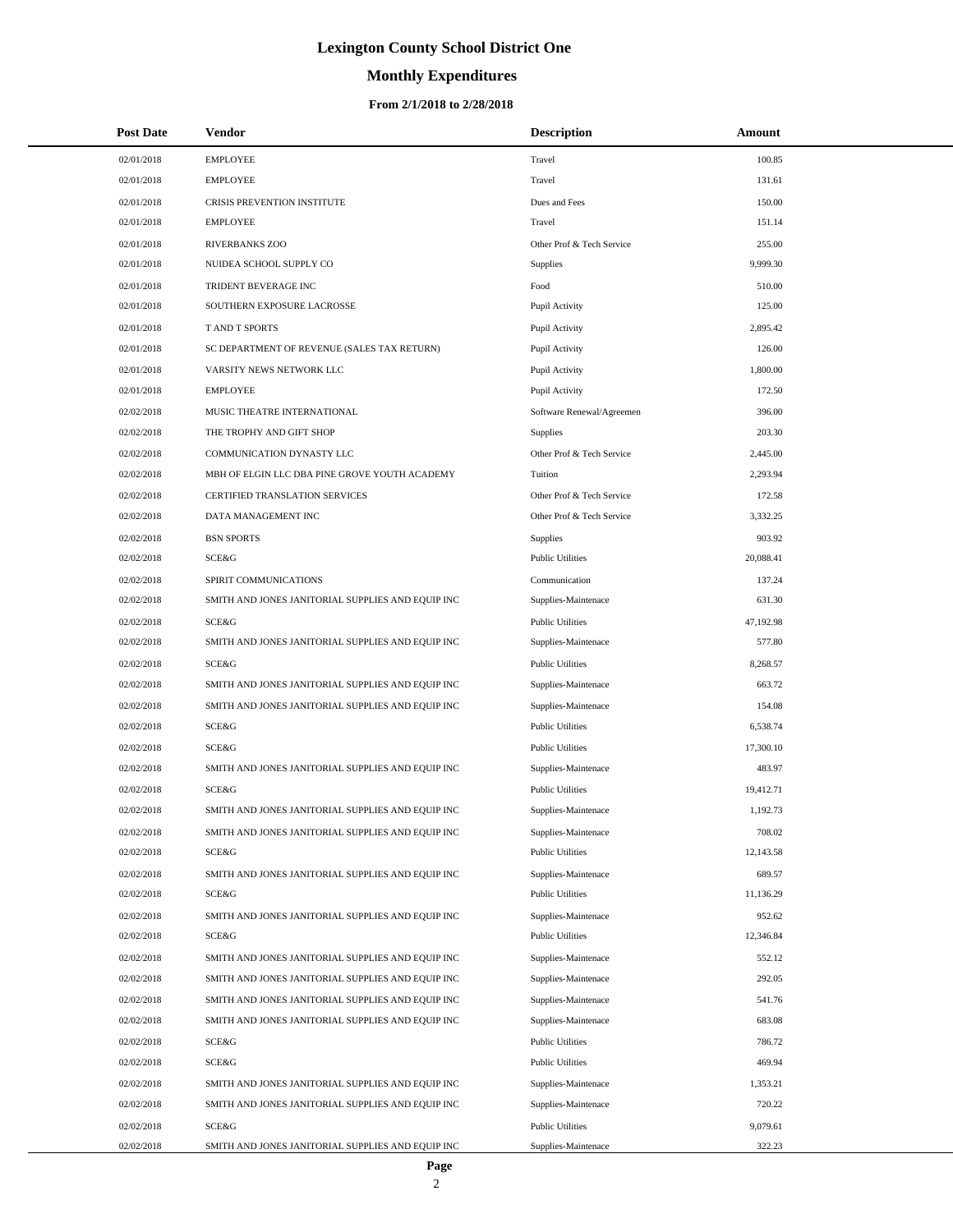# Lexington County School District One

## Monthly Expenditures

### From 2/1/2018 to 2/28/2018

| Post Date | Vendor | Description | Amount |
|---|---|---|---|
| 02/01/2018 | EMPLOYEE | Travel | 100.85 |
| 02/01/2018 | EMPLOYEE | Travel | 131.61 |
| 02/01/2018 | CRISIS PREVENTION INSTITUTE | Dues and Fees | 150.00 |
| 02/01/2018 | EMPLOYEE | Travel | 151.14 |
| 02/01/2018 | RIVERBANKS ZOO | Other Prof & Tech Service | 255.00 |
| 02/01/2018 | NUIDEA SCHOOL SUPPLY CO | Supplies | 9,999.30 |
| 02/01/2018 | TRIDENT BEVERAGE INC | Food | 510.00 |
| 02/01/2018 | SOUTHERN EXPOSURE LACROSSE | Pupil Activity | 125.00 |
| 02/01/2018 | T AND T SPORTS | Pupil Activity | 2,895.42 |
| 02/01/2018 | SC DEPARTMENT OF REVENUE (SALES TAX RETURN) | Pupil Activity | 126.00 |
| 02/01/2018 | VARSITY NEWS NETWORK LLC | Pupil Activity | 1,800.00 |
| 02/01/2018 | EMPLOYEE | Pupil Activity | 172.50 |
| 02/02/2018 | MUSIC THEATRE INTERNATIONAL | Software Renewal/Agreemen | 396.00 |
| 02/02/2018 | THE TROPHY AND GIFT SHOP | Supplies | 203.30 |
| 02/02/2018 | COMMUNICATION DYNASTY LLC | Other Prof & Tech Service | 2,445.00 |
| 02/02/2018 | MBH OF ELGIN LLC DBA PINE GROVE YOUTH ACADEMY | Tuition | 2,293.94 |
| 02/02/2018 | CERTIFIED TRANSLATION SERVICES | Other Prof & Tech Service | 172.58 |
| 02/02/2018 | DATA MANAGEMENT INC | Other Prof & Tech Service | 3,332.25 |
| 02/02/2018 | BSN SPORTS | Supplies | 903.92 |
| 02/02/2018 | SCE&G | Public Utilities | 20,088.41 |
| 02/02/2018 | SPIRIT COMMUNICATIONS | Communication | 137.24 |
| 02/02/2018 | SMITH AND JONES JANITORIAL SUPPLIES AND EQUIP INC | Supplies-Maintenace | 631.30 |
| 02/02/2018 | SCE&G | Public Utilities | 47,192.98 |
| 02/02/2018 | SMITH AND JONES JANITORIAL SUPPLIES AND EQUIP INC | Supplies-Maintenace | 577.80 |
| 02/02/2018 | SCE&G | Public Utilities | 8,268.57 |
| 02/02/2018 | SMITH AND JONES JANITORIAL SUPPLIES AND EQUIP INC | Supplies-Maintenace | 663.72 |
| 02/02/2018 | SMITH AND JONES JANITORIAL SUPPLIES AND EQUIP INC | Supplies-Maintenace | 154.08 |
| 02/02/2018 | SCE&G | Public Utilities | 6,538.74 |
| 02/02/2018 | SCE&G | Public Utilities | 17,300.10 |
| 02/02/2018 | SMITH AND JONES JANITORIAL SUPPLIES AND EQUIP INC | Supplies-Maintenace | 483.97 |
| 02/02/2018 | SCE&G | Public Utilities | 19,412.71 |
| 02/02/2018 | SMITH AND JONES JANITORIAL SUPPLIES AND EQUIP INC | Supplies-Maintenace | 1,192.73 |
| 02/02/2018 | SMITH AND JONES JANITORIAL SUPPLIES AND EQUIP INC | Supplies-Maintenace | 708.02 |
| 02/02/2018 | SCE&G | Public Utilities | 12,143.58 |
| 02/02/2018 | SMITH AND JONES JANITORIAL SUPPLIES AND EQUIP INC | Supplies-Maintenace | 689.57 |
| 02/02/2018 | SCE&G | Public Utilities | 11,136.29 |
| 02/02/2018 | SMITH AND JONES JANITORIAL SUPPLIES AND EQUIP INC | Supplies-Maintenace | 952.62 |
| 02/02/2018 | SCE&G | Public Utilities | 12,346.84 |
| 02/02/2018 | SMITH AND JONES JANITORIAL SUPPLIES AND EQUIP INC | Supplies-Maintenace | 552.12 |
| 02/02/2018 | SMITH AND JONES JANITORIAL SUPPLIES AND EQUIP INC | Supplies-Maintenace | 292.05 |
| 02/02/2018 | SMITH AND JONES JANITORIAL SUPPLIES AND EQUIP INC | Supplies-Maintenace | 541.76 |
| 02/02/2018 | SMITH AND JONES JANITORIAL SUPPLIES AND EQUIP INC | Supplies-Maintenace | 683.08 |
| 02/02/2018 | SCE&G | Public Utilities | 786.72 |
| 02/02/2018 | SCE&G | Public Utilities | 469.94 |
| 02/02/2018 | SMITH AND JONES JANITORIAL SUPPLIES AND EQUIP INC | Supplies-Maintenace | 1,353.21 |
| 02/02/2018 | SMITH AND JONES JANITORIAL SUPPLIES AND EQUIP INC | Supplies-Maintenace | 720.22 |
| 02/02/2018 | SCE&G | Public Utilities | 9,079.61 |
| 02/02/2018 | SMITH AND JONES JANITORIAL SUPPLIES AND EQUIP INC | Supplies-Maintenace | 322.23 |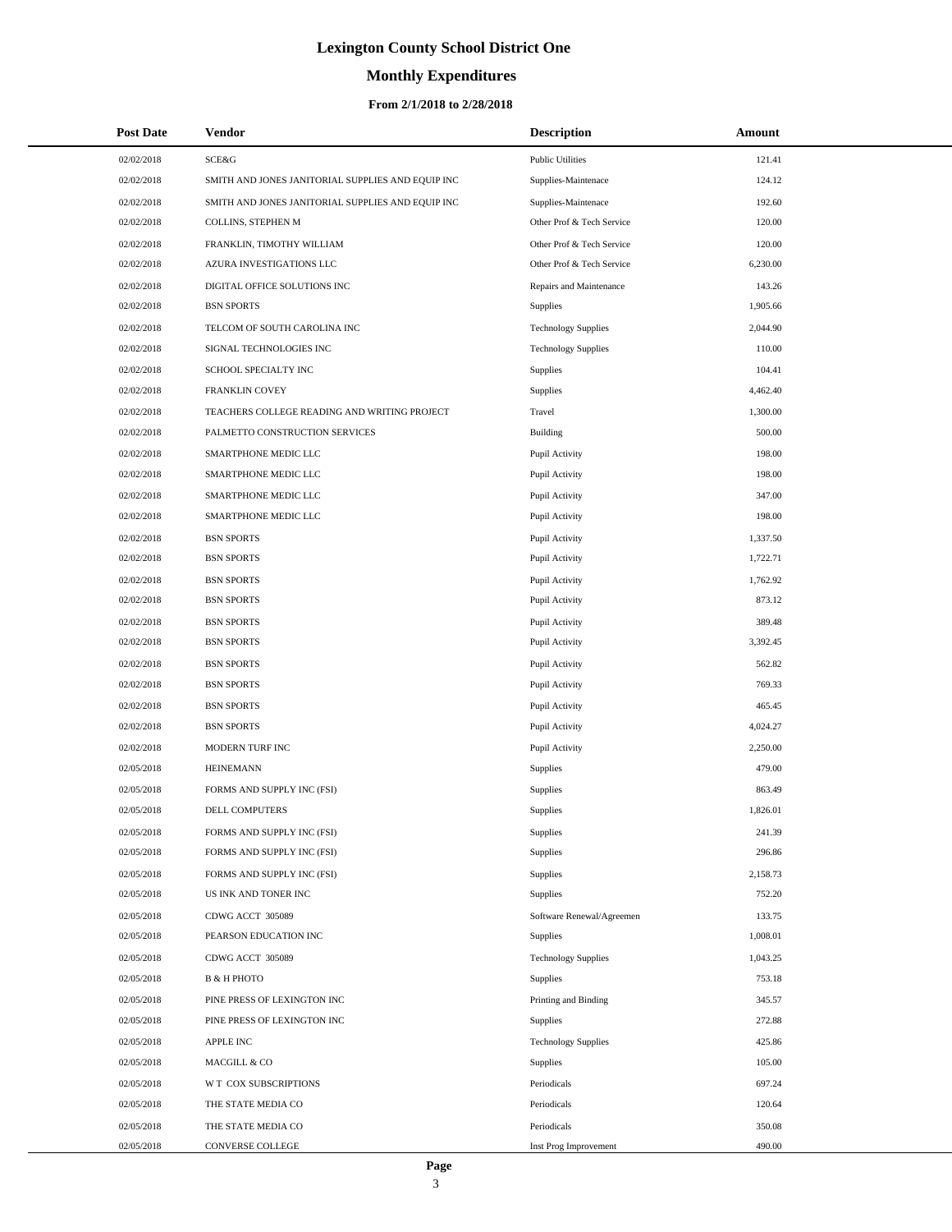# Lexington County School District One

## Monthly Expenditures

### From 2/1/2018 to 2/28/2018

| Post Date | Vendor | Description | Amount |
|---|---|---|---|
| 02/02/2018 | SCE&G | Public Utilities | 121.41 |
| 02/02/2018 | SMITH AND JONES JANITORIAL SUPPLIES AND EQUIP INC | Supplies-Maintenace | 124.12 |
| 02/02/2018 | SMITH AND JONES JANITORIAL SUPPLIES AND EQUIP INC | Supplies-Maintenace | 192.60 |
| 02/02/2018 | COLLINS, STEPHEN M | Other Prof & Tech Service | 120.00 |
| 02/02/2018 | FRANKLIN, TIMOTHY WILLIAM | Other Prof & Tech Service | 120.00 |
| 02/02/2018 | AZURA INVESTIGATIONS LLC | Other Prof & Tech Service | 6,230.00 |
| 02/02/2018 | DIGITAL OFFICE SOLUTIONS INC | Repairs and Maintenance | 143.26 |
| 02/02/2018 | BSN SPORTS | Supplies | 1,905.66 |
| 02/02/2018 | TELCOM OF SOUTH CAROLINA INC | Technology Supplies | 2,044.90 |
| 02/02/2018 | SIGNAL TECHNOLOGIES INC | Technology Supplies | 110.00 |
| 02/02/2018 | SCHOOL SPECIALTY INC | Supplies | 104.41 |
| 02/02/2018 | FRANKLIN COVEY | Supplies | 4,462.40 |
| 02/02/2018 | TEACHERS COLLEGE READING AND WRITING PROJECT | Travel | 1,300.00 |
| 02/02/2018 | PALMETTO CONSTRUCTION SERVICES | Building | 500.00 |
| 02/02/2018 | SMARTPHONE MEDIC LLC | Pupil Activity | 198.00 |
| 02/02/2018 | SMARTPHONE MEDIC LLC | Pupil Activity | 198.00 |
| 02/02/2018 | SMARTPHONE MEDIC LLC | Pupil Activity | 347.00 |
| 02/02/2018 | SMARTPHONE MEDIC LLC | Pupil Activity | 198.00 |
| 02/02/2018 | BSN SPORTS | Pupil Activity | 1,337.50 |
| 02/02/2018 | BSN SPORTS | Pupil Activity | 1,722.71 |
| 02/02/2018 | BSN SPORTS | Pupil Activity | 1,762.92 |
| 02/02/2018 | BSN SPORTS | Pupil Activity | 873.12 |
| 02/02/2018 | BSN SPORTS | Pupil Activity | 389.48 |
| 02/02/2018 | BSN SPORTS | Pupil Activity | 3,392.45 |
| 02/02/2018 | BSN SPORTS | Pupil Activity | 562.82 |
| 02/02/2018 | BSN SPORTS | Pupil Activity | 769.33 |
| 02/02/2018 | BSN SPORTS | Pupil Activity | 465.45 |
| 02/02/2018 | BSN SPORTS | Pupil Activity | 4,024.27 |
| 02/02/2018 | MODERN TURF INC | Pupil Activity | 2,250.00 |
| 02/05/2018 | HEINEMANN | Supplies | 479.00 |
| 02/05/2018 | FORMS AND SUPPLY INC (FSI) | Supplies | 863.49 |
| 02/05/2018 | DELL COMPUTERS | Supplies | 1,826.01 |
| 02/05/2018 | FORMS AND SUPPLY INC (FSI) | Supplies | 241.39 |
| 02/05/2018 | FORMS AND SUPPLY INC (FSI) | Supplies | 296.86 |
| 02/05/2018 | FORMS AND SUPPLY INC (FSI) | Supplies | 2,158.73 |
| 02/05/2018 | US INK AND TONER INC | Supplies | 752.20 |
| 02/05/2018 | CDWG ACCT 305089 | Software Renewal/Agreemen | 133.75 |
| 02/05/2018 | PEARSON EDUCATION INC | Supplies | 1,008.01 |
| 02/05/2018 | CDWG ACCT 305089 | Technology Supplies | 1,043.25 |
| 02/05/2018 | B & H PHOTO | Supplies | 753.18 |
| 02/05/2018 | PINE PRESS OF LEXINGTON INC | Printing and Binding | 345.57 |
| 02/05/2018 | PINE PRESS OF LEXINGTON INC | Supplies | 272.88 |
| 02/05/2018 | APPLE INC | Technology Supplies | 425.86 |
| 02/05/2018 | MACGILL & CO | Supplies | 105.00 |
| 02/05/2018 | W T COX SUBSCRIPTIONS | Periodicals | 697.24 |
| 02/05/2018 | THE STATE MEDIA CO | Periodicals | 120.64 |
| 02/05/2018 | THE STATE MEDIA CO | Periodicals | 350.08 |
| 02/05/2018 | CONVERSE COLLEGE | Inst Prog Improvement | 490.00 |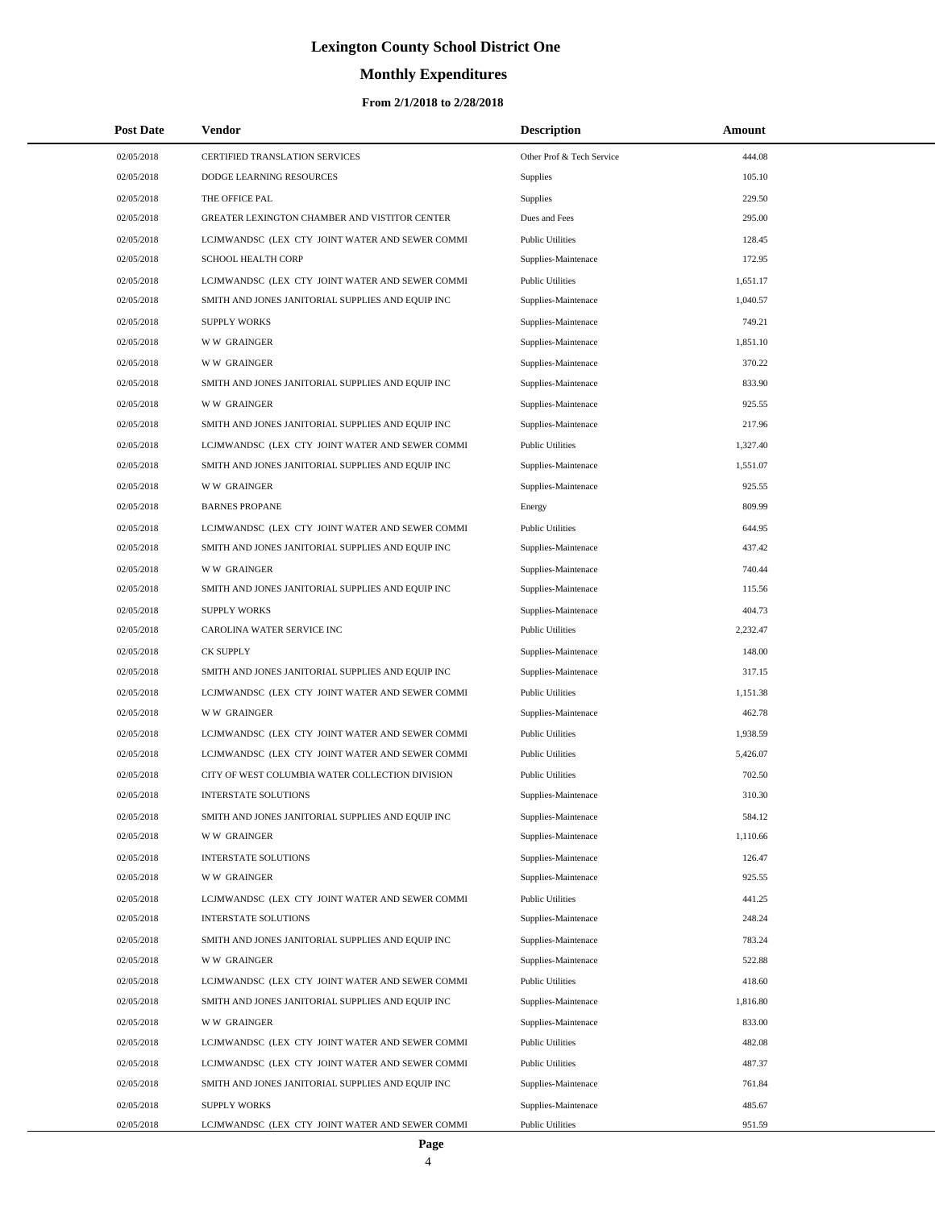# Lexington County School District One

## Monthly Expenditures

### From 2/1/2018 to 2/28/2018

| Post Date | Vendor | Description | Amount |
|---|---|---|---|
| 02/05/2018 | CERTIFIED TRANSLATION SERVICES | Other Prof & Tech Service | 444.08 |
| 02/05/2018 | DODGE LEARNING RESOURCES | Supplies | 105.10 |
| 02/05/2018 | THE OFFICE PAL | Supplies | 229.50 |
| 02/05/2018 | GREATER LEXINGTON CHAMBER AND VISTITOR CENTER | Dues and Fees | 295.00 |
| 02/05/2018 | LCJMWANDSC (LEX CTY JOINT WATER AND SEWER COMMI | Public Utilities | 128.45 |
| 02/05/2018 | SCHOOL HEALTH CORP | Supplies-Maintenace | 172.95 |
| 02/05/2018 | LCJMWANDSC (LEX CTY JOINT WATER AND SEWER COMMI | Public Utilities | 1,651.17 |
| 02/05/2018 | SMITH AND JONES JANITORIAL SUPPLIES AND EQUIP INC | Supplies-Maintenace | 1,040.57 |
| 02/05/2018 | SUPPLY WORKS | Supplies-Maintenace | 749.21 |
| 02/05/2018 | W W GRAINGER | Supplies-Maintenace | 1,851.10 |
| 02/05/2018 | W W GRAINGER | Supplies-Maintenace | 370.22 |
| 02/05/2018 | SMITH AND JONES JANITORIAL SUPPLIES AND EQUIP INC | Supplies-Maintenace | 833.90 |
| 02/05/2018 | W W GRAINGER | Supplies-Maintenace | 925.55 |
| 02/05/2018 | SMITH AND JONES JANITORIAL SUPPLIES AND EQUIP INC | Supplies-Maintenace | 217.96 |
| 02/05/2018 | LCJMWANDSC (LEX CTY JOINT WATER AND SEWER COMMI | Public Utilities | 1,327.40 |
| 02/05/2018 | SMITH AND JONES JANITORIAL SUPPLIES AND EQUIP INC | Supplies-Maintenace | 1,551.07 |
| 02/05/2018 | W W GRAINGER | Supplies-Maintenace | 925.55 |
| 02/05/2018 | BARNES PROPANE | Energy | 809.99 |
| 02/05/2018 | LCJMWANDSC (LEX CTY JOINT WATER AND SEWER COMMI | Public Utilities | 644.95 |
| 02/05/2018 | SMITH AND JONES JANITORIAL SUPPLIES AND EQUIP INC | Supplies-Maintenace | 437.42 |
| 02/05/2018 | W W GRAINGER | Supplies-Maintenace | 740.44 |
| 02/05/2018 | SMITH AND JONES JANITORIAL SUPPLIES AND EQUIP INC | Supplies-Maintenace | 115.56 |
| 02/05/2018 | SUPPLY WORKS | Supplies-Maintenace | 404.73 |
| 02/05/2018 | CAROLINA WATER SERVICE INC | Public Utilities | 2,232.47 |
| 02/05/2018 | CK SUPPLY | Supplies-Maintenace | 148.00 |
| 02/05/2018 | SMITH AND JONES JANITORIAL SUPPLIES AND EQUIP INC | Supplies-Maintenace | 317.15 |
| 02/05/2018 | LCJMWANDSC (LEX CTY JOINT WATER AND SEWER COMMI | Public Utilities | 1,151.38 |
| 02/05/2018 | W W GRAINGER | Supplies-Maintenace | 462.78 |
| 02/05/2018 | LCJMWANDSC (LEX CTY JOINT WATER AND SEWER COMMI | Public Utilities | 1,938.59 |
| 02/05/2018 | LCJMWANDSC (LEX CTY JOINT WATER AND SEWER COMMI | Public Utilities | 5,426.07 |
| 02/05/2018 | CITY OF WEST COLUMBIA WATER COLLECTION DIVISION | Public Utilities | 702.50 |
| 02/05/2018 | INTERSTATE SOLUTIONS | Supplies-Maintenace | 310.30 |
| 02/05/2018 | SMITH AND JONES JANITORIAL SUPPLIES AND EQUIP INC | Supplies-Maintenace | 584.12 |
| 02/05/2018 | W W GRAINGER | Supplies-Maintenace | 1,110.66 |
| 02/05/2018 | INTERSTATE SOLUTIONS | Supplies-Maintenace | 126.47 |
| 02/05/2018 | W W GRAINGER | Supplies-Maintenace | 925.55 |
| 02/05/2018 | LCJMWANDSC (LEX CTY JOINT WATER AND SEWER COMMI | Public Utilities | 441.25 |
| 02/05/2018 | INTERSTATE SOLUTIONS | Supplies-Maintenace | 248.24 |
| 02/05/2018 | SMITH AND JONES JANITORIAL SUPPLIES AND EQUIP INC | Supplies-Maintenace | 783.24 |
| 02/05/2018 | W W GRAINGER | Supplies-Maintenace | 522.88 |
| 02/05/2018 | LCJMWANDSC (LEX CTY JOINT WATER AND SEWER COMMI | Public Utilities | 418.60 |
| 02/05/2018 | SMITH AND JONES JANITORIAL SUPPLIES AND EQUIP INC | Supplies-Maintenace | 1,816.80 |
| 02/05/2018 | W W GRAINGER | Supplies-Maintenace | 833.00 |
| 02/05/2018 | LCJMWANDSC (LEX CTY JOINT WATER AND SEWER COMMI | Public Utilities | 482.08 |
| 02/05/2018 | LCJMWANDSC (LEX CTY JOINT WATER AND SEWER COMMI | Public Utilities | 487.37 |
| 02/05/2018 | SMITH AND JONES JANITORIAL SUPPLIES AND EQUIP INC | Supplies-Maintenace | 761.84 |
| 02/05/2018 | SUPPLY WORKS | Supplies-Maintenace | 485.67 |
| 02/05/2018 | LCJMWANDSC (LEX CTY JOINT WATER AND SEWER COMMI | Public Utilities | 951.59 |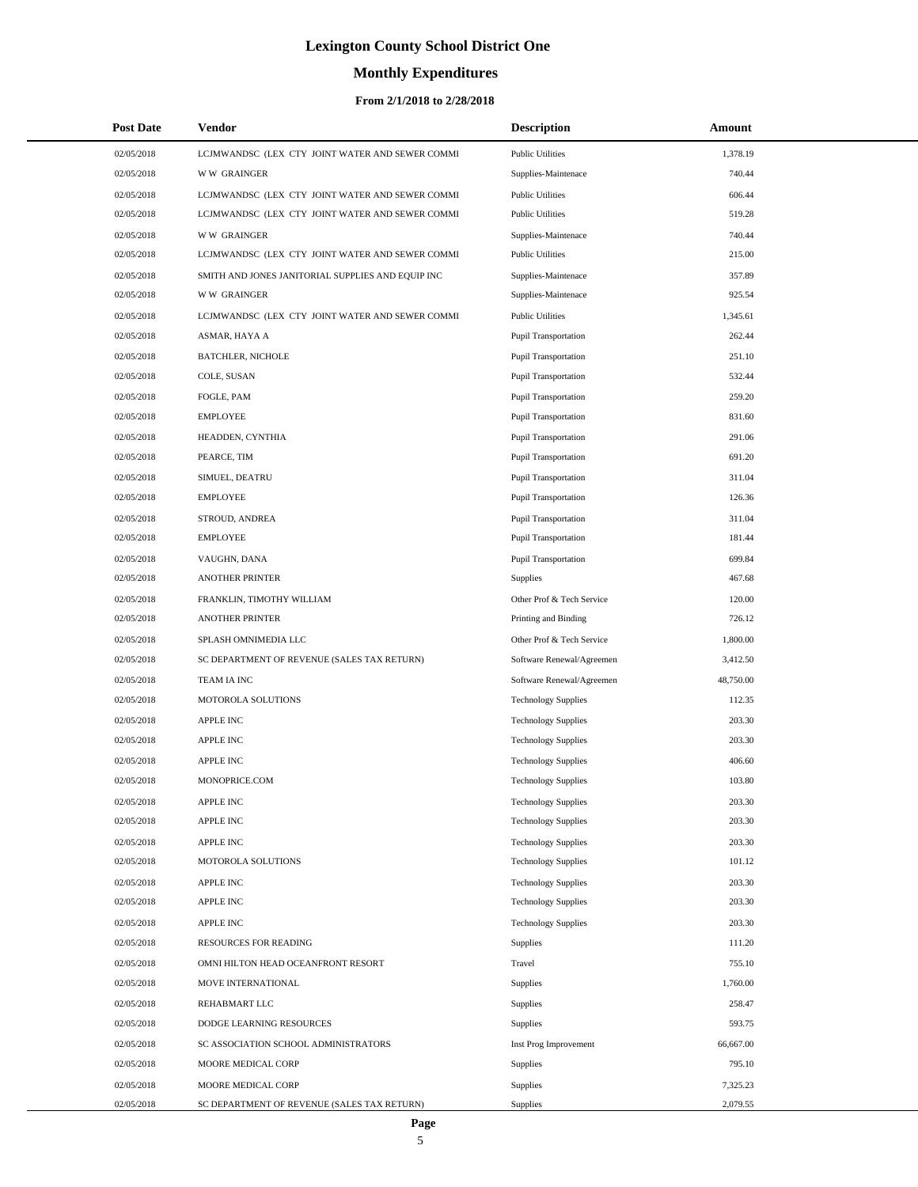# Lexington County School District One

## Monthly Expenditures

### From 2/1/2018 to 2/28/2018

| Post Date | Vendor | Description | Amount |
|---|---|---|---|
| 02/05/2018 | LCJMWANDSC (LEX CTY JOINT WATER AND SEWER COMMI | Public Utilities | 1,378.19 |
| 02/05/2018 | W W GRAINGER | Supplies-Maintenace | 740.44 |
| 02/05/2018 | LCJMWANDSC (LEX CTY JOINT WATER AND SEWER COMMI | Public Utilities | 606.44 |
| 02/05/2018 | LCJMWANDSC (LEX CTY JOINT WATER AND SEWER COMMI | Public Utilities | 519.28 |
| 02/05/2018 | W W GRAINGER | Supplies-Maintenace | 740.44 |
| 02/05/2018 | LCJMWANDSC (LEX CTY JOINT WATER AND SEWER COMMI | Public Utilities | 215.00 |
| 02/05/2018 | SMITH AND JONES JANITORIAL SUPPLIES AND EQUIP INC | Supplies-Maintenace | 357.89 |
| 02/05/2018 | W W GRAINGER | Supplies-Maintenace | 925.54 |
| 02/05/2018 | LCJMWANDSC (LEX CTY JOINT WATER AND SEWER COMMI | Public Utilities | 1,345.61 |
| 02/05/2018 | ASMAR, HAYA A | Pupil Transportation | 262.44 |
| 02/05/2018 | BATCHLER, NICHOLE | Pupil Transportation | 251.10 |
| 02/05/2018 | COLE, SUSAN | Pupil Transportation | 532.44 |
| 02/05/2018 | FOGLE, PAM | Pupil Transportation | 259.20 |
| 02/05/2018 | EMPLOYEE | Pupil Transportation | 831.60 |
| 02/05/2018 | HEADDEN, CYNTHIA | Pupil Transportation | 291.06 |
| 02/05/2018 | PEARCE, TIM | Pupil Transportation | 691.20 |
| 02/05/2018 | SIMUEL, DEATRU | Pupil Transportation | 311.04 |
| 02/05/2018 | EMPLOYEE | Pupil Transportation | 126.36 |
| 02/05/2018 | STROUD, ANDREA | Pupil Transportation | 311.04 |
| 02/05/2018 | EMPLOYEE | Pupil Transportation | 181.44 |
| 02/05/2018 | VAUGHN, DANA | Pupil Transportation | 699.84 |
| 02/05/2018 | ANOTHER PRINTER | Supplies | 467.68 |
| 02/05/2018 | FRANKLIN, TIMOTHY WILLIAM | Other Prof & Tech Service | 120.00 |
| 02/05/2018 | ANOTHER PRINTER | Printing and Binding | 726.12 |
| 02/05/2018 | SPLASH OMNIMEDIA LLC | Other Prof & Tech Service | 1,800.00 |
| 02/05/2018 | SC DEPARTMENT OF REVENUE (SALES TAX RETURN) | Software Renewal/Agreemen | 3,412.50 |
| 02/05/2018 | TEAM IA INC | Software Renewal/Agreemen | 48,750.00 |
| 02/05/2018 | MOTOROLA SOLUTIONS | Technology Supplies | 112.35 |
| 02/05/2018 | APPLE INC | Technology Supplies | 203.30 |
| 02/05/2018 | APPLE INC | Technology Supplies | 203.30 |
| 02/05/2018 | APPLE INC | Technology Supplies | 406.60 |
| 02/05/2018 | MONOPRICE.COM | Technology Supplies | 103.80 |
| 02/05/2018 | APPLE INC | Technology Supplies | 203.30 |
| 02/05/2018 | APPLE INC | Technology Supplies | 203.30 |
| 02/05/2018 | APPLE INC | Technology Supplies | 203.30 |
| 02/05/2018 | MOTOROLA SOLUTIONS | Technology Supplies | 101.12 |
| 02/05/2018 | APPLE INC | Technology Supplies | 203.30 |
| 02/05/2018 | APPLE INC | Technology Supplies | 203.30 |
| 02/05/2018 | APPLE INC | Technology Supplies | 203.30 |
| 02/05/2018 | RESOURCES FOR READING | Supplies | 111.20 |
| 02/05/2018 | OMNI HILTON HEAD OCEANFRONT RESORT | Travel | 755.10 |
| 02/05/2018 | MOVE INTERNATIONAL | Supplies | 1,760.00 |
| 02/05/2018 | REHABMART LLC | Supplies | 258.47 |
| 02/05/2018 | DODGE LEARNING RESOURCES | Supplies | 593.75 |
| 02/05/2018 | SC ASSOCIATION SCHOOL ADMINISTRATORS | Inst Prog Improvement | 66,667.00 |
| 02/05/2018 | MOORE MEDICAL CORP | Supplies | 795.10 |
| 02/05/2018 | MOORE MEDICAL CORP | Supplies | 7,325.23 |
| 02/05/2018 | SC DEPARTMENT OF REVENUE (SALES TAX RETURN) | Supplies | 2,079.55 |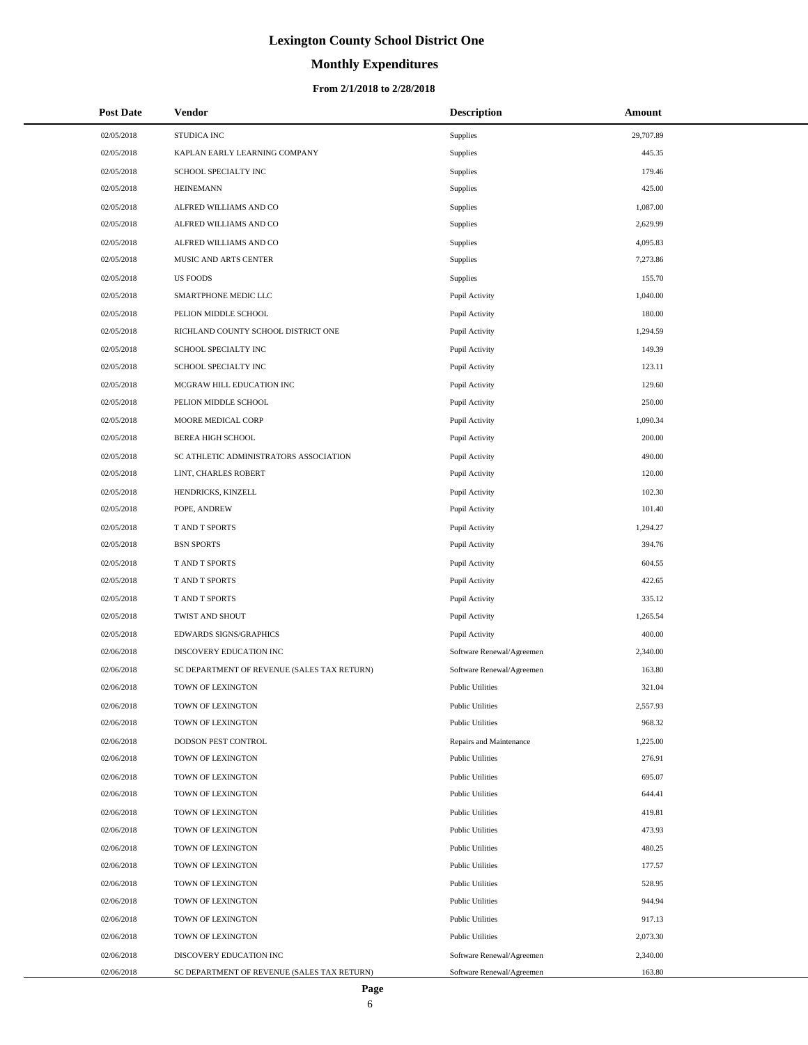# Lexington County School District One

## Monthly Expenditures

### From 2/1/2018 to 2/28/2018

| Post Date | Vendor | Description | Amount |
| --- | --- | --- | --- |
| 02/05/2018 | STUDICA INC | Supplies | 29,707.89 |
| 02/05/2018 | KAPLAN EARLY LEARNING COMPANY | Supplies | 445.35 |
| 02/05/2018 | SCHOOL SPECIALTY INC | Supplies | 179.46 |
| 02/05/2018 | HEINEMANN | Supplies | 425.00 |
| 02/05/2018 | ALFRED WILLIAMS AND CO | Supplies | 1,087.00 |
| 02/05/2018 | ALFRED WILLIAMS AND CO | Supplies | 2,629.99 |
| 02/05/2018 | ALFRED WILLIAMS AND CO | Supplies | 4,095.83 |
| 02/05/2018 | MUSIC AND ARTS CENTER | Supplies | 7,273.86 |
| 02/05/2018 | US FOODS | Supplies | 155.70 |
| 02/05/2018 | SMARTPHONE MEDIC LLC | Pupil Activity | 1,040.00 |
| 02/05/2018 | PELION MIDDLE SCHOOL | Pupil Activity | 180.00 |
| 02/05/2018 | RICHLAND COUNTY SCHOOL DISTRICT ONE | Pupil Activity | 1,294.59 |
| 02/05/2018 | SCHOOL SPECIALTY INC | Pupil Activity | 149.39 |
| 02/05/2018 | SCHOOL SPECIALTY INC | Pupil Activity | 123.11 |
| 02/05/2018 | MCGRAW HILL EDUCATION INC | Pupil Activity | 129.60 |
| 02/05/2018 | PELION MIDDLE SCHOOL | Pupil Activity | 250.00 |
| 02/05/2018 | MOORE MEDICAL CORP | Pupil Activity | 1,090.34 |
| 02/05/2018 | BEREA HIGH SCHOOL | Pupil Activity | 200.00 |
| 02/05/2018 | SC ATHLETIC ADMINISTRATORS ASSOCIATION | Pupil Activity | 490.00 |
| 02/05/2018 | LINT, CHARLES ROBERT | Pupil Activity | 120.00 |
| 02/05/2018 | HENDRICKS, KINZELL | Pupil Activity | 102.30 |
| 02/05/2018 | POPE, ANDREW | Pupil Activity | 101.40 |
| 02/05/2018 | T AND T SPORTS | Pupil Activity | 1,294.27 |
| 02/05/2018 | BSN SPORTS | Pupil Activity | 394.76 |
| 02/05/2018 | T AND T SPORTS | Pupil Activity | 604.55 |
| 02/05/2018 | T AND T SPORTS | Pupil Activity | 422.65 |
| 02/05/2018 | T AND T SPORTS | Pupil Activity | 335.12 |
| 02/05/2018 | TWIST AND SHOUT | Pupil Activity | 1,265.54 |
| 02/05/2018 | EDWARDS SIGNS/GRAPHICS | Pupil Activity | 400.00 |
| 02/06/2018 | DISCOVERY EDUCATION INC | Software Renewal/Agreemen | 2,340.00 |
| 02/06/2018 | SC DEPARTMENT OF REVENUE (SALES TAX RETURN) | Software Renewal/Agreemen | 163.80 |
| 02/06/2018 | TOWN OF LEXINGTON | Public Utilities | 321.04 |
| 02/06/2018 | TOWN OF LEXINGTON | Public Utilities | 2,557.93 |
| 02/06/2018 | TOWN OF LEXINGTON | Public Utilities | 968.32 |
| 02/06/2018 | DODSON PEST CONTROL | Repairs and Maintenance | 1,225.00 |
| 02/06/2018 | TOWN OF LEXINGTON | Public Utilities | 276.91 |
| 02/06/2018 | TOWN OF LEXINGTON | Public Utilities | 695.07 |
| 02/06/2018 | TOWN OF LEXINGTON | Public Utilities | 644.41 |
| 02/06/2018 | TOWN OF LEXINGTON | Public Utilities | 419.81 |
| 02/06/2018 | TOWN OF LEXINGTON | Public Utilities | 473.93 |
| 02/06/2018 | TOWN OF LEXINGTON | Public Utilities | 480.25 |
| 02/06/2018 | TOWN OF LEXINGTON | Public Utilities | 177.57 |
| 02/06/2018 | TOWN OF LEXINGTON | Public Utilities | 528.95 |
| 02/06/2018 | TOWN OF LEXINGTON | Public Utilities | 944.94 |
| 02/06/2018 | TOWN OF LEXINGTON | Public Utilities | 917.13 |
| 02/06/2018 | TOWN OF LEXINGTON | Public Utilities | 2,073.30 |
| 02/06/2018 | DISCOVERY EDUCATION INC | Software Renewal/Agreemen | 2,340.00 |
| 02/06/2018 | SC DEPARTMENT OF REVENUE (SALES TAX RETURN) | Software Renewal/Agreemen | 163.80 |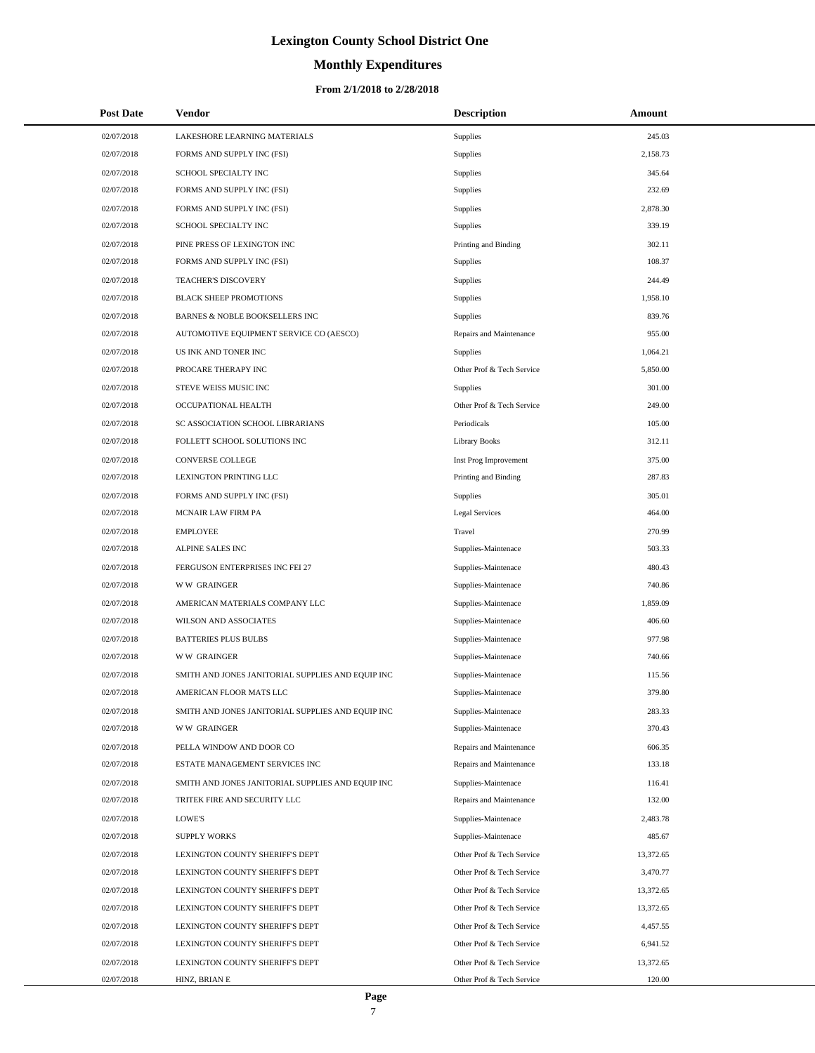# Lexington County School District One

## Monthly Expenditures

### From 2/1/2018 to 2/28/2018

| Post Date | Vendor | Description | Amount |
|---|---|---|---|
| 02/07/2018 | LAKESHORE LEARNING MATERIALS | Supplies | 245.03 |
| 02/07/2018 | FORMS AND SUPPLY INC (FSI) | Supplies | 2,158.73 |
| 02/07/2018 | SCHOOL SPECIALTY INC | Supplies | 345.64 |
| 02/07/2018 | FORMS AND SUPPLY INC (FSI) | Supplies | 232.69 |
| 02/07/2018 | FORMS AND SUPPLY INC (FSI) | Supplies | 2,878.30 |
| 02/07/2018 | SCHOOL SPECIALTY INC | Supplies | 339.19 |
| 02/07/2018 | PINE PRESS OF LEXINGTON INC | Printing and Binding | 302.11 |
| 02/07/2018 | FORMS AND SUPPLY INC (FSI) | Supplies | 108.37 |
| 02/07/2018 | TEACHER'S DISCOVERY | Supplies | 244.49 |
| 02/07/2018 | BLACK SHEEP PROMOTIONS | Supplies | 1,958.10 |
| 02/07/2018 | BARNES & NOBLE BOOKSELLERS INC | Supplies | 839.76 |
| 02/07/2018 | AUTOMOTIVE EQUIPMENT SERVICE CO (AESCO) | Repairs and Maintenance | 955.00 |
| 02/07/2018 | US INK AND TONER INC | Supplies | 1,064.21 |
| 02/07/2018 | PROCARE THERAPY INC | Other Prof & Tech Service | 5,850.00 |
| 02/07/2018 | STEVE WEISS MUSIC INC | Supplies | 301.00 |
| 02/07/2018 | OCCUPATIONAL HEALTH | Other Prof & Tech Service | 249.00 |
| 02/07/2018 | SC ASSOCIATION SCHOOL LIBRARIANS | Periodicals | 105.00 |
| 02/07/2018 | FOLLETT SCHOOL SOLUTIONS INC | Library Books | 312.11 |
| 02/07/2018 | CONVERSE COLLEGE | Inst Prog Improvement | 375.00 |
| 02/07/2018 | LEXINGTON PRINTING LLC | Printing and Binding | 287.83 |
| 02/07/2018 | FORMS AND SUPPLY INC (FSI) | Supplies | 305.01 |
| 02/07/2018 | MCNAIR LAW FIRM PA | Legal Services | 464.00 |
| 02/07/2018 | EMPLOYEE | Travel | 270.99 |
| 02/07/2018 | ALPINE SALES INC | Supplies-Maintenace | 503.33 |
| 02/07/2018 | FERGUSON ENTERPRISES INC FEI 27 | Supplies-Maintenace | 480.43 |
| 02/07/2018 | W W GRAINGER | Supplies-Maintenace | 740.86 |
| 02/07/2018 | AMERICAN MATERIALS COMPANY LLC | Supplies-Maintenace | 1,859.09 |
| 02/07/2018 | WILSON AND ASSOCIATES | Supplies-Maintenace | 406.60 |
| 02/07/2018 | BATTERIES PLUS BULBS | Supplies-Maintenace | 977.98 |
| 02/07/2018 | W W GRAINGER | Supplies-Maintenace | 740.66 |
| 02/07/2018 | SMITH AND JONES JANITORIAL SUPPLIES AND EQUIP INC | Supplies-Maintenace | 115.56 |
| 02/07/2018 | AMERICAN FLOOR MATS LLC | Supplies-Maintenace | 379.80 |
| 02/07/2018 | SMITH AND JONES JANITORIAL SUPPLIES AND EQUIP INC | Supplies-Maintenace | 283.33 |
| 02/07/2018 | W W GRAINGER | Supplies-Maintenace | 370.43 |
| 02/07/2018 | PELLA WINDOW AND DOOR CO | Repairs and Maintenance | 606.35 |
| 02/07/2018 | ESTATE MANAGEMENT SERVICES INC | Repairs and Maintenance | 133.18 |
| 02/07/2018 | SMITH AND JONES JANITORIAL SUPPLIES AND EQUIP INC | Supplies-Maintenace | 116.41 |
| 02/07/2018 | TRITEK FIRE AND SECURITY LLC | Repairs and Maintenance | 132.00 |
| 02/07/2018 | LOWE'S | Supplies-Maintenace | 2,483.78 |
| 02/07/2018 | SUPPLY WORKS | Supplies-Maintenace | 485.67 |
| 02/07/2018 | LEXINGTON COUNTY SHERIFF'S DEPT | Other Prof & Tech Service | 13,372.65 |
| 02/07/2018 | LEXINGTON COUNTY SHERIFF'S DEPT | Other Prof & Tech Service | 3,470.77 |
| 02/07/2018 | LEXINGTON COUNTY SHERIFF'S DEPT | Other Prof & Tech Service | 13,372.65 |
| 02/07/2018 | LEXINGTON COUNTY SHERIFF'S DEPT | Other Prof & Tech Service | 13,372.65 |
| 02/07/2018 | LEXINGTON COUNTY SHERIFF'S DEPT | Other Prof & Tech Service | 4,457.55 |
| 02/07/2018 | LEXINGTON COUNTY SHERIFF'S DEPT | Other Prof & Tech Service | 6,941.52 |
| 02/07/2018 | LEXINGTON COUNTY SHERIFF'S DEPT | Other Prof & Tech Service | 13,372.65 |
| 02/07/2018 | HINZ, BRIAN E | Other Prof & Tech Service | 120.00 |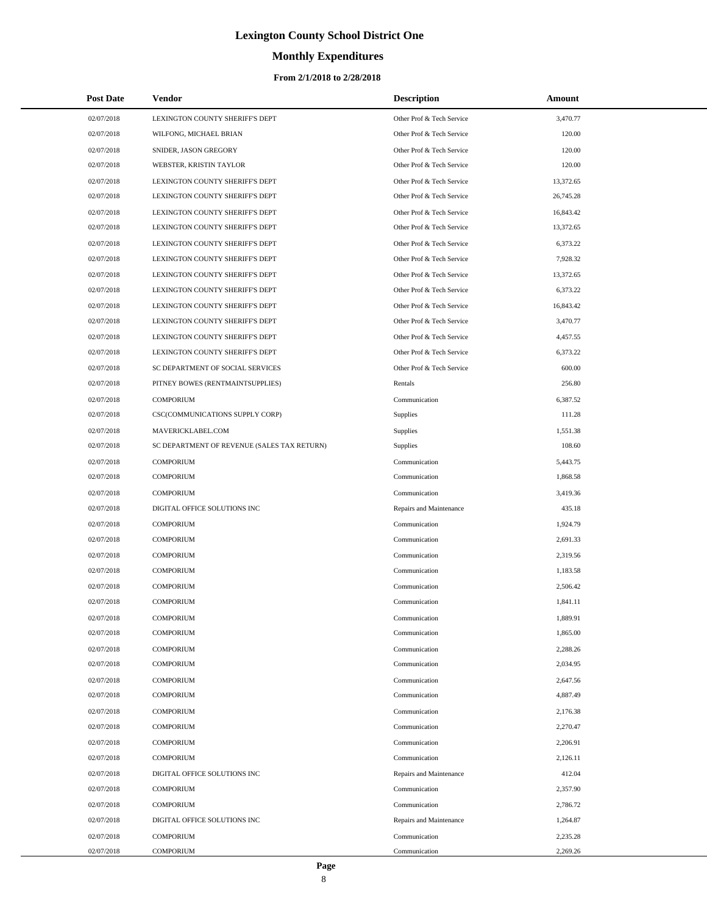# Lexington County School District One

## Monthly Expenditures

### From 2/1/2018 to 2/28/2018

| Post Date | Vendor | Description | Amount |
|---|---|---|---|
| 02/07/2018 | LEXINGTON COUNTY SHERIFF'S DEPT | Other Prof & Tech Service | 3,470.77 |
| 02/07/2018 | WILFONG, MICHAEL BRIAN | Other Prof & Tech Service | 120.00 |
| 02/07/2018 | SNIDER, JASON GREGORY | Other Prof & Tech Service | 120.00 |
| 02/07/2018 | WEBSTER, KRISTIN TAYLOR | Other Prof & Tech Service | 120.00 |
| 02/07/2018 | LEXINGTON COUNTY SHERIFF'S DEPT | Other Prof & Tech Service | 13,372.65 |
| 02/07/2018 | LEXINGTON COUNTY SHERIFF'S DEPT | Other Prof & Tech Service | 26,745.28 |
| 02/07/2018 | LEXINGTON COUNTY SHERIFF'S DEPT | Other Prof & Tech Service | 16,843.42 |
| 02/07/2018 | LEXINGTON COUNTY SHERIFF'S DEPT | Other Prof & Tech Service | 13,372.65 |
| 02/07/2018 | LEXINGTON COUNTY SHERIFF'S DEPT | Other Prof & Tech Service | 6,373.22 |
| 02/07/2018 | LEXINGTON COUNTY SHERIFF'S DEPT | Other Prof & Tech Service | 7,928.32 |
| 02/07/2018 | LEXINGTON COUNTY SHERIFF'S DEPT | Other Prof & Tech Service | 13,372.65 |
| 02/07/2018 | LEXINGTON COUNTY SHERIFF'S DEPT | Other Prof & Tech Service | 6,373.22 |
| 02/07/2018 | LEXINGTON COUNTY SHERIFF'S DEPT | Other Prof & Tech Service | 16,843.42 |
| 02/07/2018 | LEXINGTON COUNTY SHERIFF'S DEPT | Other Prof & Tech Service | 3,470.77 |
| 02/07/2018 | LEXINGTON COUNTY SHERIFF'S DEPT | Other Prof & Tech Service | 4,457.55 |
| 02/07/2018 | LEXINGTON COUNTY SHERIFF'S DEPT | Other Prof & Tech Service | 6,373.22 |
| 02/07/2018 | SC DEPARTMENT OF SOCIAL SERVICES | Other Prof & Tech Service | 600.00 |
| 02/07/2018 | PITNEY BOWES (RENTMAINTSUPPLIES) | Rentals | 256.80 |
| 02/07/2018 | COMPORIUM | Communication | 6,387.52 |
| 02/07/2018 | CSC(COMMUNICATIONS SUPPLY CORP) | Supplies | 111.28 |
| 02/07/2018 | MAVERICKLABEL.COM | Supplies | 1,551.38 |
| 02/07/2018 | SC DEPARTMENT OF REVENUE (SALES TAX RETURN) | Supplies | 108.60 |
| 02/07/2018 | COMPORIUM | Communication | 5,443.75 |
| 02/07/2018 | COMPORIUM | Communication | 1,868.58 |
| 02/07/2018 | COMPORIUM | Communication | 3,419.36 |
| 02/07/2018 | DIGITAL OFFICE SOLUTIONS INC | Repairs and Maintenance | 435.18 |
| 02/07/2018 | COMPORIUM | Communication | 1,924.79 |
| 02/07/2018 | COMPORIUM | Communication | 2,691.33 |
| 02/07/2018 | COMPORIUM | Communication | 2,319.56 |
| 02/07/2018 | COMPORIUM | Communication | 1,183.58 |
| 02/07/2018 | COMPORIUM | Communication | 2,506.42 |
| 02/07/2018 | COMPORIUM | Communication | 1,841.11 |
| 02/07/2018 | COMPORIUM | Communication | 1,889.91 |
| 02/07/2018 | COMPORIUM | Communication | 1,865.00 |
| 02/07/2018 | COMPORIUM | Communication | 2,288.26 |
| 02/07/2018 | COMPORIUM | Communication | 2,034.95 |
| 02/07/2018 | COMPORIUM | Communication | 2,647.56 |
| 02/07/2018 | COMPORIUM | Communication | 4,887.49 |
| 02/07/2018 | COMPORIUM | Communication | 2,176.38 |
| 02/07/2018 | COMPORIUM | Communication | 2,270.47 |
| 02/07/2018 | COMPORIUM | Communication | 2,206.91 |
| 02/07/2018 | COMPORIUM | Communication | 2,126.11 |
| 02/07/2018 | DIGITAL OFFICE SOLUTIONS INC | Repairs and Maintenance | 412.04 |
| 02/07/2018 | COMPORIUM | Communication | 2,357.90 |
| 02/07/2018 | COMPORIUM | Communication | 2,786.72 |
| 02/07/2018 | DIGITAL OFFICE SOLUTIONS INC | Repairs and Maintenance | 1,264.87 |
| 02/07/2018 | COMPORIUM | Communication | 2,235.28 |
| 02/07/2018 | COMPORIUM | Communication | 2,269.26 |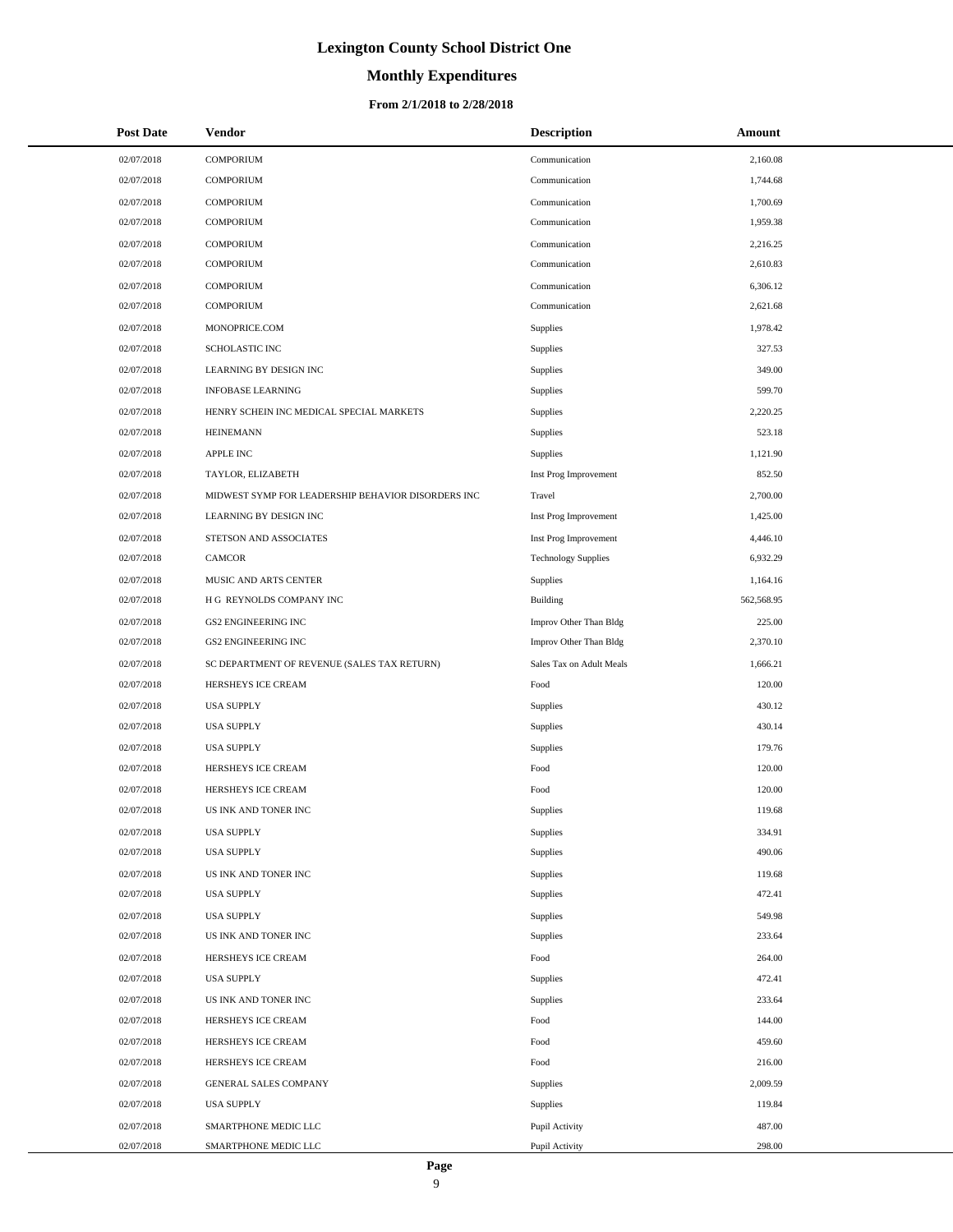# Lexington County School District One

## Monthly Expenditures

### From 2/1/2018 to 2/28/2018

| Post Date | Vendor | Description | Amount |
|---|---|---|---|
| 02/07/2018 | COMPORIUM | Communication | 2,160.08 |
| 02/07/2018 | COMPORIUM | Communication | 1,744.68 |
| 02/07/2018 | COMPORIUM | Communication | 1,700.69 |
| 02/07/2018 | COMPORIUM | Communication | 1,959.38 |
| 02/07/2018 | COMPORIUM | Communication | 2,216.25 |
| 02/07/2018 | COMPORIUM | Communication | 2,610.83 |
| 02/07/2018 | COMPORIUM | Communication | 6,306.12 |
| 02/07/2018 | COMPORIUM | Communication | 2,621.68 |
| 02/07/2018 | MONOPRICE.COM | Supplies | 1,978.42 |
| 02/07/2018 | SCHOLASTIC INC | Supplies | 327.53 |
| 02/07/2018 | LEARNING BY DESIGN INC | Supplies | 349.00 |
| 02/07/2018 | INFOBASE LEARNING | Supplies | 599.70 |
| 02/07/2018 | HENRY SCHEIN INC MEDICAL SPECIAL MARKETS | Supplies | 2,220.25 |
| 02/07/2018 | HEINEMANN | Supplies | 523.18 |
| 02/07/2018 | APPLE INC | Supplies | 1,121.90 |
| 02/07/2018 | TAYLOR, ELIZABETH | Inst Prog Improvement | 852.50 |
| 02/07/2018 | MIDWEST SYMP FOR LEADERSHIP BEHAVIOR DISORDERS INC | Travel | 2,700.00 |
| 02/07/2018 | LEARNING BY DESIGN INC | Inst Prog Improvement | 1,425.00 |
| 02/07/2018 | STETSON AND ASSOCIATES | Inst Prog Improvement | 4,446.10 |
| 02/07/2018 | CAMCOR | Technology Supplies | 6,932.29 |
| 02/07/2018 | MUSIC AND ARTS CENTER | Supplies | 1,164.16 |
| 02/07/2018 | H G REYNOLDS COMPANY INC | Building | 562,568.95 |
| 02/07/2018 | GS2 ENGINEERING INC | Improv Other Than Bldg | 225.00 |
| 02/07/2018 | GS2 ENGINEERING INC | Improv Other Than Bldg | 2,370.10 |
| 02/07/2018 | SC DEPARTMENT OF REVENUE (SALES TAX RETURN) | Sales Tax on Adult Meals | 1,666.21 |
| 02/07/2018 | HERSHEYS ICE CREAM | Food | 120.00 |
| 02/07/2018 | USA SUPPLY | Supplies | 430.12 |
| 02/07/2018 | USA SUPPLY | Supplies | 430.14 |
| 02/07/2018 | USA SUPPLY | Supplies | 179.76 |
| 02/07/2018 | HERSHEYS ICE CREAM | Food | 120.00 |
| 02/07/2018 | HERSHEYS ICE CREAM | Food | 120.00 |
| 02/07/2018 | US INK AND TONER INC | Supplies | 119.68 |
| 02/07/2018 | USA SUPPLY | Supplies | 334.91 |
| 02/07/2018 | USA SUPPLY | Supplies | 490.06 |
| 02/07/2018 | US INK AND TONER INC | Supplies | 119.68 |
| 02/07/2018 | USA SUPPLY | Supplies | 472.41 |
| 02/07/2018 | USA SUPPLY | Supplies | 549.98 |
| 02/07/2018 | US INK AND TONER INC | Supplies | 233.64 |
| 02/07/2018 | HERSHEYS ICE CREAM | Food | 264.00 |
| 02/07/2018 | USA SUPPLY | Supplies | 472.41 |
| 02/07/2018 | US INK AND TONER INC | Supplies | 233.64 |
| 02/07/2018 | HERSHEYS ICE CREAM | Food | 144.00 |
| 02/07/2018 | HERSHEYS ICE CREAM | Food | 459.60 |
| 02/07/2018 | HERSHEYS ICE CREAM | Food | 216.00 |
| 02/07/2018 | GENERAL SALES COMPANY | Supplies | 2,009.59 |
| 02/07/2018 | USA SUPPLY | Supplies | 119.84 |
| 02/07/2018 | SMARTPHONE MEDIC LLC | Pupil Activity | 487.00 |
| 02/07/2018 | SMARTPHONE MEDIC LLC | Pupil Activity | 298.00 |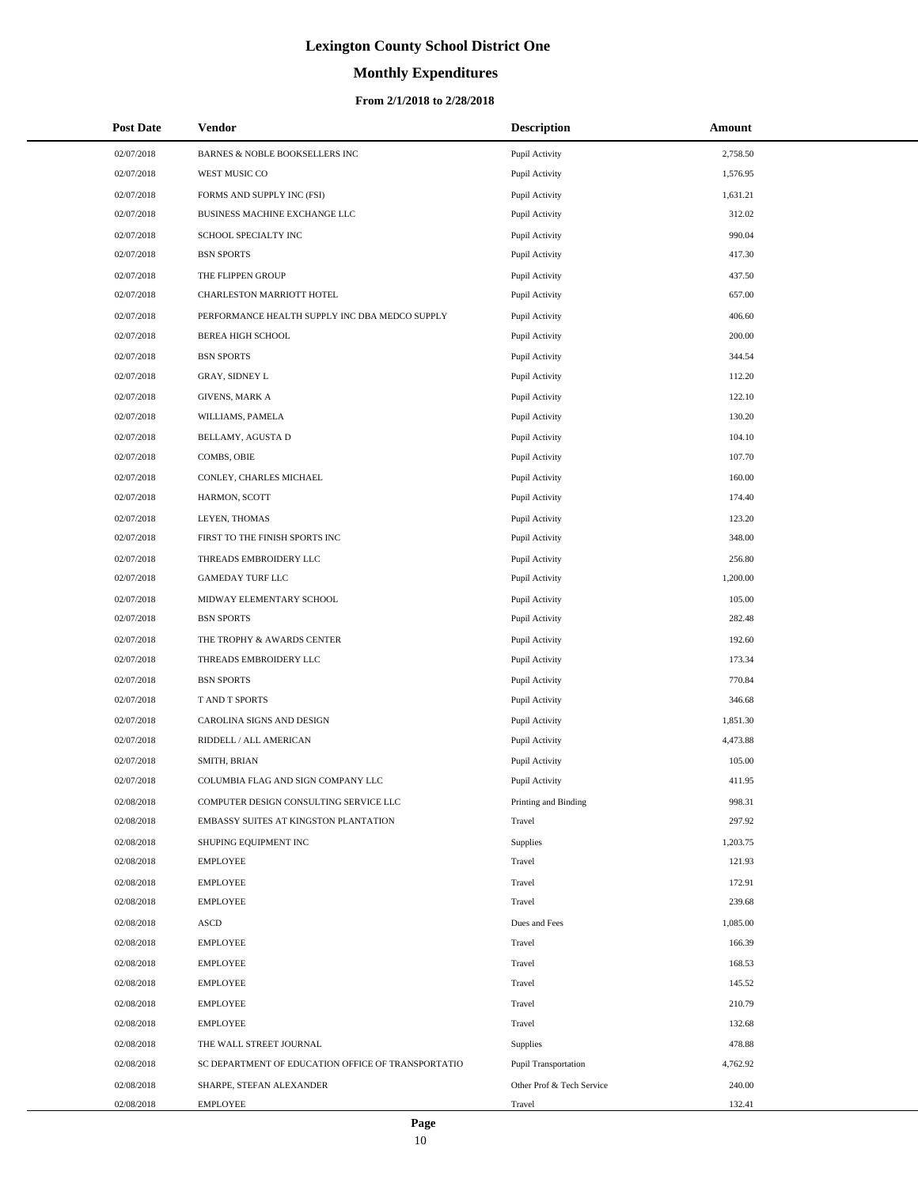# Lexington County School District One

## Monthly Expenditures

### From 2/1/2018 to 2/28/2018

| Post Date | Vendor | Description | Amount |
|---|---|---|---|
| 02/07/2018 | BARNES & NOBLE BOOKSELLERS INC | Pupil Activity | 2,758.50 |
| 02/07/2018 | WEST MUSIC CO | Pupil Activity | 1,576.95 |
| 02/07/2018 | FORMS AND SUPPLY INC (FSI) | Pupil Activity | 1,631.21 |
| 02/07/2018 | BUSINESS MACHINE EXCHANGE LLC | Pupil Activity | 312.02 |
| 02/07/2018 | SCHOOL SPECIALTY INC | Pupil Activity | 990.04 |
| 02/07/2018 | BSN SPORTS | Pupil Activity | 417.30 |
| 02/07/2018 | THE FLIPPEN GROUP | Pupil Activity | 437.50 |
| 02/07/2018 | CHARLESTON MARRIOTT HOTEL | Pupil Activity | 657.00 |
| 02/07/2018 | PERFORMANCE HEALTH SUPPLY INC DBA MEDCO SUPPLY | Pupil Activity | 406.60 |
| 02/07/2018 | BEREA HIGH SCHOOL | Pupil Activity | 200.00 |
| 02/07/2018 | BSN SPORTS | Pupil Activity | 344.54 |
| 02/07/2018 | GRAY, SIDNEY L | Pupil Activity | 112.20 |
| 02/07/2018 | GIVENS, MARK A | Pupil Activity | 122.10 |
| 02/07/2018 | WILLIAMS, PAMELA | Pupil Activity | 130.20 |
| 02/07/2018 | BELLAMY, AGUSTA D | Pupil Activity | 104.10 |
| 02/07/2018 | COMBS, OBIE | Pupil Activity | 107.70 |
| 02/07/2018 | CONLEY, CHARLES MICHAEL | Pupil Activity | 160.00 |
| 02/07/2018 | HARMON, SCOTT | Pupil Activity | 174.40 |
| 02/07/2018 | LEYEN, THOMAS | Pupil Activity | 123.20 |
| 02/07/2018 | FIRST TO THE FINISH SPORTS INC | Pupil Activity | 348.00 |
| 02/07/2018 | THREADS EMBROIDERY LLC | Pupil Activity | 256.80 |
| 02/07/2018 | GAMEDAY TURF LLC | Pupil Activity | 1,200.00 |
| 02/07/2018 | MIDWAY ELEMENTARY SCHOOL | Pupil Activity | 105.00 |
| 02/07/2018 | BSN SPORTS | Pupil Activity | 282.48 |
| 02/07/2018 | THE TROPHY & AWARDS CENTER | Pupil Activity | 192.60 |
| 02/07/2018 | THREADS EMBROIDERY LLC | Pupil Activity | 173.34 |
| 02/07/2018 | BSN SPORTS | Pupil Activity | 770.84 |
| 02/07/2018 | T AND T SPORTS | Pupil Activity | 346.68 |
| 02/07/2018 | CAROLINA SIGNS AND DESIGN | Pupil Activity | 1,851.30 |
| 02/07/2018 | RIDDELL / ALL AMERICAN | Pupil Activity | 4,473.88 |
| 02/07/2018 | SMITH, BRIAN | Pupil Activity | 105.00 |
| 02/07/2018 | COLUMBIA FLAG AND SIGN COMPANY LLC | Pupil Activity | 411.95 |
| 02/08/2018 | COMPUTER DESIGN CONSULTING SERVICE LLC | Printing and Binding | 998.31 |
| 02/08/2018 | EMBASSY SUITES AT KINGSTON PLANTATION | Travel | 297.92 |
| 02/08/2018 | SHUPING EQUIPMENT INC | Supplies | 1,203.75 |
| 02/08/2018 | EMPLOYEE | Travel | 121.93 |
| 02/08/2018 | EMPLOYEE | Travel | 172.91 |
| 02/08/2018 | EMPLOYEE | Travel | 239.68 |
| 02/08/2018 | ASCD | Dues and Fees | 1,085.00 |
| 02/08/2018 | EMPLOYEE | Travel | 166.39 |
| 02/08/2018 | EMPLOYEE | Travel | 168.53 |
| 02/08/2018 | EMPLOYEE | Travel | 145.52 |
| 02/08/2018 | EMPLOYEE | Travel | 210.79 |
| 02/08/2018 | EMPLOYEE | Travel | 132.68 |
| 02/08/2018 | THE WALL STREET JOURNAL | Supplies | 478.88 |
| 02/08/2018 | SC DEPARTMENT OF EDUCATION OFFICE OF TRANSPORTATIO | Pupil Transportation | 4,762.92 |
| 02/08/2018 | SHARPE, STEFAN ALEXANDER | Other Prof & Tech Service | 240.00 |
| 02/08/2018 | EMPLOYEE | Travel | 132.41 |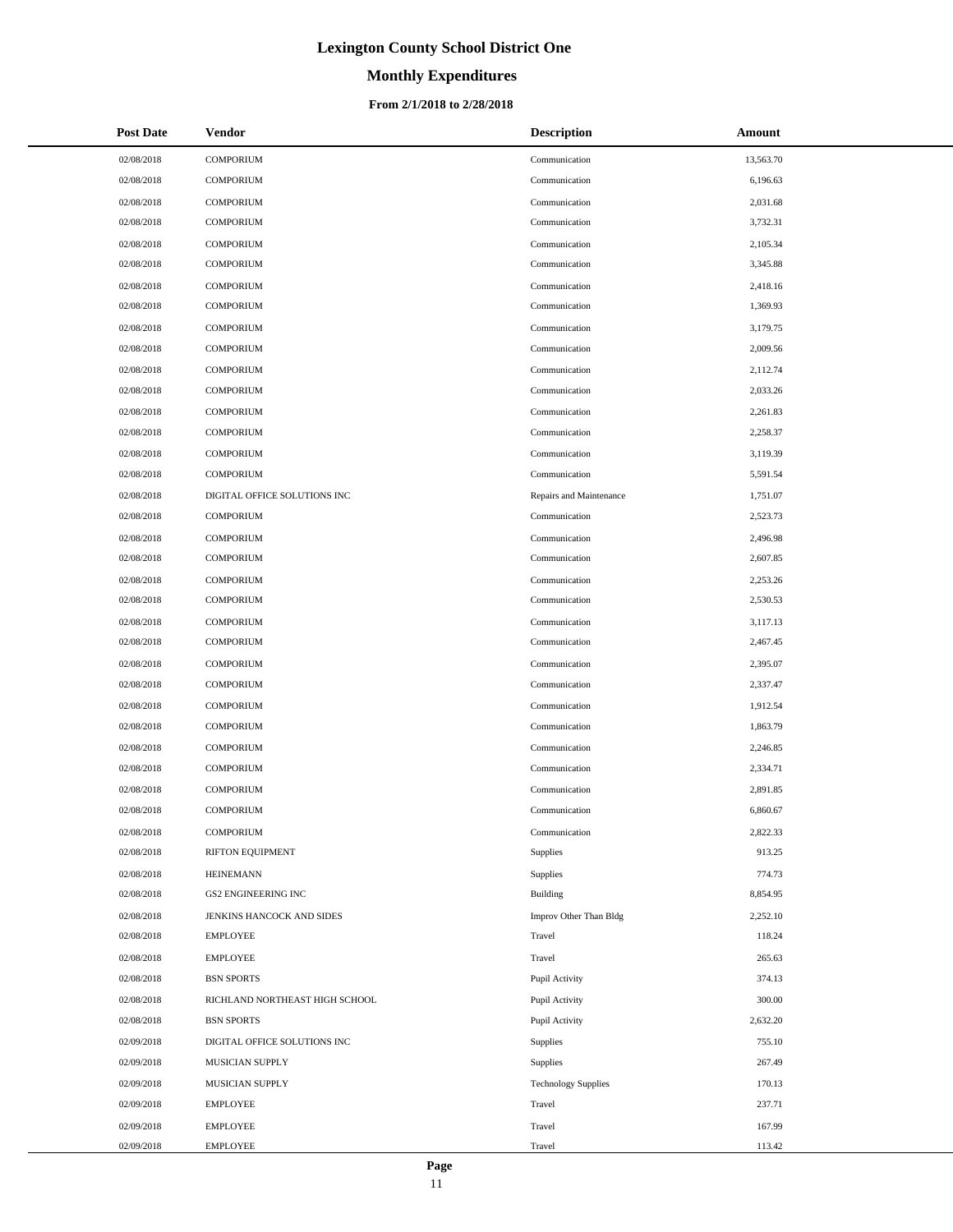# Lexington County School District One

## Monthly Expenditures

### From 2/1/2018 to 2/28/2018

| Post Date | Vendor | Description | Amount |
|---|---|---|---|
| 02/08/2018 | COMPORIUM | Communication | 13,563.70 |
| 02/08/2018 | COMPORIUM | Communication | 6,196.63 |
| 02/08/2018 | COMPORIUM | Communication | 2,031.68 |
| 02/08/2018 | COMPORIUM | Communication | 3,732.31 |
| 02/08/2018 | COMPORIUM | Communication | 2,105.34 |
| 02/08/2018 | COMPORIUM | Communication | 3,345.88 |
| 02/08/2018 | COMPORIUM | Communication | 2,418.16 |
| 02/08/2018 | COMPORIUM | Communication | 1,369.93 |
| 02/08/2018 | COMPORIUM | Communication | 3,179.75 |
| 02/08/2018 | COMPORIUM | Communication | 2,009.56 |
| 02/08/2018 | COMPORIUM | Communication | 2,112.74 |
| 02/08/2018 | COMPORIUM | Communication | 2,033.26 |
| 02/08/2018 | COMPORIUM | Communication | 2,261.83 |
| 02/08/2018 | COMPORIUM | Communication | 2,258.37 |
| 02/08/2018 | COMPORIUM | Communication | 3,119.39 |
| 02/08/2018 | COMPORIUM | Communication | 5,591.54 |
| 02/08/2018 | DIGITAL OFFICE SOLUTIONS INC | Repairs and Maintenance | 1,751.07 |
| 02/08/2018 | COMPORIUM | Communication | 2,523.73 |
| 02/08/2018 | COMPORIUM | Communication | 2,496.98 |
| 02/08/2018 | COMPORIUM | Communication | 2,607.85 |
| 02/08/2018 | COMPORIUM | Communication | 2,253.26 |
| 02/08/2018 | COMPORIUM | Communication | 2,530.53 |
| 02/08/2018 | COMPORIUM | Communication | 3,117.13 |
| 02/08/2018 | COMPORIUM | Communication | 2,467.45 |
| 02/08/2018 | COMPORIUM | Communication | 2,395.07 |
| 02/08/2018 | COMPORIUM | Communication | 2,337.47 |
| 02/08/2018 | COMPORIUM | Communication | 1,912.54 |
| 02/08/2018 | COMPORIUM | Communication | 1,863.79 |
| 02/08/2018 | COMPORIUM | Communication | 2,246.85 |
| 02/08/2018 | COMPORIUM | Communication | 2,334.71 |
| 02/08/2018 | COMPORIUM | Communication | 2,891.85 |
| 02/08/2018 | COMPORIUM | Communication | 6,860.67 |
| 02/08/2018 | COMPORIUM | Communication | 2,822.33 |
| 02/08/2018 | RIFTON EQUIPMENT | Supplies | 913.25 |
| 02/08/2018 | HEINEMANN | Supplies | 774.73 |
| 02/08/2018 | GS2 ENGINEERING INC | Building | 8,854.95 |
| 02/08/2018 | JENKINS HANCOCK AND SIDES | Improv Other Than Bldg | 2,252.10 |
| 02/08/2018 | EMPLOYEE | Travel | 118.24 |
| 02/08/2018 | EMPLOYEE | Travel | 265.63 |
| 02/08/2018 | BSN SPORTS | Pupil Activity | 374.13 |
| 02/08/2018 | RICHLAND NORTHEAST HIGH SCHOOL | Pupil Activity | 300.00 |
| 02/08/2018 | BSN SPORTS | Pupil Activity | 2,632.20 |
| 02/09/2018 | DIGITAL OFFICE SOLUTIONS INC | Supplies | 755.10 |
| 02/09/2018 | MUSICIAN SUPPLY | Supplies | 267.49 |
| 02/09/2018 | MUSICIAN SUPPLY | Technology Supplies | 170.13 |
| 02/09/2018 | EMPLOYEE | Travel | 237.71 |
| 02/09/2018 | EMPLOYEE | Travel | 167.99 |
| 02/09/2018 | EMPLOYEE | Travel | 113.42 |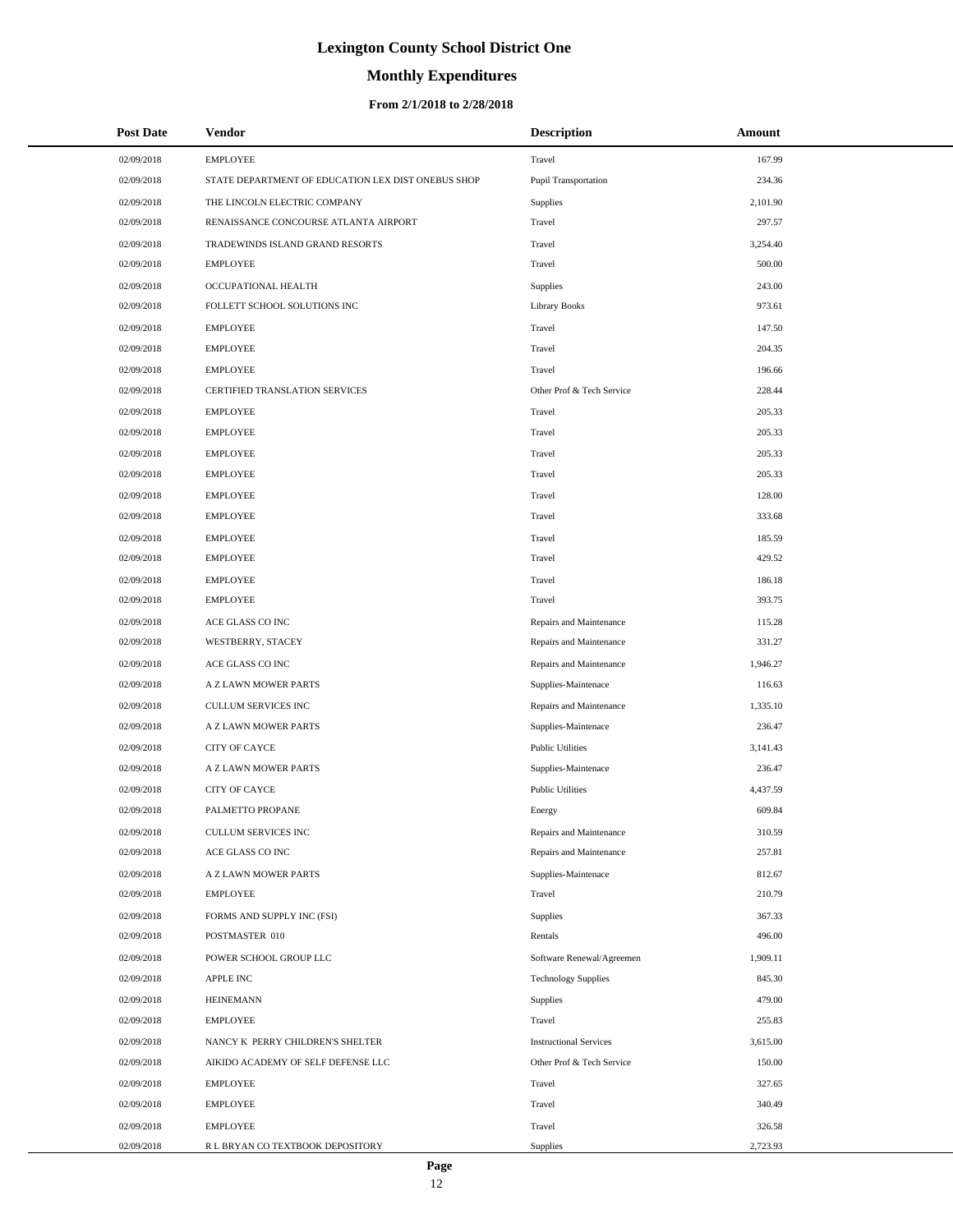# Lexington County School District One

## Monthly Expenditures

### From 2/1/2018 to 2/28/2018

| Post Date | Vendor | Description | Amount |
|---|---|---|---|
| 02/09/2018 | EMPLOYEE | Travel | 167.99 |
| 02/09/2018 | STATE DEPARTMENT OF EDUCATION LEX DIST ONEBUS SHOP | Pupil Transportation | 234.36 |
| 02/09/2018 | THE LINCOLN ELECTRIC COMPANY | Supplies | 2,101.90 |
| 02/09/2018 | RENAISSANCE CONCOURSE ATLANTA AIRPORT | Travel | 297.57 |
| 02/09/2018 | TRADEWINDS ISLAND GRAND RESORTS | Travel | 3,254.40 |
| 02/09/2018 | EMPLOYEE | Travel | 500.00 |
| 02/09/2018 | OCCUPATIONAL HEALTH | Supplies | 243.00 |
| 02/09/2018 | FOLLETT SCHOOL SOLUTIONS INC | Library Books | 973.61 |
| 02/09/2018 | EMPLOYEE | Travel | 147.50 |
| 02/09/2018 | EMPLOYEE | Travel | 204.35 |
| 02/09/2018 | EMPLOYEE | Travel | 196.66 |
| 02/09/2018 | CERTIFIED TRANSLATION SERVICES | Other Prof & Tech Service | 228.44 |
| 02/09/2018 | EMPLOYEE | Travel | 205.33 |
| 02/09/2018 | EMPLOYEE | Travel | 205.33 |
| 02/09/2018 | EMPLOYEE | Travel | 205.33 |
| 02/09/2018 | EMPLOYEE | Travel | 205.33 |
| 02/09/2018 | EMPLOYEE | Travel | 128.00 |
| 02/09/2018 | EMPLOYEE | Travel | 333.68 |
| 02/09/2018 | EMPLOYEE | Travel | 185.59 |
| 02/09/2018 | EMPLOYEE | Travel | 429.52 |
| 02/09/2018 | EMPLOYEE | Travel | 186.18 |
| 02/09/2018 | EMPLOYEE | Travel | 393.75 |
| 02/09/2018 | ACE GLASS CO INC | Repairs and Maintenance | 115.28 |
| 02/09/2018 | WESTBERRY, STACEY | Repairs and Maintenance | 331.27 |
| 02/09/2018 | ACE GLASS CO INC | Repairs and Maintenance | 1,946.27 |
| 02/09/2018 | A Z LAWN MOWER PARTS | Supplies-Maintenace | 116.63 |
| 02/09/2018 | CULLUM SERVICES INC | Repairs and Maintenance | 1,335.10 |
| 02/09/2018 | A Z LAWN MOWER PARTS | Supplies-Maintenace | 236.47 |
| 02/09/2018 | CITY OF CAYCE | Public Utilities | 3,141.43 |
| 02/09/2018 | A Z LAWN MOWER PARTS | Supplies-Maintenace | 236.47 |
| 02/09/2018 | CITY OF CAYCE | Public Utilities | 4,437.59 |
| 02/09/2018 | PALMETTO PROPANE | Energy | 609.84 |
| 02/09/2018 | CULLUM SERVICES INC | Repairs and Maintenance | 310.59 |
| 02/09/2018 | ACE GLASS CO INC | Repairs and Maintenance | 257.81 |
| 02/09/2018 | A Z LAWN MOWER PARTS | Supplies-Maintenace | 812.67 |
| 02/09/2018 | EMPLOYEE | Travel | 210.79 |
| 02/09/2018 | FORMS AND SUPPLY INC (FSI) | Supplies | 367.33 |
| 02/09/2018 | POSTMASTER 010 | Rentals | 496.00 |
| 02/09/2018 | POWER SCHOOL GROUP LLC | Software Renewal/Agreemen | 1,909.11 |
| 02/09/2018 | APPLE INC | Technology Supplies | 845.30 |
| 02/09/2018 | HEINEMANN | Supplies | 479.00 |
| 02/09/2018 | EMPLOYEE | Travel | 255.83 |
| 02/09/2018 | NANCY K PERRY CHILDREN'S SHELTER | Instructional Services | 3,615.00 |
| 02/09/2018 | AIKIDO ACADEMY OF SELF DEFENSE LLC | Other Prof & Tech Service | 150.00 |
| 02/09/2018 | EMPLOYEE | Travel | 327.65 |
| 02/09/2018 | EMPLOYEE | Travel | 340.49 |
| 02/09/2018 | EMPLOYEE | Travel | 326.58 |
| 02/09/2018 | R L BRYAN CO TEXTBOOK DEPOSITORY | Supplies | 2,723.93 |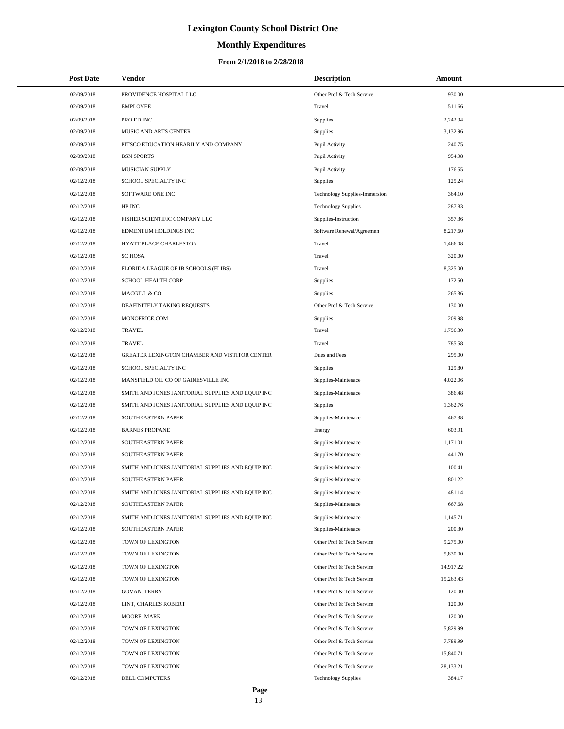# Lexington County School District One

## Monthly Expenditures

### From 2/1/2018 to 2/28/2018

| Post Date | Vendor | Description | Amount |
|---|---|---|---|
| 02/09/2018 | PROVIDENCE HOSPITAL LLC | Other Prof & Tech Service | 930.00 |
| 02/09/2018 | EMPLOYEE | Travel | 511.66 |
| 02/09/2018 | PRO ED INC | Supplies | 2,242.94 |
| 02/09/2018 | MUSIC AND ARTS CENTER | Supplies | 3,132.96 |
| 02/09/2018 | PITSCO EDUCATION HEARILY AND COMPANY | Pupil Activity | 240.75 |
| 02/09/2018 | BSN SPORTS | Pupil Activity | 954.98 |
| 02/09/2018 | MUSICIAN SUPPLY | Pupil Activity | 176.55 |
| 02/12/2018 | SCHOOL SPECIALTY INC | Supplies | 125.24 |
| 02/12/2018 | SOFTWARE ONE INC | Technology Supplies-Immersion | 364.10 |
| 02/12/2018 | HP INC | Technology Supplies | 287.83 |
| 02/12/2018 | FISHER SCIENTIFIC COMPANY LLC | Supplies-Instruction | 357.36 |
| 02/12/2018 | EDMENTUM HOLDINGS INC | Software Renewal/Agreemen | 8,217.60 |
| 02/12/2018 | HYATT PLACE CHARLESTON | Travel | 1,466.08 |
| 02/12/2018 | SC HOSA | Travel | 320.00 |
| 02/12/2018 | FLORIDA LEAGUE OF IB SCHOOLS (FLIBS) | Travel | 8,325.00 |
| 02/12/2018 | SCHOOL HEALTH CORP | Supplies | 172.50 |
| 02/12/2018 | MACGILL & CO | Supplies | 265.36 |
| 02/12/2018 | DEAFINITELY TAKING REQUESTS | Other Prof & Tech Service | 130.00 |
| 02/12/2018 | MONOPRICE.COM | Supplies | 209.98 |
| 02/12/2018 | TRAVEL | Travel | 1,796.30 |
| 02/12/2018 | TRAVEL | Travel | 785.58 |
| 02/12/2018 | GREATER LEXINGTON CHAMBER AND VISTITOR CENTER | Dues and Fees | 295.00 |
| 02/12/2018 | SCHOOL SPECIALTY INC | Supplies | 129.80 |
| 02/12/2018 | MANSFIELD OIL CO OF GAINESVILLE INC | Supplies-Maintenace | 4,022.06 |
| 02/12/2018 | SMITH AND JONES JANITORIAL SUPPLIES AND EQUIP INC | Supplies-Maintenace | 386.48 |
| 02/12/2018 | SMITH AND JONES JANITORIAL SUPPLIES AND EQUIP INC | Supplies | 1,362.76 |
| 02/12/2018 | SOUTHEASTERN PAPER | Supplies-Maintenace | 467.38 |
| 02/12/2018 | BARNES PROPANE | Energy | 603.91 |
| 02/12/2018 | SOUTHEASTERN PAPER | Supplies-Maintenace | 1,171.01 |
| 02/12/2018 | SOUTHEASTERN PAPER | Supplies-Maintenace | 441.70 |
| 02/12/2018 | SMITH AND JONES JANITORIAL SUPPLIES AND EQUIP INC | Supplies-Maintenace | 100.41 |
| 02/12/2018 | SOUTHEASTERN PAPER | Supplies-Maintenace | 801.22 |
| 02/12/2018 | SMITH AND JONES JANITORIAL SUPPLIES AND EQUIP INC | Supplies-Maintenace | 481.14 |
| 02/12/2018 | SOUTHEASTERN PAPER | Supplies-Maintenace | 667.68 |
| 02/12/2018 | SMITH AND JONES JANITORIAL SUPPLIES AND EQUIP INC | Supplies-Maintenace | 1,145.71 |
| 02/12/2018 | SOUTHEASTERN PAPER | Supplies-Maintenace | 200.30 |
| 02/12/2018 | TOWN OF LEXINGTON | Other Prof & Tech Service | 9,275.00 |
| 02/12/2018 | TOWN OF LEXINGTON | Other Prof & Tech Service | 5,830.00 |
| 02/12/2018 | TOWN OF LEXINGTON | Other Prof & Tech Service | 14,917.22 |
| 02/12/2018 | TOWN OF LEXINGTON | Other Prof & Tech Service | 15,263.43 |
| 02/12/2018 | GOVAN, TERRY | Other Prof & Tech Service | 120.00 |
| 02/12/2018 | LINT, CHARLES ROBERT | Other Prof & Tech Service | 120.00 |
| 02/12/2018 | MOORE, MARK | Other Prof & Tech Service | 120.00 |
| 02/12/2018 | TOWN OF LEXINGTON | Other Prof & Tech Service | 5,829.99 |
| 02/12/2018 | TOWN OF LEXINGTON | Other Prof & Tech Service | 7,789.99 |
| 02/12/2018 | TOWN OF LEXINGTON | Other Prof & Tech Service | 15,840.71 |
| 02/12/2018 | TOWN OF LEXINGTON | Other Prof & Tech Service | 28,133.21 |
| 02/12/2018 | DELL COMPUTERS | Technology Supplies | 384.17 |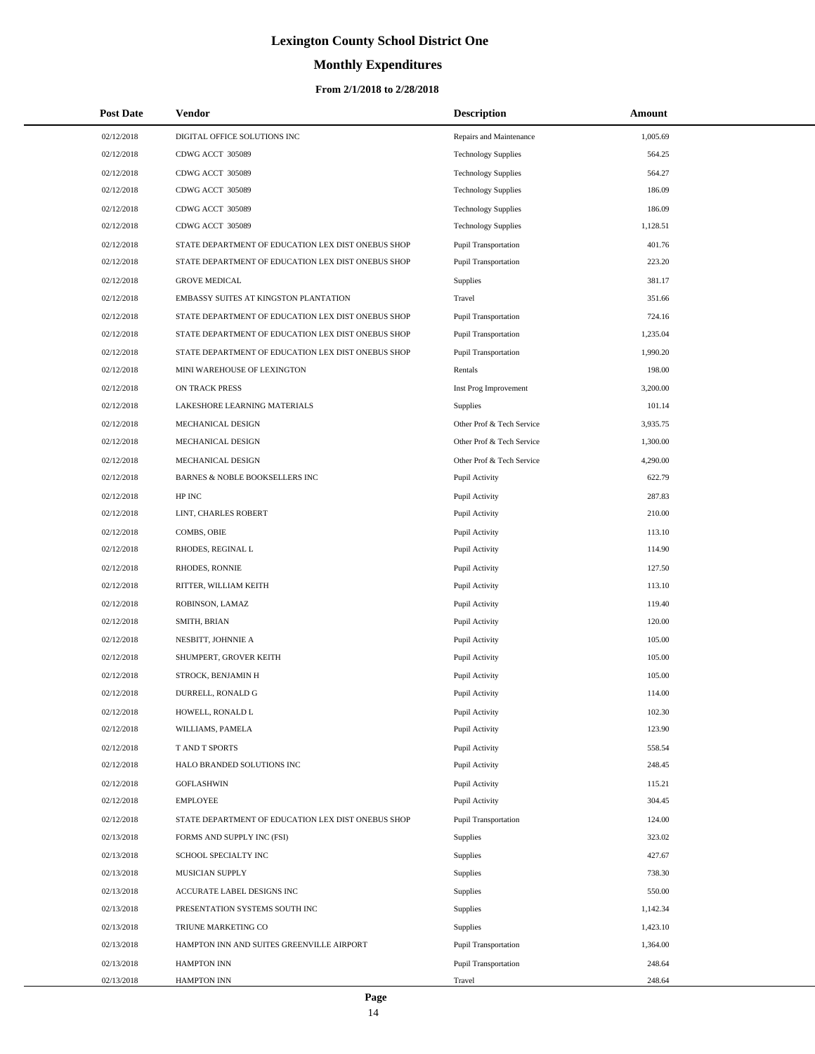# Lexington County School District One

## Monthly Expenditures

### From 2/1/2018 to 2/28/2018

| Post Date | Vendor | Description | Amount |
|---|---|---|---|
| 02/12/2018 | DIGITAL OFFICE SOLUTIONS INC | Repairs and Maintenance | 1,005.69 |
| 02/12/2018 | CDWG ACCT 305089 | Technology Supplies | 564.25 |
| 02/12/2018 | CDWG ACCT 305089 | Technology Supplies | 564.27 |
| 02/12/2018 | CDWG ACCT 305089 | Technology Supplies | 186.09 |
| 02/12/2018 | CDWG ACCT 305089 | Technology Supplies | 186.09 |
| 02/12/2018 | CDWG ACCT 305089 | Technology Supplies | 1,128.51 |
| 02/12/2018 | STATE DEPARTMENT OF EDUCATION LEX DIST ONEBUS SHOP | Pupil Transportation | 401.76 |
| 02/12/2018 | STATE DEPARTMENT OF EDUCATION LEX DIST ONEBUS SHOP | Pupil Transportation | 223.20 |
| 02/12/2018 | GROVE MEDICAL | Supplies | 381.17 |
| 02/12/2018 | EMBASSY SUITES AT KINGSTON PLANTATION | Travel | 351.66 |
| 02/12/2018 | STATE DEPARTMENT OF EDUCATION LEX DIST ONEBUS SHOP | Pupil Transportation | 724.16 |
| 02/12/2018 | STATE DEPARTMENT OF EDUCATION LEX DIST ONEBUS SHOP | Pupil Transportation | 1,235.04 |
| 02/12/2018 | STATE DEPARTMENT OF EDUCATION LEX DIST ONEBUS SHOP | Pupil Transportation | 1,990.20 |
| 02/12/2018 | MINI WAREHOUSE OF LEXINGTON | Rentals | 198.00 |
| 02/12/2018 | ON TRACK PRESS | Inst Prog Improvement | 3,200.00 |
| 02/12/2018 | LAKESHORE LEARNING MATERIALS | Supplies | 101.14 |
| 02/12/2018 | MECHANICAL DESIGN | Other Prof & Tech Service | 3,935.75 |
| 02/12/2018 | MECHANICAL DESIGN | Other Prof & Tech Service | 1,300.00 |
| 02/12/2018 | MECHANICAL DESIGN | Other Prof & Tech Service | 4,290.00 |
| 02/12/2018 | BARNES & NOBLE BOOKSELLERS INC | Pupil Activity | 622.79 |
| 02/12/2018 | HP INC | Pupil Activity | 287.83 |
| 02/12/2018 | LINT, CHARLES ROBERT | Pupil Activity | 210.00 |
| 02/12/2018 | COMBS, OBIE | Pupil Activity | 113.10 |
| 02/12/2018 | RHODES, REGINAL L | Pupil Activity | 114.90 |
| 02/12/2018 | RHODES, RONNIE | Pupil Activity | 127.50 |
| 02/12/2018 | RITTER, WILLIAM KEITH | Pupil Activity | 113.10 |
| 02/12/2018 | ROBINSON, LAMAZ | Pupil Activity | 119.40 |
| 02/12/2018 | SMITH, BRIAN | Pupil Activity | 120.00 |
| 02/12/2018 | NESBITT, JOHNNIE A | Pupil Activity | 105.00 |
| 02/12/2018 | SHUMPERT, GROVER KEITH | Pupil Activity | 105.00 |
| 02/12/2018 | STROCK, BENJAMIN H | Pupil Activity | 105.00 |
| 02/12/2018 | DURRELL, RONALD G | Pupil Activity | 114.00 |
| 02/12/2018 | HOWELL, RONALD L | Pupil Activity | 102.30 |
| 02/12/2018 | WILLIAMS, PAMELA | Pupil Activity | 123.90 |
| 02/12/2018 | T AND T SPORTS | Pupil Activity | 558.54 |
| 02/12/2018 | HALO BRANDED SOLUTIONS INC | Pupil Activity | 248.45 |
| 02/12/2018 | GOFLASHWIN | Pupil Activity | 115.21 |
| 02/12/2018 | EMPLOYEE | Pupil Activity | 304.45 |
| 02/12/2018 | STATE DEPARTMENT OF EDUCATION LEX DIST ONEBUS SHOP | Pupil Transportation | 124.00 |
| 02/13/2018 | FORMS AND SUPPLY INC (FSI) | Supplies | 323.02 |
| 02/13/2018 | SCHOOL SPECIALTY INC | Supplies | 427.67 |
| 02/13/2018 | MUSICIAN SUPPLY | Supplies | 738.30 |
| 02/13/2018 | ACCURATE LABEL DESIGNS INC | Supplies | 550.00 |
| 02/13/2018 | PRESENTATION SYSTEMS SOUTH INC | Supplies | 1,142.34 |
| 02/13/2018 | TRIUNE MARKETING CO | Supplies | 1,423.10 |
| 02/13/2018 | HAMPTON INN AND SUITES GREENVILLE AIRPORT | Pupil Transportation | 1,364.00 |
| 02/13/2018 | HAMPTON INN | Pupil Transportation | 248.64 |
| 02/13/2018 | HAMPTON INN | Travel | 248.64 |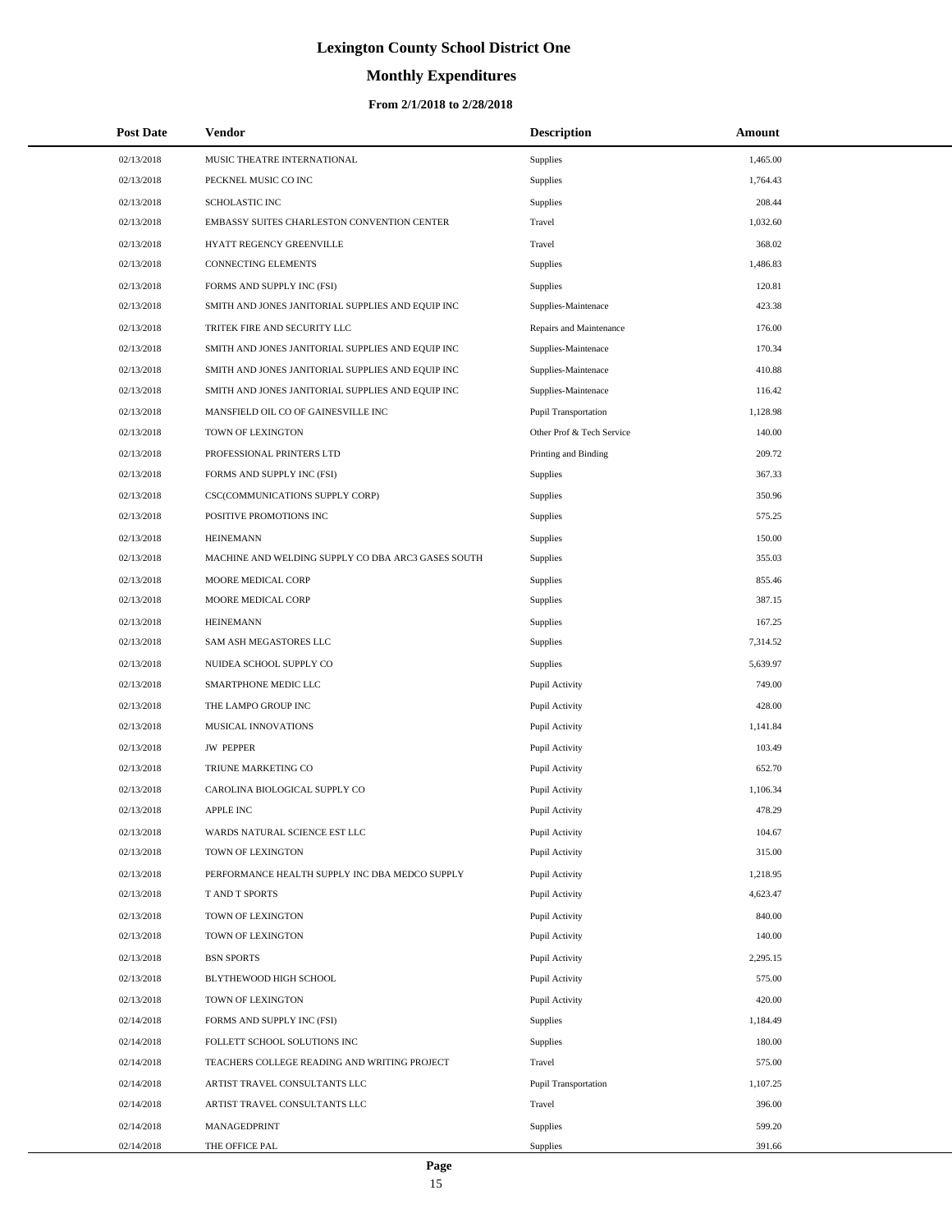# Lexington County School District One

## Monthly Expenditures

### From 2/1/2018 to 2/28/2018

| Post Date | Vendor | Description | Amount |
|---|---|---|---|
| 02/13/2018 | MUSIC THEATRE INTERNATIONAL | Supplies | 1,465.00 |
| 02/13/2018 | PECKNEL MUSIC CO INC | Supplies | 1,764.43 |
| 02/13/2018 | SCHOLASTIC INC | Supplies | 208.44 |
| 02/13/2018 | EMBASSY SUITES CHARLESTON CONVENTION CENTER | Travel | 1,032.60 |
| 02/13/2018 | HYATT REGENCY GREENVILLE | Travel | 368.02 |
| 02/13/2018 | CONNECTING ELEMENTS | Supplies | 1,486.83 |
| 02/13/2018 | FORMS AND SUPPLY INC (FSI) | Supplies | 120.81 |
| 02/13/2018 | SMITH AND JONES JANITORIAL SUPPLIES AND EQUIP INC | Supplies-Maintenace | 423.38 |
| 02/13/2018 | TRITEK FIRE AND SECURITY LLC | Repairs and Maintenance | 176.00 |
| 02/13/2018 | SMITH AND JONES JANITORIAL SUPPLIES AND EQUIP INC | Supplies-Maintenace | 170.34 |
| 02/13/2018 | SMITH AND JONES JANITORIAL SUPPLIES AND EQUIP INC | Supplies-Maintenace | 410.88 |
| 02/13/2018 | SMITH AND JONES JANITORIAL SUPPLIES AND EQUIP INC | Supplies-Maintenace | 116.42 |
| 02/13/2018 | MANSFIELD OIL CO OF GAINESVILLE INC | Pupil Transportation | 1,128.98 |
| 02/13/2018 | TOWN OF LEXINGTON | Other Prof & Tech Service | 140.00 |
| 02/13/2018 | PROFESSIONAL PRINTERS LTD | Printing and Binding | 209.72 |
| 02/13/2018 | FORMS AND SUPPLY INC (FSI) | Supplies | 367.33 |
| 02/13/2018 | CSC(COMMUNICATIONS SUPPLY CORP) | Supplies | 350.96 |
| 02/13/2018 | POSITIVE PROMOTIONS INC | Supplies | 575.25 |
| 02/13/2018 | HEINEMANN | Supplies | 150.00 |
| 02/13/2018 | MACHINE AND WELDING SUPPLY CO DBA ARC3 GASES SOUTH | Supplies | 355.03 |
| 02/13/2018 | MOORE MEDICAL CORP | Supplies | 855.46 |
| 02/13/2018 | MOORE MEDICAL CORP | Supplies | 387.15 |
| 02/13/2018 | HEINEMANN | Supplies | 167.25 |
| 02/13/2018 | SAM ASH MEGASTORES LLC | Supplies | 7,314.52 |
| 02/13/2018 | NUIDEA SCHOOL SUPPLY CO | Supplies | 5,639.97 |
| 02/13/2018 | SMARTPHONE MEDIC LLC | Pupil Activity | 749.00 |
| 02/13/2018 | THE LAMPO GROUP INC | Pupil Activity | 428.00 |
| 02/13/2018 | MUSICAL INNOVATIONS | Pupil Activity | 1,141.84 |
| 02/13/2018 | JW PEPPER | Pupil Activity | 103.49 |
| 02/13/2018 | TRIUNE MARKETING CO | Pupil Activity | 652.70 |
| 02/13/2018 | CAROLINA BIOLOGICAL SUPPLY CO | Pupil Activity | 1,106.34 |
| 02/13/2018 | APPLE INC | Pupil Activity | 478.29 |
| 02/13/2018 | WARDS NATURAL SCIENCE EST LLC | Pupil Activity | 104.67 |
| 02/13/2018 | TOWN OF LEXINGTON | Pupil Activity | 315.00 |
| 02/13/2018 | PERFORMANCE HEALTH SUPPLY INC DBA MEDCO SUPPLY | Pupil Activity | 1,218.95 |
| 02/13/2018 | T AND T SPORTS | Pupil Activity | 4,623.47 |
| 02/13/2018 | TOWN OF LEXINGTON | Pupil Activity | 840.00 |
| 02/13/2018 | TOWN OF LEXINGTON | Pupil Activity | 140.00 |
| 02/13/2018 | BSN SPORTS | Pupil Activity | 2,295.15 |
| 02/13/2018 | BLYTHEWOOD HIGH SCHOOL | Pupil Activity | 575.00 |
| 02/13/2018 | TOWN OF LEXINGTON | Pupil Activity | 420.00 |
| 02/14/2018 | FORMS AND SUPPLY INC (FSI) | Supplies | 1,184.49 |
| 02/14/2018 | FOLLETT SCHOOL SOLUTIONS INC | Supplies | 180.00 |
| 02/14/2018 | TEACHERS COLLEGE READING AND WRITING PROJECT | Travel | 575.00 |
| 02/14/2018 | ARTIST TRAVEL CONSULTANTS LLC | Pupil Transportation | 1,107.25 |
| 02/14/2018 | ARTIST TRAVEL CONSULTANTS LLC | Travel | 396.00 |
| 02/14/2018 | MANAGEDPRINT | Supplies | 599.20 |
| 02/14/2018 | THE OFFICE PAL | Supplies | 391.66 |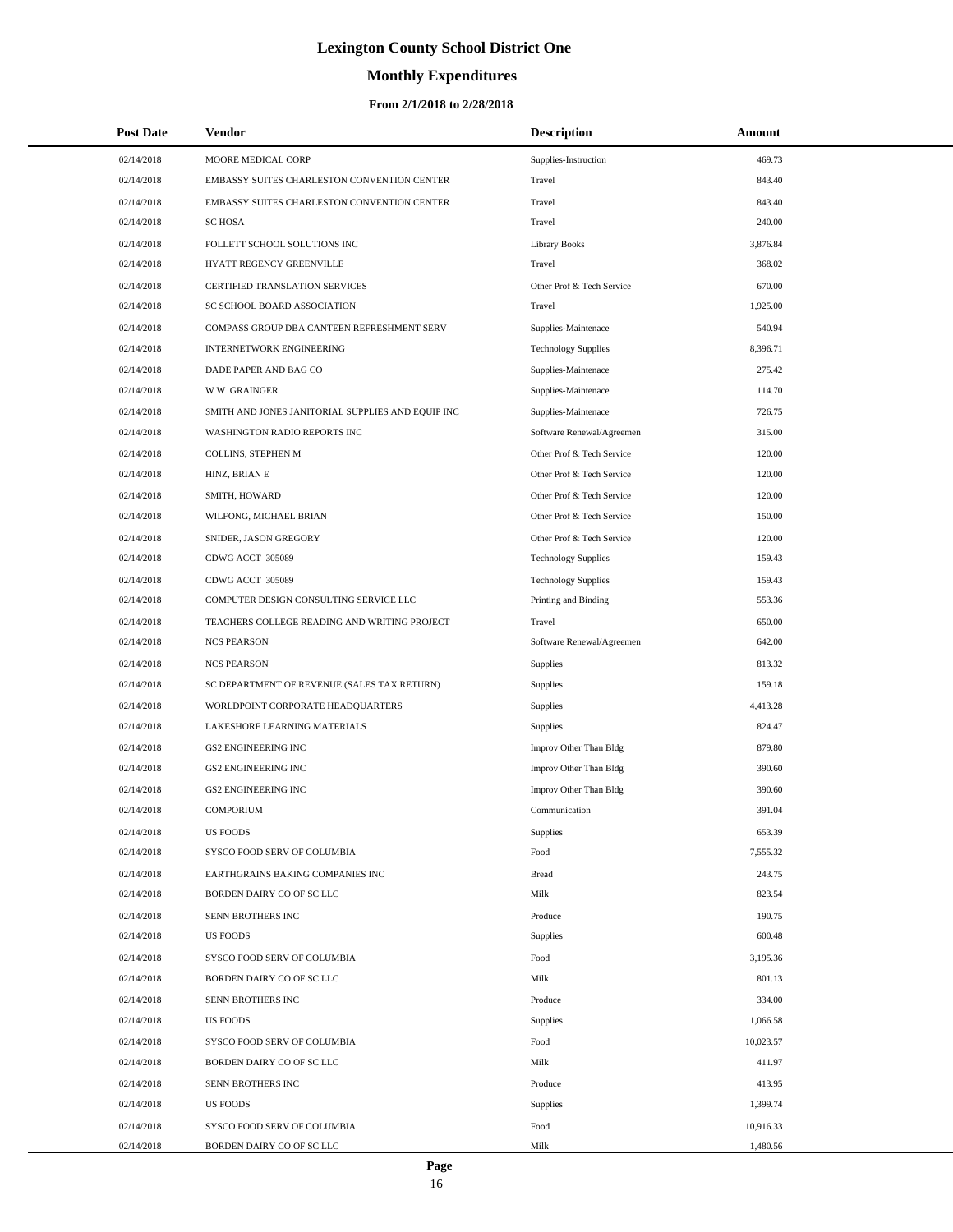# Lexington County School District One

## Monthly Expenditures

### From 2/1/2018 to 2/28/2018

| Post Date | Vendor | Description | Amount |
|---|---|---|---|
| 02/14/2018 | MOORE MEDICAL CORP | Supplies-Instruction | 469.73 |
| 02/14/2018 | EMBASSY SUITES CHARLESTON CONVENTION CENTER | Travel | 843.40 |
| 02/14/2018 | EMBASSY SUITES CHARLESTON CONVENTION CENTER | Travel | 843.40 |
| 02/14/2018 | SC HOSA | Travel | 240.00 |
| 02/14/2018 | FOLLETT SCHOOL SOLUTIONS INC | Library Books | 3,876.84 |
| 02/14/2018 | HYATT REGENCY GREENVILLE | Travel | 368.02 |
| 02/14/2018 | CERTIFIED TRANSLATION SERVICES | Other Prof & Tech Service | 670.00 |
| 02/14/2018 | SC SCHOOL BOARD ASSOCIATION | Travel | 1,925.00 |
| 02/14/2018 | COMPASS GROUP DBA CANTEEN REFRESHMENT SERV | Supplies-Maintenace | 540.94 |
| 02/14/2018 | INTERNETWORK ENGINEERING | Technology Supplies | 8,396.71 |
| 02/14/2018 | DADE PAPER AND BAG CO | Supplies-Maintenace | 275.42 |
| 02/14/2018 | W W GRAINGER | Supplies-Maintenace | 114.70 |
| 02/14/2018 | SMITH AND JONES JANITORIAL SUPPLIES AND EQUIP INC | Supplies-Maintenace | 726.75 |
| 02/14/2018 | WASHINGTON RADIO REPORTS INC | Software Renewal/Agreemen | 315.00 |
| 02/14/2018 | COLLINS, STEPHEN M | Other Prof & Tech Service | 120.00 |
| 02/14/2018 | HINZ, BRIAN E | Other Prof & Tech Service | 120.00 |
| 02/14/2018 | SMITH, HOWARD | Other Prof & Tech Service | 120.00 |
| 02/14/2018 | WILFONG, MICHAEL BRIAN | Other Prof & Tech Service | 150.00 |
| 02/14/2018 | SNIDER, JASON GREGORY | Other Prof & Tech Service | 120.00 |
| 02/14/2018 | CDWG ACCT 305089 | Technology Supplies | 159.43 |
| 02/14/2018 | CDWG ACCT 305089 | Technology Supplies | 159.43 |
| 02/14/2018 | COMPUTER DESIGN CONSULTING SERVICE LLC | Printing and Binding | 553.36 |
| 02/14/2018 | TEACHERS COLLEGE READING AND WRITING PROJECT | Travel | 650.00 |
| 02/14/2018 | NCS PEARSON | Software Renewal/Agreemen | 642.00 |
| 02/14/2018 | NCS PEARSON | Supplies | 813.32 |
| 02/14/2018 | SC DEPARTMENT OF REVENUE (SALES TAX RETURN) | Supplies | 159.18 |
| 02/14/2018 | WORLDPOINT CORPORATE HEADQUARTERS | Supplies | 4,413.28 |
| 02/14/2018 | LAKESHORE LEARNING MATERIALS | Supplies | 824.47 |
| 02/14/2018 | GS2 ENGINEERING INC | Improv Other Than Bldg | 879.80 |
| 02/14/2018 | GS2 ENGINEERING INC | Improv Other Than Bldg | 390.60 |
| 02/14/2018 | GS2 ENGINEERING INC | Improv Other Than Bldg | 390.60 |
| 02/14/2018 | COMPORIUM | Communication | 391.04 |
| 02/14/2018 | US FOODS | Supplies | 653.39 |
| 02/14/2018 | SYSCO FOOD SERV OF COLUMBIA | Food | 7,555.32 |
| 02/14/2018 | EARTHGRAINS BAKING COMPANIES INC | Bread | 243.75 |
| 02/14/2018 | BORDEN DAIRY CO OF SC LLC | Milk | 823.54 |
| 02/14/2018 | SENN BROTHERS INC | Produce | 190.75 |
| 02/14/2018 | US FOODS | Supplies | 600.48 |
| 02/14/2018 | SYSCO FOOD SERV OF COLUMBIA | Food | 3,195.36 |
| 02/14/2018 | BORDEN DAIRY CO OF SC LLC | Milk | 801.13 |
| 02/14/2018 | SENN BROTHERS INC | Produce | 334.00 |
| 02/14/2018 | US FOODS | Supplies | 1,066.58 |
| 02/14/2018 | SYSCO FOOD SERV OF COLUMBIA | Food | 10,023.57 |
| 02/14/2018 | BORDEN DAIRY CO OF SC LLC | Milk | 411.97 |
| 02/14/2018 | SENN BROTHERS INC | Produce | 413.95 |
| 02/14/2018 | US FOODS | Supplies | 1,399.74 |
| 02/14/2018 | SYSCO FOOD SERV OF COLUMBIA | Food | 10,916.33 |
| 02/14/2018 | BORDEN DAIRY CO OF SC LLC | Milk | 1,480.56 |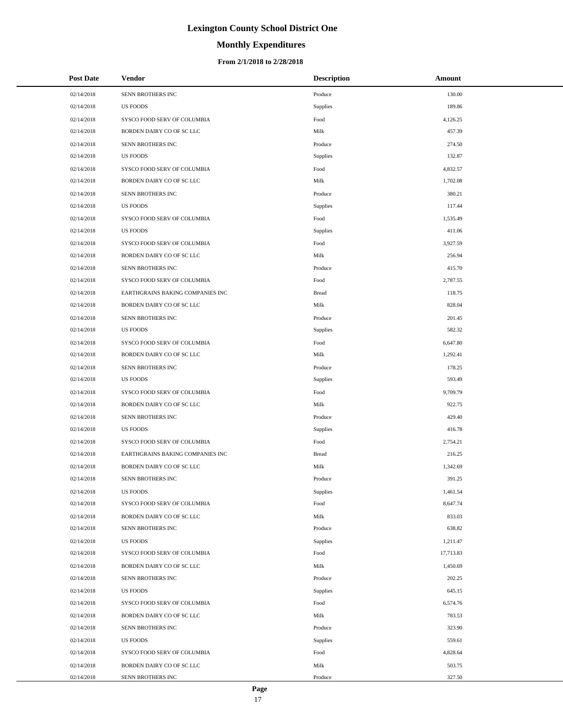# Lexington County School District One

## Monthly Expenditures

### From 2/1/2018 to 2/28/2018

| Post Date | Vendor | Description | Amount |
|---|---|---|---|
| 02/14/2018 | SENN BROTHERS INC | Produce | 130.00 |
| 02/14/2018 | US FOODS | Supplies | 189.86 |
| 02/14/2018 | SYSCO FOOD SERV OF COLUMBIA | Food | 4,126.25 |
| 02/14/2018 | BORDEN DAIRY CO OF SC LLC | Milk | 457.39 |
| 02/14/2018 | SENN BROTHERS INC | Produce | 274.50 |
| 02/14/2018 | US FOODS | Supplies | 132.87 |
| 02/14/2018 | SYSCO FOOD SERV OF COLUMBIA | Food | 4,832.57 |
| 02/14/2018 | BORDEN DAIRY CO OF SC LLC | Milk | 1,702.08 |
| 02/14/2018 | SENN BROTHERS INC | Produce | 380.21 |
| 02/14/2018 | US FOODS | Supplies | 117.44 |
| 02/14/2018 | SYSCO FOOD SERV OF COLUMBIA | Food | 1,535.49 |
| 02/14/2018 | US FOODS | Supplies | 411.06 |
| 02/14/2018 | SYSCO FOOD SERV OF COLUMBIA | Food | 3,927.59 |
| 02/14/2018 | BORDEN DAIRY CO OF SC LLC | Milk | 256.94 |
| 02/14/2018 | SENN BROTHERS INC | Produce | 415.70 |
| 02/14/2018 | SYSCO FOOD SERV OF COLUMBIA | Food | 2,787.55 |
| 02/14/2018 | EARTHGRAINS BAKING COMPANIES INC | Bread | 118.75 |
| 02/14/2018 | BORDEN DAIRY CO OF SC LLC | Milk | 828.04 |
| 02/14/2018 | SENN BROTHERS INC | Produce | 201.45 |
| 02/14/2018 | US FOODS | Supplies | 582.32 |
| 02/14/2018 | SYSCO FOOD SERV OF COLUMBIA | Food | 6,647.80 |
| 02/14/2018 | BORDEN DAIRY CO OF SC LLC | Milk | 1,292.41 |
| 02/14/2018 | SENN BROTHERS INC | Produce | 178.25 |
| 02/14/2018 | US FOODS | Supplies | 593.49 |
| 02/14/2018 | SYSCO FOOD SERV OF COLUMBIA | Food | 9,709.79 |
| 02/14/2018 | BORDEN DAIRY CO OF SC LLC | Milk | 922.75 |
| 02/14/2018 | SENN BROTHERS INC | Produce | 429.40 |
| 02/14/2018 | US FOODS | Supplies | 416.78 |
| 02/14/2018 | SYSCO FOOD SERV OF COLUMBIA | Food | 2,754.21 |
| 02/14/2018 | EARTHGRAINS BAKING COMPANIES INC | Bread | 216.25 |
| 02/14/2018 | BORDEN DAIRY CO OF SC LLC | Milk | 1,342.69 |
| 02/14/2018 | SENN BROTHERS INC | Produce | 391.25 |
| 02/14/2018 | US FOODS | Supplies | 1,461.54 |
| 02/14/2018 | SYSCO FOOD SERV OF COLUMBIA | Food | 8,647.74 |
| 02/14/2018 | BORDEN DAIRY CO OF SC LLC | Milk | 833.03 |
| 02/14/2018 | SENN BROTHERS INC | Produce | 638.82 |
| 02/14/2018 | US FOODS | Supplies | 1,211.47 |
| 02/14/2018 | SYSCO FOOD SERV OF COLUMBIA | Food | 17,713.83 |
| 02/14/2018 | BORDEN DAIRY CO OF SC LLC | Milk | 1,450.69 |
| 02/14/2018 | SENN BROTHERS INC | Produce | 202.25 |
| 02/14/2018 | US FOODS | Supplies | 645.15 |
| 02/14/2018 | SYSCO FOOD SERV OF COLUMBIA | Food | 6,574.76 |
| 02/14/2018 | BORDEN DAIRY CO OF SC LLC | Milk | 783.53 |
| 02/14/2018 | SENN BROTHERS INC | Produce | 323.90 |
| 02/14/2018 | US FOODS | Supplies | 559.61 |
| 02/14/2018 | SYSCO FOOD SERV OF COLUMBIA | Food | 4,828.64 |
| 02/14/2018 | BORDEN DAIRY CO OF SC LLC | Milk | 503.75 |
| 02/14/2018 | SENN BROTHERS INC | Produce | 327.50 |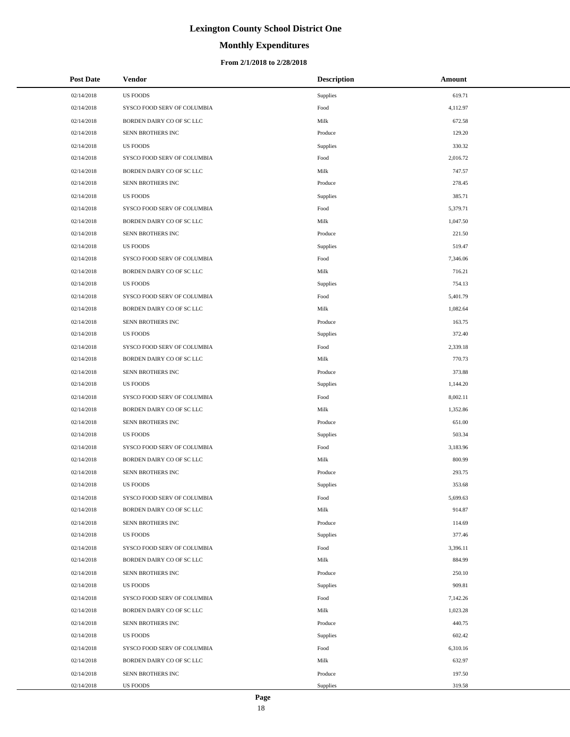# Lexington County School District One

## Monthly Expenditures

### From 2/1/2018 to 2/28/2018

| Post Date | Vendor | Description | Amount |
|---|---|---|---|
| 02/14/2018 | US FOODS | Supplies | 619.71 |
| 02/14/2018 | SYSCO FOOD SERV OF COLUMBIA | Food | 4,112.97 |
| 02/14/2018 | BORDEN DAIRY CO OF SC LLC | Milk | 672.58 |
| 02/14/2018 | SENN BROTHERS INC | Produce | 129.20 |
| 02/14/2018 | US FOODS | Supplies | 330.32 |
| 02/14/2018 | SYSCO FOOD SERV OF COLUMBIA | Food | 2,016.72 |
| 02/14/2018 | BORDEN DAIRY CO OF SC LLC | Milk | 747.57 |
| 02/14/2018 | SENN BROTHERS INC | Produce | 278.45 |
| 02/14/2018 | US FOODS | Supplies | 385.71 |
| 02/14/2018 | SYSCO FOOD SERV OF COLUMBIA | Food | 5,379.71 |
| 02/14/2018 | BORDEN DAIRY CO OF SC LLC | Milk | 1,047.50 |
| 02/14/2018 | SENN BROTHERS INC | Produce | 221.50 |
| 02/14/2018 | US FOODS | Supplies | 519.47 |
| 02/14/2018 | SYSCO FOOD SERV OF COLUMBIA | Food | 7,346.06 |
| 02/14/2018 | BORDEN DAIRY CO OF SC LLC | Milk | 716.21 |
| 02/14/2018 | US FOODS | Supplies | 754.13 |
| 02/14/2018 | SYSCO FOOD SERV OF COLUMBIA | Food | 5,401.79 |
| 02/14/2018 | BORDEN DAIRY CO OF SC LLC | Milk | 1,082.64 |
| 02/14/2018 | SENN BROTHERS INC | Produce | 163.75 |
| 02/14/2018 | US FOODS | Supplies | 372.40 |
| 02/14/2018 | SYSCO FOOD SERV OF COLUMBIA | Food | 2,339.18 |
| 02/14/2018 | BORDEN DAIRY CO OF SC LLC | Milk | 770.73 |
| 02/14/2018 | SENN BROTHERS INC | Produce | 373.88 |
| 02/14/2018 | US FOODS | Supplies | 1,144.20 |
| 02/14/2018 | SYSCO FOOD SERV OF COLUMBIA | Food | 8,002.11 |
| 02/14/2018 | BORDEN DAIRY CO OF SC LLC | Milk | 1,352.86 |
| 02/14/2018 | SENN BROTHERS INC | Produce | 651.00 |
| 02/14/2018 | US FOODS | Supplies | 503.34 |
| 02/14/2018 | SYSCO FOOD SERV OF COLUMBIA | Food | 3,183.96 |
| 02/14/2018 | BORDEN DAIRY CO OF SC LLC | Milk | 800.99 |
| 02/14/2018 | SENN BROTHERS INC | Produce | 293.75 |
| 02/14/2018 | US FOODS | Supplies | 353.68 |
| 02/14/2018 | SYSCO FOOD SERV OF COLUMBIA | Food | 5,699.63 |
| 02/14/2018 | BORDEN DAIRY CO OF SC LLC | Milk | 914.87 |
| 02/14/2018 | SENN BROTHERS INC | Produce | 114.69 |
| 02/14/2018 | US FOODS | Supplies | 377.46 |
| 02/14/2018 | SYSCO FOOD SERV OF COLUMBIA | Food | 3,396.11 |
| 02/14/2018 | BORDEN DAIRY CO OF SC LLC | Milk | 884.99 |
| 02/14/2018 | SENN BROTHERS INC | Produce | 250.10 |
| 02/14/2018 | US FOODS | Supplies | 909.81 |
| 02/14/2018 | SYSCO FOOD SERV OF COLUMBIA | Food | 7,142.26 |
| 02/14/2018 | BORDEN DAIRY CO OF SC LLC | Milk | 1,023.28 |
| 02/14/2018 | SENN BROTHERS INC | Produce | 440.75 |
| 02/14/2018 | US FOODS | Supplies | 602.42 |
| 02/14/2018 | SYSCO FOOD SERV OF COLUMBIA | Food | 6,310.16 |
| 02/14/2018 | BORDEN DAIRY CO OF SC LLC | Milk | 632.97 |
| 02/14/2018 | SENN BROTHERS INC | Produce | 197.50 |
| 02/14/2018 | US FOODS | Supplies | 319.58 |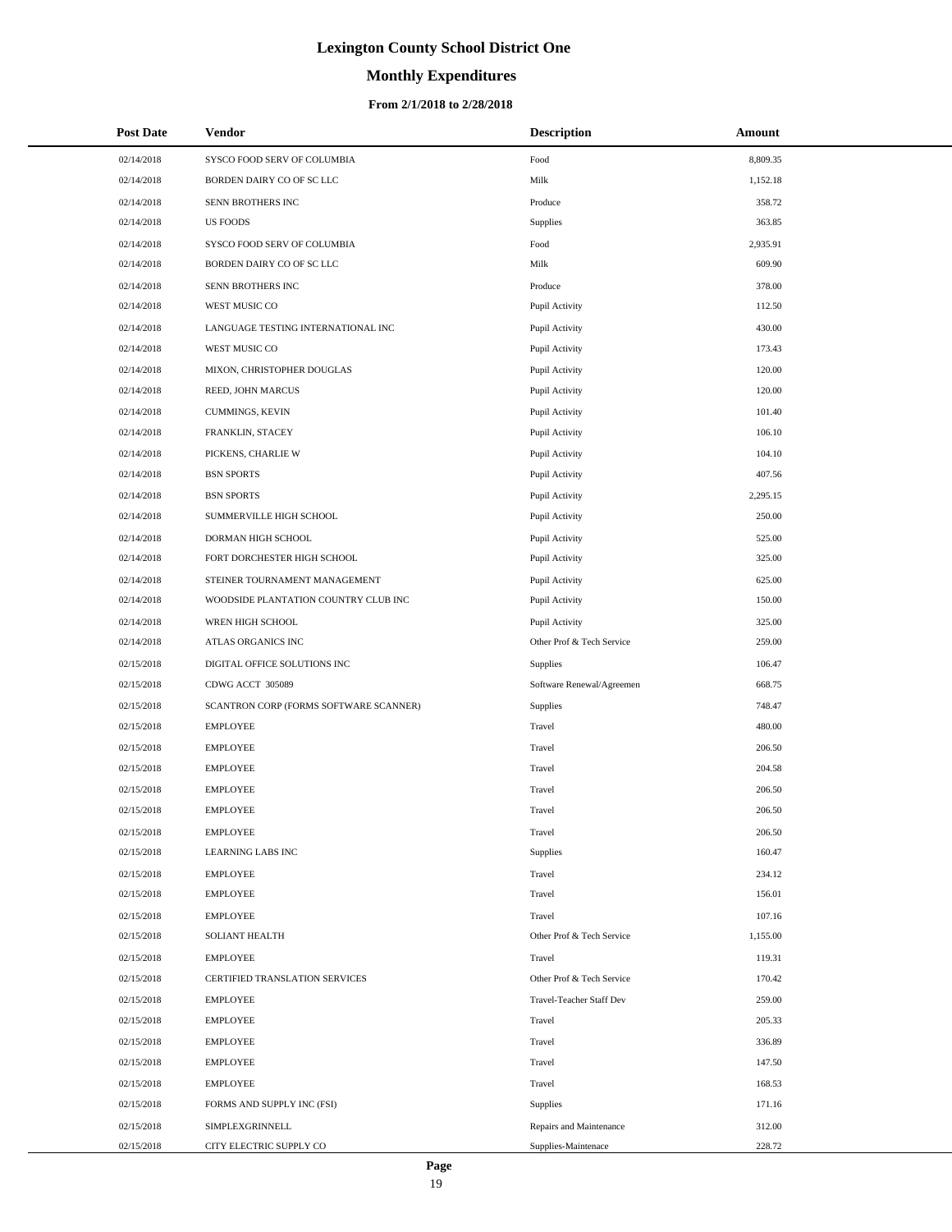# Lexington County School District One

## Monthly Expenditures

### From 2/1/2018 to 2/28/2018

| Post Date | Vendor | Description | Amount |
|---|---|---|---|
| 02/14/2018 | SYSCO FOOD SERV OF COLUMBIA | Food | 8,809.35 |
| 02/14/2018 | BORDEN DAIRY CO OF SC LLC | Milk | 1,152.18 |
| 02/14/2018 | SENN BROTHERS INC | Produce | 358.72 |
| 02/14/2018 | US FOODS | Supplies | 363.85 |
| 02/14/2018 | SYSCO FOOD SERV OF COLUMBIA | Food | 2,935.91 |
| 02/14/2018 | BORDEN DAIRY CO OF SC LLC | Milk | 609.90 |
| 02/14/2018 | SENN BROTHERS INC | Produce | 378.00 |
| 02/14/2018 | WEST MUSIC CO | Pupil Activity | 112.50 |
| 02/14/2018 | LANGUAGE TESTING INTERNATIONAL INC | Pupil Activity | 430.00 |
| 02/14/2018 | WEST MUSIC CO | Pupil Activity | 173.43 |
| 02/14/2018 | MIXON, CHRISTOPHER DOUGLAS | Pupil Activity | 120.00 |
| 02/14/2018 | REED, JOHN MARCUS | Pupil Activity | 120.00 |
| 02/14/2018 | CUMMINGS, KEVIN | Pupil Activity | 101.40 |
| 02/14/2018 | FRANKLIN, STACEY | Pupil Activity | 106.10 |
| 02/14/2018 | PICKENS, CHARLIE W | Pupil Activity | 104.10 |
| 02/14/2018 | BSN SPORTS | Pupil Activity | 407.56 |
| 02/14/2018 | BSN SPORTS | Pupil Activity | 2,295.15 |
| 02/14/2018 | SUMMERVILLE HIGH SCHOOL | Pupil Activity | 250.00 |
| 02/14/2018 | DORMAN HIGH SCHOOL | Pupil Activity | 525.00 |
| 02/14/2018 | FORT DORCHESTER HIGH SCHOOL | Pupil Activity | 325.00 |
| 02/14/2018 | STEINER TOURNAMENT MANAGEMENT | Pupil Activity | 625.00 |
| 02/14/2018 | WOODSIDE PLANTATION COUNTRY CLUB INC | Pupil Activity | 150.00 |
| 02/14/2018 | WREN HIGH SCHOOL | Pupil Activity | 325.00 |
| 02/14/2018 | ATLAS ORGANICS INC | Other Prof & Tech Service | 259.00 |
| 02/15/2018 | DIGITAL OFFICE SOLUTIONS INC | Supplies | 106.47 |
| 02/15/2018 | CDWG ACCT 305089 | Software Renewal/Agreemen | 668.75 |
| 02/15/2018 | SCANTRON CORP (FORMS SOFTWARE SCANNER) | Supplies | 748.47 |
| 02/15/2018 | EMPLOYEE | Travel | 480.00 |
| 02/15/2018 | EMPLOYEE | Travel | 206.50 |
| 02/15/2018 | EMPLOYEE | Travel | 204.58 |
| 02/15/2018 | EMPLOYEE | Travel | 206.50 |
| 02/15/2018 | EMPLOYEE | Travel | 206.50 |
| 02/15/2018 | EMPLOYEE | Travel | 206.50 |
| 02/15/2018 | LEARNING LABS INC | Supplies | 160.47 |
| 02/15/2018 | EMPLOYEE | Travel | 234.12 |
| 02/15/2018 | EMPLOYEE | Travel | 156.01 |
| 02/15/2018 | EMPLOYEE | Travel | 107.16 |
| 02/15/2018 | SOLIANT HEALTH | Other Prof & Tech Service | 1,155.00 |
| 02/15/2018 | EMPLOYEE | Travel | 119.31 |
| 02/15/2018 | CERTIFIED TRANSLATION SERVICES | Other Prof & Tech Service | 170.42 |
| 02/15/2018 | EMPLOYEE | Travel-Teacher Staff Dev | 259.00 |
| 02/15/2018 | EMPLOYEE | Travel | 205.33 |
| 02/15/2018 | EMPLOYEE | Travel | 336.89 |
| 02/15/2018 | EMPLOYEE | Travel | 147.50 |
| 02/15/2018 | EMPLOYEE | Travel | 168.53 |
| 02/15/2018 | FORMS AND SUPPLY INC (FSI) | Supplies | 171.16 |
| 02/15/2018 | SIMPLEXGRINNELL | Repairs and Maintenance | 312.00 |
| 02/15/2018 | CITY ELECTRIC SUPPLY CO | Supplies-Maintenace | 228.72 |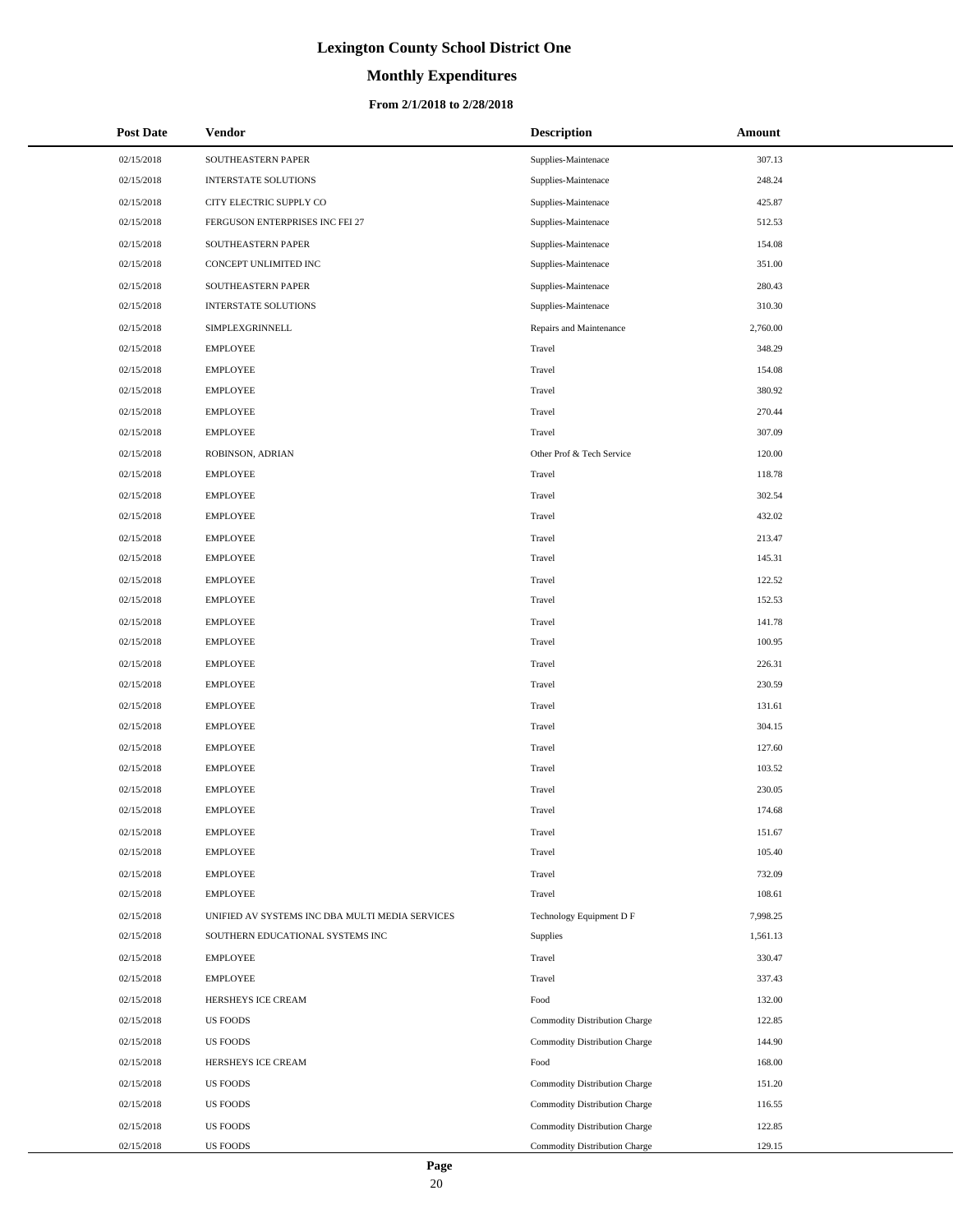# Lexington County School District One

## Monthly Expenditures

### From 2/1/2018 to 2/28/2018

| Post Date | Vendor | Description | Amount |
| --- | --- | --- | --- |
| 02/15/2018 | SOUTHEASTERN PAPER | Supplies-Maintenace | 307.13 |
| 02/15/2018 | INTERSTATE SOLUTIONS | Supplies-Maintenace | 248.24 |
| 02/15/2018 | CITY ELECTRIC SUPPLY CO | Supplies-Maintenace | 425.87 |
| 02/15/2018 | FERGUSON ENTERPRISES INC FEI 27 | Supplies-Maintenace | 512.53 |
| 02/15/2018 | SOUTHEASTERN PAPER | Supplies-Maintenace | 154.08 |
| 02/15/2018 | CONCEPT UNLIMITED INC | Supplies-Maintenace | 351.00 |
| 02/15/2018 | SOUTHEASTERN PAPER | Supplies-Maintenace | 280.43 |
| 02/15/2018 | INTERSTATE SOLUTIONS | Supplies-Maintenace | 310.30 |
| 02/15/2018 | SIMPLEXGRINNELL | Repairs and Maintenance | 2,760.00 |
| 02/15/2018 | EMPLOYEE | Travel | 348.29 |
| 02/15/2018 | EMPLOYEE | Travel | 154.08 |
| 02/15/2018 | EMPLOYEE | Travel | 380.92 |
| 02/15/2018 | EMPLOYEE | Travel | 270.44 |
| 02/15/2018 | EMPLOYEE | Travel | 307.09 |
| 02/15/2018 | ROBINSON, ADRIAN | Other Prof & Tech Service | 120.00 |
| 02/15/2018 | EMPLOYEE | Travel | 118.78 |
| 02/15/2018 | EMPLOYEE | Travel | 302.54 |
| 02/15/2018 | EMPLOYEE | Travel | 432.02 |
| 02/15/2018 | EMPLOYEE | Travel | 213.47 |
| 02/15/2018 | EMPLOYEE | Travel | 145.31 |
| 02/15/2018 | EMPLOYEE | Travel | 122.52 |
| 02/15/2018 | EMPLOYEE | Travel | 152.53 |
| 02/15/2018 | EMPLOYEE | Travel | 141.78 |
| 02/15/2018 | EMPLOYEE | Travel | 100.95 |
| 02/15/2018 | EMPLOYEE | Travel | 226.31 |
| 02/15/2018 | EMPLOYEE | Travel | 230.59 |
| 02/15/2018 | EMPLOYEE | Travel | 131.61 |
| 02/15/2018 | EMPLOYEE | Travel | 304.15 |
| 02/15/2018 | EMPLOYEE | Travel | 127.60 |
| 02/15/2018 | EMPLOYEE | Travel | 103.52 |
| 02/15/2018 | EMPLOYEE | Travel | 230.05 |
| 02/15/2018 | EMPLOYEE | Travel | 174.68 |
| 02/15/2018 | EMPLOYEE | Travel | 151.67 |
| 02/15/2018 | EMPLOYEE | Travel | 105.40 |
| 02/15/2018 | EMPLOYEE | Travel | 732.09 |
| 02/15/2018 | EMPLOYEE | Travel | 108.61 |
| 02/15/2018 | UNIFIED AV SYSTEMS INC DBA MULTI MEDIA SERVICES | Technology Equipment D F | 7,998.25 |
| 02/15/2018 | SOUTHERN EDUCATIONAL SYSTEMS INC | Supplies | 1,561.13 |
| 02/15/2018 | EMPLOYEE | Travel | 330.47 |
| 02/15/2018 | EMPLOYEE | Travel | 337.43 |
| 02/15/2018 | HERSHEYS ICE CREAM | Food | 132.00 |
| 02/15/2018 | US FOODS | Commodity Distribution Charge | 122.85 |
| 02/15/2018 | US FOODS | Commodity Distribution Charge | 144.90 |
| 02/15/2018 | HERSHEYS ICE CREAM | Food | 168.00 |
| 02/15/2018 | US FOODS | Commodity Distribution Charge | 151.20 |
| 02/15/2018 | US FOODS | Commodity Distribution Charge | 116.55 |
| 02/15/2018 | US FOODS | Commodity Distribution Charge | 122.85 |
| 02/15/2018 | US FOODS | Commodity Distribution Charge | 129.15 |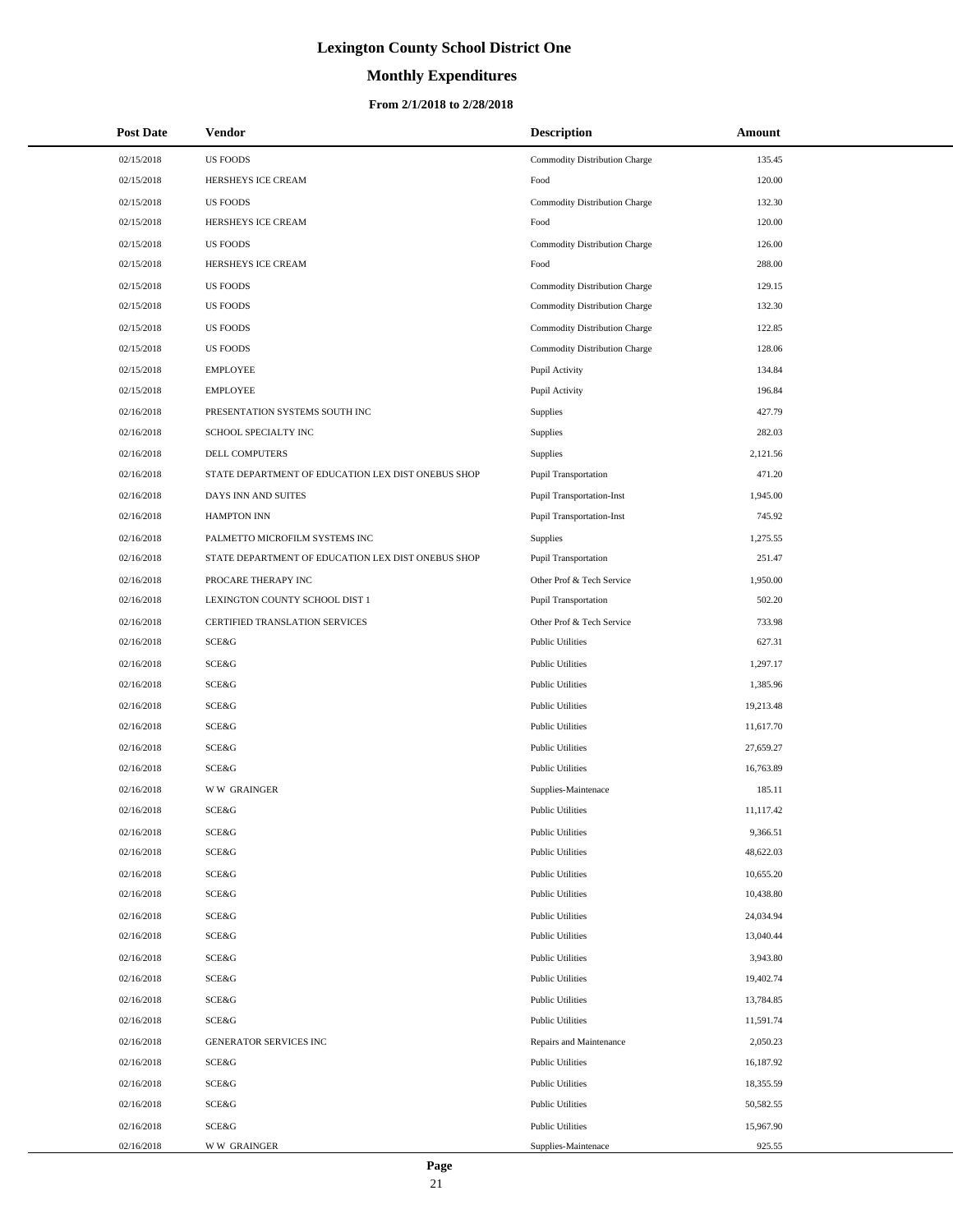# Lexington County School District One

## Monthly Expenditures

### From 2/1/2018 to 2/28/2018

| Post Date | Vendor | Description | Amount |
|---|---|---|---|
| 02/15/2018 | US FOODS | Commodity Distribution Charge | 135.45 |
| 02/15/2018 | HERSHEYS ICE CREAM | Food | 120.00 |
| 02/15/2018 | US FOODS | Commodity Distribution Charge | 132.30 |
| 02/15/2018 | HERSHEYS ICE CREAM | Food | 120.00 |
| 02/15/2018 | US FOODS | Commodity Distribution Charge | 126.00 |
| 02/15/2018 | HERSHEYS ICE CREAM | Food | 288.00 |
| 02/15/2018 | US FOODS | Commodity Distribution Charge | 129.15 |
| 02/15/2018 | US FOODS | Commodity Distribution Charge | 132.30 |
| 02/15/2018 | US FOODS | Commodity Distribution Charge | 122.85 |
| 02/15/2018 | US FOODS | Commodity Distribution Charge | 128.06 |
| 02/15/2018 | EMPLOYEE | Pupil Activity | 134.84 |
| 02/15/2018 | EMPLOYEE | Pupil Activity | 196.84 |
| 02/16/2018 | PRESENTATION SYSTEMS SOUTH INC | Supplies | 427.79 |
| 02/16/2018 | SCHOOL SPECIALTY INC | Supplies | 282.03 |
| 02/16/2018 | DELL COMPUTERS | Supplies | 2,121.56 |
| 02/16/2018 | STATE DEPARTMENT OF EDUCATION LEX DIST ONEBUS SHOP | Pupil Transportation | 471.20 |
| 02/16/2018 | DAYS INN AND SUITES | Pupil Transportation-Inst | 1,945.00 |
| 02/16/2018 | HAMPTON INN | Pupil Transportation-Inst | 745.92 |
| 02/16/2018 | PALMETTO MICROFILM SYSTEMS INC | Supplies | 1,275.55 |
| 02/16/2018 | STATE DEPARTMENT OF EDUCATION LEX DIST ONEBUS SHOP | Pupil Transportation | 251.47 |
| 02/16/2018 | PROCARE THERAPY INC | Other Prof & Tech Service | 1,950.00 |
| 02/16/2018 | LEXINGTON COUNTY SCHOOL DIST 1 | Pupil Transportation | 502.20 |
| 02/16/2018 | CERTIFIED TRANSLATION SERVICES | Other Prof & Tech Service | 733.98 |
| 02/16/2018 | SCE&G | Public Utilities | 627.31 |
| 02/16/2018 | SCE&G | Public Utilities | 1,297.17 |
| 02/16/2018 | SCE&G | Public Utilities | 1,385.96 |
| 02/16/2018 | SCE&G | Public Utilities | 19,213.48 |
| 02/16/2018 | SCE&G | Public Utilities | 11,617.70 |
| 02/16/2018 | SCE&G | Public Utilities | 27,659.27 |
| 02/16/2018 | SCE&G | Public Utilities | 16,763.89 |
| 02/16/2018 | W W GRAINGER | Supplies-Maintenace | 185.11 |
| 02/16/2018 | SCE&G | Public Utilities | 11,117.42 |
| 02/16/2018 | SCE&G | Public Utilities | 9,366.51 |
| 02/16/2018 | SCE&G | Public Utilities | 48,622.03 |
| 02/16/2018 | SCE&G | Public Utilities | 10,655.20 |
| 02/16/2018 | SCE&G | Public Utilities | 10,438.80 |
| 02/16/2018 | SCE&G | Public Utilities | 24,034.94 |
| 02/16/2018 | SCE&G | Public Utilities | 13,040.44 |
| 02/16/2018 | SCE&G | Public Utilities | 3,943.80 |
| 02/16/2018 | SCE&G | Public Utilities | 19,402.74 |
| 02/16/2018 | SCE&G | Public Utilities | 13,784.85 |
| 02/16/2018 | SCE&G | Public Utilities | 11,591.74 |
| 02/16/2018 | GENERATOR SERVICES INC | Repairs and Maintenance | 2,050.23 |
| 02/16/2018 | SCE&G | Public Utilities | 16,187.92 |
| 02/16/2018 | SCE&G | Public Utilities | 18,355.59 |
| 02/16/2018 | SCE&G | Public Utilities | 50,582.55 |
| 02/16/2018 | SCE&G | Public Utilities | 15,967.90 |
| 02/16/2018 | W W GRAINGER | Supplies-Maintenace | 925.55 |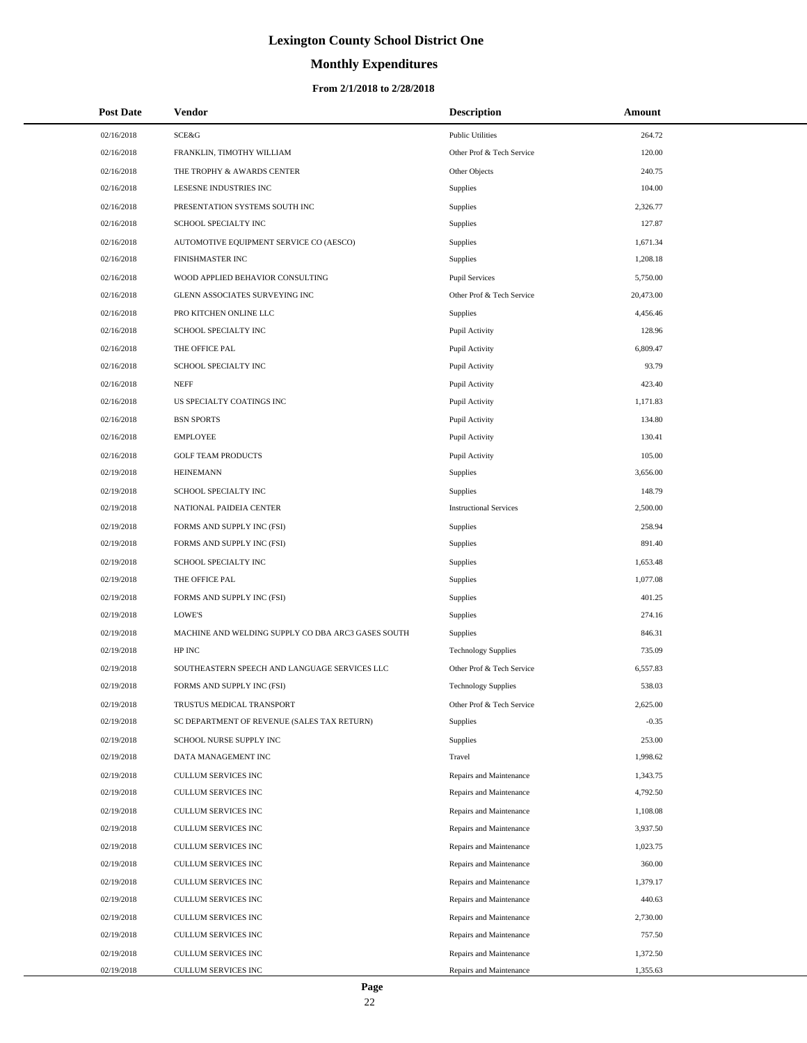# Lexington County School District One

## Monthly Expenditures

### From 2/1/2018 to 2/28/2018

| Post Date | Vendor | Description | Amount |
|---|---|---|---|
| 02/16/2018 | SCE&G | Public Utilities | 264.72 |
| 02/16/2018 | FRANKLIN, TIMOTHY WILLIAM | Other Prof & Tech Service | 120.00 |
| 02/16/2018 | THE TROPHY & AWARDS CENTER | Other Objects | 240.75 |
| 02/16/2018 | LESESNE INDUSTRIES INC | Supplies | 104.00 |
| 02/16/2018 | PRESENTATION SYSTEMS SOUTH INC | Supplies | 2,326.77 |
| 02/16/2018 | SCHOOL SPECIALTY INC | Supplies | 127.87 |
| 02/16/2018 | AUTOMOTIVE EQUIPMENT SERVICE CO (AESCO) | Supplies | 1,671.34 |
| 02/16/2018 | FINISHMASTER INC | Supplies | 1,208.18 |
| 02/16/2018 | WOOD APPLIED BEHAVIOR CONSULTING | Pupil Services | 5,750.00 |
| 02/16/2018 | GLENN ASSOCIATES SURVEYING INC | Other Prof & Tech Service | 20,473.00 |
| 02/16/2018 | PRO KITCHEN ONLINE LLC | Supplies | 4,456.46 |
| 02/16/2018 | SCHOOL SPECIALTY INC | Pupil Activity | 128.96 |
| 02/16/2018 | THE OFFICE PAL | Pupil Activity | 6,809.47 |
| 02/16/2018 | SCHOOL SPECIALTY INC | Pupil Activity | 93.79 |
| 02/16/2018 | NEFF | Pupil Activity | 423.40 |
| 02/16/2018 | US SPECIALTY COATINGS INC | Pupil Activity | 1,171.83 |
| 02/16/2018 | BSN SPORTS | Pupil Activity | 134.80 |
| 02/16/2018 | EMPLOYEE | Pupil Activity | 130.41 |
| 02/16/2018 | GOLF TEAM PRODUCTS | Pupil Activity | 105.00 |
| 02/19/2018 | HEINEMANN | Supplies | 3,656.00 |
| 02/19/2018 | SCHOOL SPECIALTY INC | Supplies | 148.79 |
| 02/19/2018 | NATIONAL PAIDEIA CENTER | Instructional Services | 2,500.00 |
| 02/19/2018 | FORMS AND SUPPLY INC (FSI) | Supplies | 258.94 |
| 02/19/2018 | FORMS AND SUPPLY INC (FSI) | Supplies | 891.40 |
| 02/19/2018 | SCHOOL SPECIALTY INC | Supplies | 1,653.48 |
| 02/19/2018 | THE OFFICE PAL | Supplies | 1,077.08 |
| 02/19/2018 | FORMS AND SUPPLY INC (FSI) | Supplies | 401.25 |
| 02/19/2018 | LOWE'S | Supplies | 274.16 |
| 02/19/2018 | MACHINE AND WELDING SUPPLY CO DBA ARC3 GASES SOUTH | Supplies | 846.31 |
| 02/19/2018 | HP INC | Technology Supplies | 735.09 |
| 02/19/2018 | SOUTHEASTERN SPEECH AND LANGUAGE SERVICES LLC | Other Prof & Tech Service | 6,557.83 |
| 02/19/2018 | FORMS AND SUPPLY INC (FSI) | Technology Supplies | 538.03 |
| 02/19/2018 | TRUSTUS MEDICAL TRANSPORT | Other Prof & Tech Service | 2,625.00 |
| 02/19/2018 | SC DEPARTMENT OF REVENUE (SALES TAX RETURN) | Supplies | -0.35 |
| 02/19/2018 | SCHOOL NURSE SUPPLY INC | Supplies | 253.00 |
| 02/19/2018 | DATA MANAGEMENT INC | Travel | 1,998.62 |
| 02/19/2018 | CULLUM SERVICES INC | Repairs and Maintenance | 1,343.75 |
| 02/19/2018 | CULLUM SERVICES INC | Repairs and Maintenance | 4,792.50 |
| 02/19/2018 | CULLUM SERVICES INC | Repairs and Maintenance | 1,108.08 |
| 02/19/2018 | CULLUM SERVICES INC | Repairs and Maintenance | 3,937.50 |
| 02/19/2018 | CULLUM SERVICES INC | Repairs and Maintenance | 1,023.75 |
| 02/19/2018 | CULLUM SERVICES INC | Repairs and Maintenance | 360.00 |
| 02/19/2018 | CULLUM SERVICES INC | Repairs and Maintenance | 1,379.17 |
| 02/19/2018 | CULLUM SERVICES INC | Repairs and Maintenance | 440.63 |
| 02/19/2018 | CULLUM SERVICES INC | Repairs and Maintenance | 2,730.00 |
| 02/19/2018 | CULLUM SERVICES INC | Repairs and Maintenance | 757.50 |
| 02/19/2018 | CULLUM SERVICES INC | Repairs and Maintenance | 1,372.50 |
| 02/19/2018 | CULLUM SERVICES INC | Repairs and Maintenance | 1,355.63 |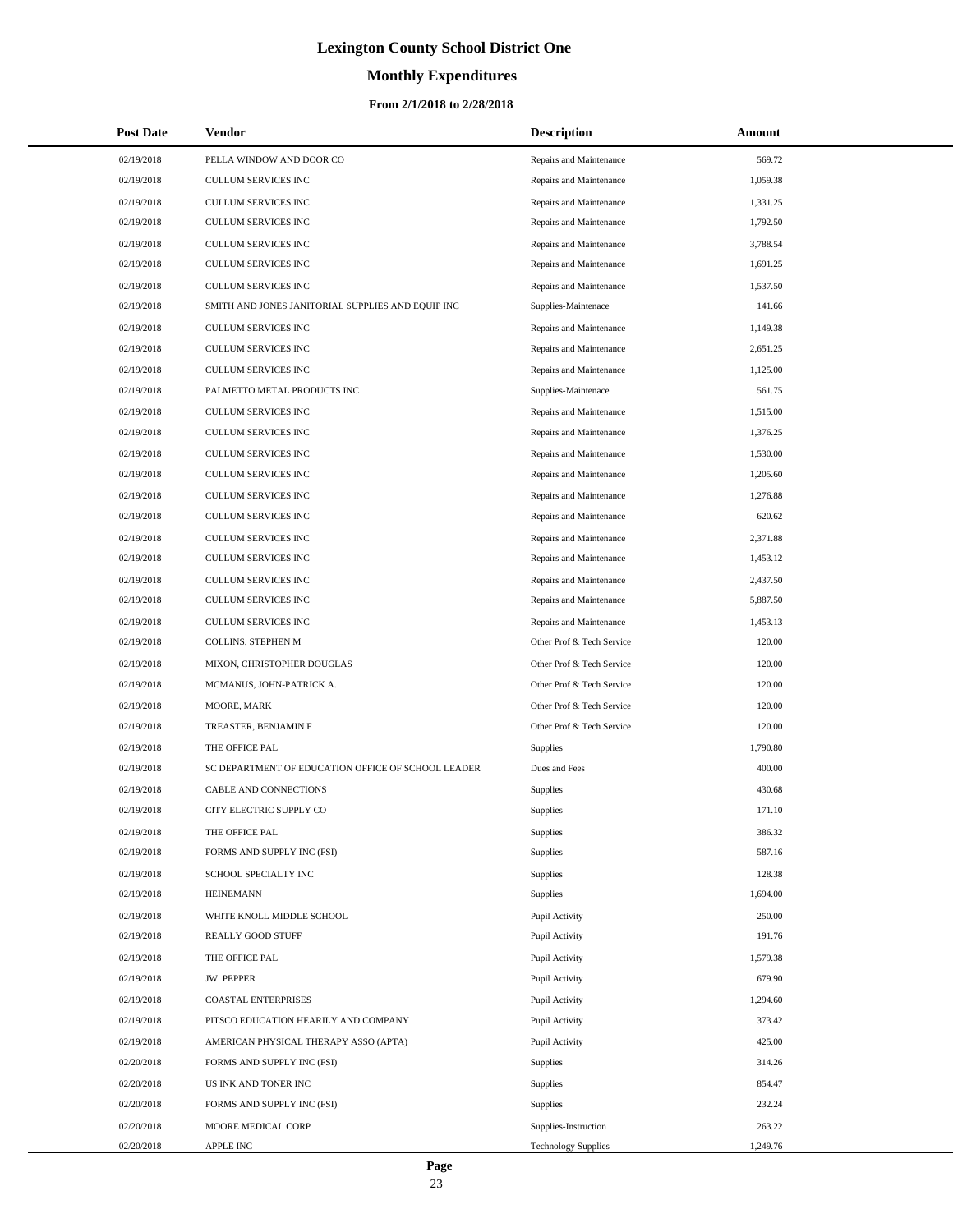# Lexington County School District One

## Monthly Expenditures

### From 2/1/2018 to 2/28/2018

| Post Date | Vendor | Description | Amount |
|---|---|---|---|
| 02/19/2018 | PELLA WINDOW AND DOOR CO | Repairs and Maintenance | 569.72 |
| 02/19/2018 | CULLUM SERVICES INC | Repairs and Maintenance | 1,059.38 |
| 02/19/2018 | CULLUM SERVICES INC | Repairs and Maintenance | 1,331.25 |
| 02/19/2018 | CULLUM SERVICES INC | Repairs and Maintenance | 1,792.50 |
| 02/19/2018 | CULLUM SERVICES INC | Repairs and Maintenance | 3,788.54 |
| 02/19/2018 | CULLUM SERVICES INC | Repairs and Maintenance | 1,691.25 |
| 02/19/2018 | CULLUM SERVICES INC | Repairs and Maintenance | 1,537.50 |
| 02/19/2018 | SMITH AND JONES JANITORIAL SUPPLIES AND EQUIP INC | Supplies-Maintenace | 141.66 |
| 02/19/2018 | CULLUM SERVICES INC | Repairs and Maintenance | 1,149.38 |
| 02/19/2018 | CULLUM SERVICES INC | Repairs and Maintenance | 2,651.25 |
| 02/19/2018 | CULLUM SERVICES INC | Repairs and Maintenance | 1,125.00 |
| 02/19/2018 | PALMETTO METAL PRODUCTS INC | Supplies-Maintenace | 561.75 |
| 02/19/2018 | CULLUM SERVICES INC | Repairs and Maintenance | 1,515.00 |
| 02/19/2018 | CULLUM SERVICES INC | Repairs and Maintenance | 1,376.25 |
| 02/19/2018 | CULLUM SERVICES INC | Repairs and Maintenance | 1,530.00 |
| 02/19/2018 | CULLUM SERVICES INC | Repairs and Maintenance | 1,205.60 |
| 02/19/2018 | CULLUM SERVICES INC | Repairs and Maintenance | 1,276.88 |
| 02/19/2018 | CULLUM SERVICES INC | Repairs and Maintenance | 620.62 |
| 02/19/2018 | CULLUM SERVICES INC | Repairs and Maintenance | 2,371.88 |
| 02/19/2018 | CULLUM SERVICES INC | Repairs and Maintenance | 1,453.12 |
| 02/19/2018 | CULLUM SERVICES INC | Repairs and Maintenance | 2,437.50 |
| 02/19/2018 | CULLUM SERVICES INC | Repairs and Maintenance | 5,887.50 |
| 02/19/2018 | CULLUM SERVICES INC | Repairs and Maintenance | 1,453.13 |
| 02/19/2018 | COLLINS, STEPHEN M | Other Prof & Tech Service | 120.00 |
| 02/19/2018 | MIXON, CHRISTOPHER DOUGLAS | Other Prof & Tech Service | 120.00 |
| 02/19/2018 | MCMANUS, JOHN-PATRICK A. | Other Prof & Tech Service | 120.00 |
| 02/19/2018 | MOORE, MARK | Other Prof & Tech Service | 120.00 |
| 02/19/2018 | TREASTER, BENJAMIN F | Other Prof & Tech Service | 120.00 |
| 02/19/2018 | THE OFFICE PAL | Supplies | 1,790.80 |
| 02/19/2018 | SC DEPARTMENT OF EDUCATION OFFICE OF SCHOOL LEADER | Dues and Fees | 400.00 |
| 02/19/2018 | CABLE AND CONNECTIONS | Supplies | 430.68 |
| 02/19/2018 | CITY ELECTRIC SUPPLY CO | Supplies | 171.10 |
| 02/19/2018 | THE OFFICE PAL | Supplies | 386.32 |
| 02/19/2018 | FORMS AND SUPPLY INC (FSI) | Supplies | 587.16 |
| 02/19/2018 | SCHOOL SPECIALTY INC | Supplies | 128.38 |
| 02/19/2018 | HEINEMANN | Supplies | 1,694.00 |
| 02/19/2018 | WHITE KNOLL MIDDLE SCHOOL | Pupil Activity | 250.00 |
| 02/19/2018 | REALLY GOOD STUFF | Pupil Activity | 191.76 |
| 02/19/2018 | THE OFFICE PAL | Pupil Activity | 1,579.38 |
| 02/19/2018 | JW PEPPER | Pupil Activity | 679.90 |
| 02/19/2018 | COASTAL ENTERPRISES | Pupil Activity | 1,294.60 |
| 02/19/2018 | PITSCO EDUCATION HEARILY AND COMPANY | Pupil Activity | 373.42 |
| 02/19/2018 | AMERICAN PHYSICAL THERAPY ASSO (APTA) | Pupil Activity | 425.00 |
| 02/20/2018 | FORMS AND SUPPLY INC (FSI) | Supplies | 314.26 |
| 02/20/2018 | US INK AND TONER INC | Supplies | 854.47 |
| 02/20/2018 | FORMS AND SUPPLY INC (FSI) | Supplies | 232.24 |
| 02/20/2018 | MOORE MEDICAL CORP | Supplies-Instruction | 263.22 |
| 02/20/2018 | APPLE INC | Technology Supplies | 1,249.76 |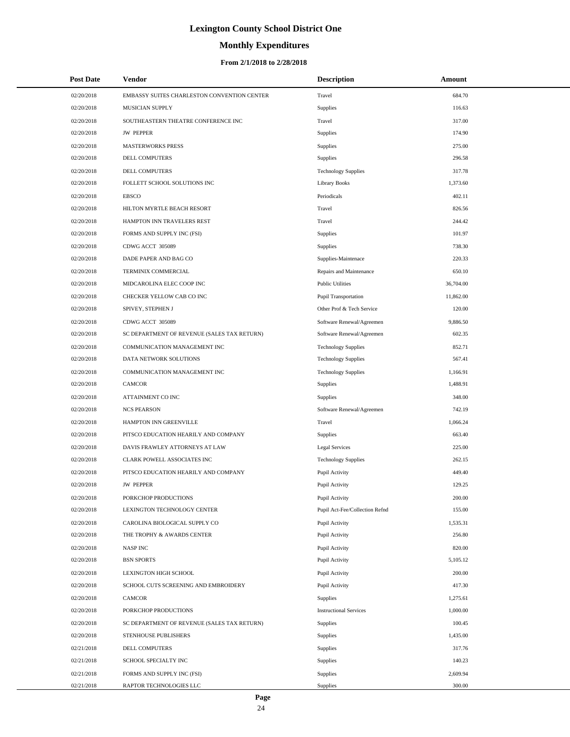# Lexington County School District One

## Monthly Expenditures

### From 2/1/2018 to 2/28/2018

| Post Date | Vendor | Description | Amount |
|---|---|---|---|
| 02/20/2018 | EMBASSY SUITES CHARLESTON CONVENTION CENTER | Travel | 684.70 |
| 02/20/2018 | MUSICIAN SUPPLY | Supplies | 116.63 |
| 02/20/2018 | SOUTHEASTERN THEATRE CONFERENCE INC | Travel | 317.00 |
| 02/20/2018 | JW PEPPER | Supplies | 174.90 |
| 02/20/2018 | MASTERWORKS PRESS | Supplies | 275.00 |
| 02/20/2018 | DELL COMPUTERS | Supplies | 296.58 |
| 02/20/2018 | DELL COMPUTERS | Technology Supplies | 317.78 |
| 02/20/2018 | FOLLETT SCHOOL SOLUTIONS INC | Library Books | 1,373.60 |
| 02/20/2018 | EBSCO | Periodicals | 402.11 |
| 02/20/2018 | HILTON MYRTLE BEACH RESORT | Travel | 826.56 |
| 02/20/2018 | HAMPTON INN TRAVELERS REST | Travel | 244.42 |
| 02/20/2018 | FORMS AND SUPPLY INC (FSI) | Supplies | 101.97 |
| 02/20/2018 | CDWG ACCT 305089 | Supplies | 738.30 |
| 02/20/2018 | DADE PAPER AND BAG CO | Supplies-Maintenace | 220.33 |
| 02/20/2018 | TERMINIX COMMERCIAL | Repairs and Maintenance | 650.10 |
| 02/20/2018 | MIDCAROLINA ELEC COOP INC | Public Utilities | 36,704.00 |
| 02/20/2018 | CHECKER YELLOW CAB CO INC | Pupil Transportation | 11,862.00 |
| 02/20/2018 | SPIVEY, STEPHEN J | Other Prof & Tech Service | 120.00 |
| 02/20/2018 | CDWG ACCT 305089 | Software Renewal/Agreemen | 9,886.50 |
| 02/20/2018 | SC DEPARTMENT OF REVENUE (SALES TAX RETURN) | Software Renewal/Agreemen | 602.35 |
| 02/20/2018 | COMMUNICATION MANAGEMENT INC | Technology Supplies | 852.71 |
| 02/20/2018 | DATA NETWORK SOLUTIONS | Technology Supplies | 567.41 |
| 02/20/2018 | COMMUNICATION MANAGEMENT INC | Technology Supplies | 1,166.91 |
| 02/20/2018 | CAMCOR | Supplies | 1,488.91 |
| 02/20/2018 | ATTAINMENT CO INC | Supplies | 348.00 |
| 02/20/2018 | NCS PEARSON | Software Renewal/Agreemen | 742.19 |
| 02/20/2018 | HAMPTON INN GREENVILLE | Travel | 1,066.24 |
| 02/20/2018 | PITSCO EDUCATION HEARILY AND COMPANY | Supplies | 663.40 |
| 02/20/2018 | DAVIS FRAWLEY ATTORNEYS AT LAW | Legal Services | 225.00 |
| 02/20/2018 | CLARK POWELL ASSOCIATES INC | Technology Supplies | 262.15 |
| 02/20/2018 | PITSCO EDUCATION HEARILY AND COMPANY | Pupil Activity | 449.40 |
| 02/20/2018 | JW PEPPER | Pupil Activity | 129.25 |
| 02/20/2018 | PORKCHOP PRODUCTIONS | Pupil Activity | 200.00 |
| 02/20/2018 | LEXINGTON TECHNOLOGY CENTER | Pupil Act-Fee/Collection Refnd | 155.00 |
| 02/20/2018 | CAROLINA BIOLOGICAL SUPPLY CO | Pupil Activity | 1,535.31 |
| 02/20/2018 | THE TROPHY & AWARDS CENTER | Pupil Activity | 256.80 |
| 02/20/2018 | NASP INC | Pupil Activity | 820.00 |
| 02/20/2018 | BSN SPORTS | Pupil Activity | 5,105.12 |
| 02/20/2018 | LEXINGTON HIGH SCHOOL | Pupil Activity | 200.00 |
| 02/20/2018 | SCHOOL CUTS SCREENING AND EMBROIDERY | Pupil Activity | 417.30 |
| 02/20/2018 | CAMCOR | Supplies | 1,275.61 |
| 02/20/2018 | PORKCHOP PRODUCTIONS | Instructional Services | 1,000.00 |
| 02/20/2018 | SC DEPARTMENT OF REVENUE (SALES TAX RETURN) | Supplies | 100.45 |
| 02/20/2018 | STENHOUSE PUBLISHERS | Supplies | 1,435.00 |
| 02/21/2018 | DELL COMPUTERS | Supplies | 317.76 |
| 02/21/2018 | SCHOOL SPECIALTY INC | Supplies | 140.23 |
| 02/21/2018 | FORMS AND SUPPLY INC (FSI) | Supplies | 2,609.94 |
| 02/21/2018 | RAPTOR TECHNOLOGIES LLC | Supplies | 300.00 |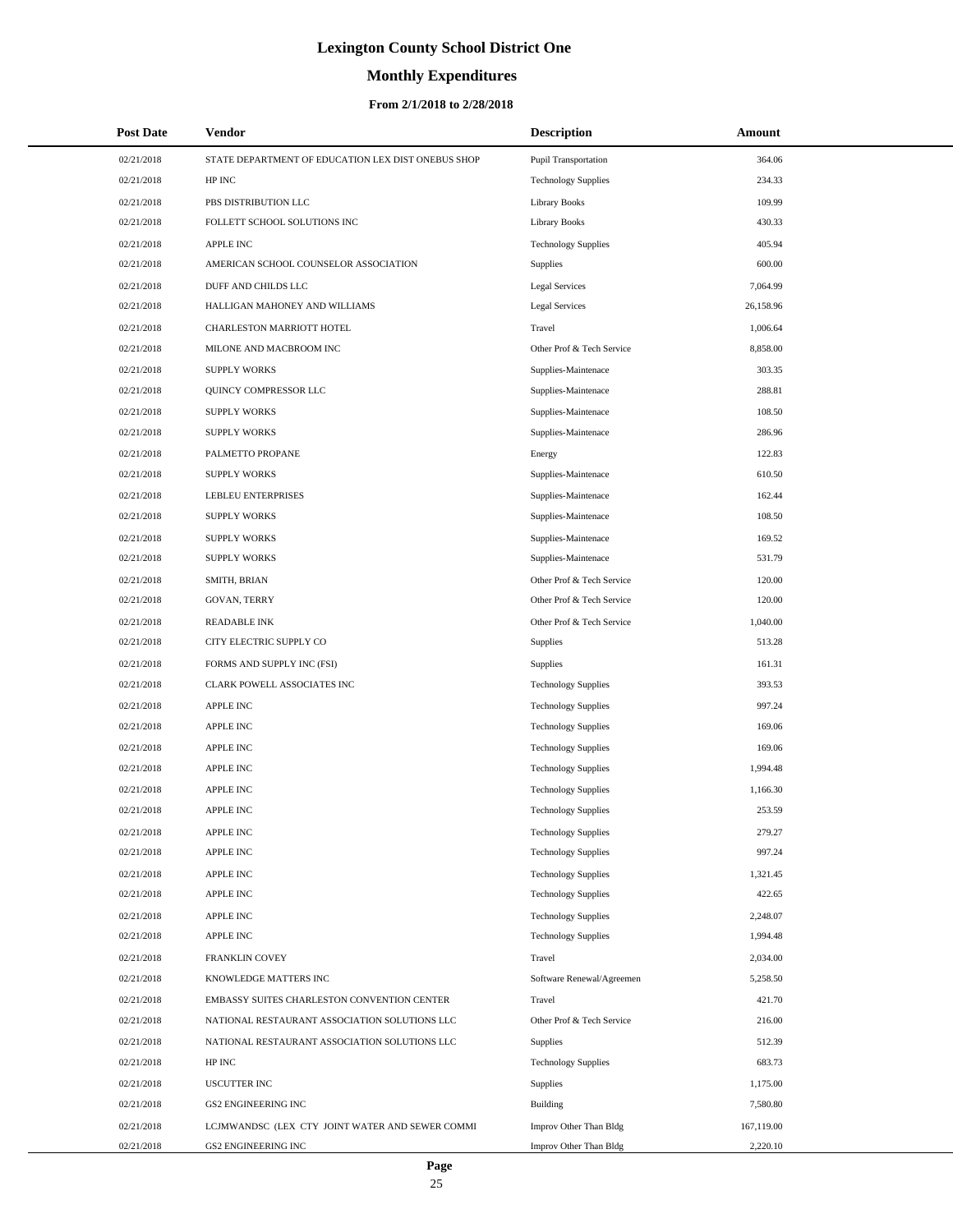# Lexington County School District One

## Monthly Expenditures

### From 2/1/2018 to 2/28/2018

| Post Date | Vendor | Description | Amount |
|---|---|---|---|
| 02/21/2018 | STATE DEPARTMENT OF EDUCATION LEX DIST ONEBUS SHOP | Pupil Transportation | 364.06 |
| 02/21/2018 | HP INC | Technology Supplies | 234.33 |
| 02/21/2018 | PBS DISTRIBUTION LLC | Library Books | 109.99 |
| 02/21/2018 | FOLLETT SCHOOL SOLUTIONS INC | Library Books | 430.33 |
| 02/21/2018 | APPLE INC | Technology Supplies | 405.94 |
| 02/21/2018 | AMERICAN SCHOOL COUNSELOR ASSOCIATION | Supplies | 600.00 |
| 02/21/2018 | DUFF AND CHILDS LLC | Legal Services | 7,064.99 |
| 02/21/2018 | HALLIGAN MAHONEY AND WILLIAMS | Legal Services | 26,158.96 |
| 02/21/2018 | CHARLESTON MARRIOTT HOTEL | Travel | 1,006.64 |
| 02/21/2018 | MILONE AND MACBROOM INC | Other Prof & Tech Service | 8,858.00 |
| 02/21/2018 | SUPPLY WORKS | Supplies-Maintenace | 303.35 |
| 02/21/2018 | QUINCY COMPRESSOR LLC | Supplies-Maintenace | 288.81 |
| 02/21/2018 | SUPPLY WORKS | Supplies-Maintenace | 108.50 |
| 02/21/2018 | SUPPLY WORKS | Supplies-Maintenace | 286.96 |
| 02/21/2018 | PALMETTO PROPANE | Energy | 122.83 |
| 02/21/2018 | SUPPLY WORKS | Supplies-Maintenace | 610.50 |
| 02/21/2018 | LEBLEU ENTERPRISES | Supplies-Maintenace | 162.44 |
| 02/21/2018 | SUPPLY WORKS | Supplies-Maintenace | 108.50 |
| 02/21/2018 | SUPPLY WORKS | Supplies-Maintenace | 169.52 |
| 02/21/2018 | SUPPLY WORKS | Supplies-Maintenace | 531.79 |
| 02/21/2018 | SMITH, BRIAN | Other Prof & Tech Service | 120.00 |
| 02/21/2018 | GOVAN, TERRY | Other Prof & Tech Service | 120.00 |
| 02/21/2018 | READABLE INK | Other Prof & Tech Service | 1,040.00 |
| 02/21/2018 | CITY ELECTRIC SUPPLY CO | Supplies | 513.28 |
| 02/21/2018 | FORMS AND SUPPLY INC (FSI) | Supplies | 161.31 |
| 02/21/2018 | CLARK POWELL ASSOCIATES INC | Technology Supplies | 393.53 |
| 02/21/2018 | APPLE INC | Technology Supplies | 997.24 |
| 02/21/2018 | APPLE INC | Technology Supplies | 169.06 |
| 02/21/2018 | APPLE INC | Technology Supplies | 169.06 |
| 02/21/2018 | APPLE INC | Technology Supplies | 1,994.48 |
| 02/21/2018 | APPLE INC | Technology Supplies | 1,166.30 |
| 02/21/2018 | APPLE INC | Technology Supplies | 253.59 |
| 02/21/2018 | APPLE INC | Technology Supplies | 279.27 |
| 02/21/2018 | APPLE INC | Technology Supplies | 997.24 |
| 02/21/2018 | APPLE INC | Technology Supplies | 1,321.45 |
| 02/21/2018 | APPLE INC | Technology Supplies | 422.65 |
| 02/21/2018 | APPLE INC | Technology Supplies | 2,248.07 |
| 02/21/2018 | APPLE INC | Technology Supplies | 1,994.48 |
| 02/21/2018 | FRANKLIN COVEY | Travel | 2,034.00 |
| 02/21/2018 | KNOWLEDGE MATTERS INC | Software Renewal/Agreemen | 5,258.50 |
| 02/21/2018 | EMBASSY SUITES CHARLESTON CONVENTION CENTER | Travel | 421.70 |
| 02/21/2018 | NATIONAL RESTAURANT ASSOCIATION SOLUTIONS LLC | Other Prof & Tech Service | 216.00 |
| 02/21/2018 | NATIONAL RESTAURANT ASSOCIATION SOLUTIONS LLC | Supplies | 512.39 |
| 02/21/2018 | HP INC | Technology Supplies | 683.73 |
| 02/21/2018 | USCUTTER INC | Supplies | 1,175.00 |
| 02/21/2018 | GS2 ENGINEERING INC | Building | 7,580.80 |
| 02/21/2018 | LCJMWANDSC (LEX CTY JOINT WATER AND SEWER COMMI | Improv Other Than Bldg | 167,119.00 |
| 02/21/2018 | GS2 ENGINEERING INC | Improv Other Than Bldg | 2,220.10 |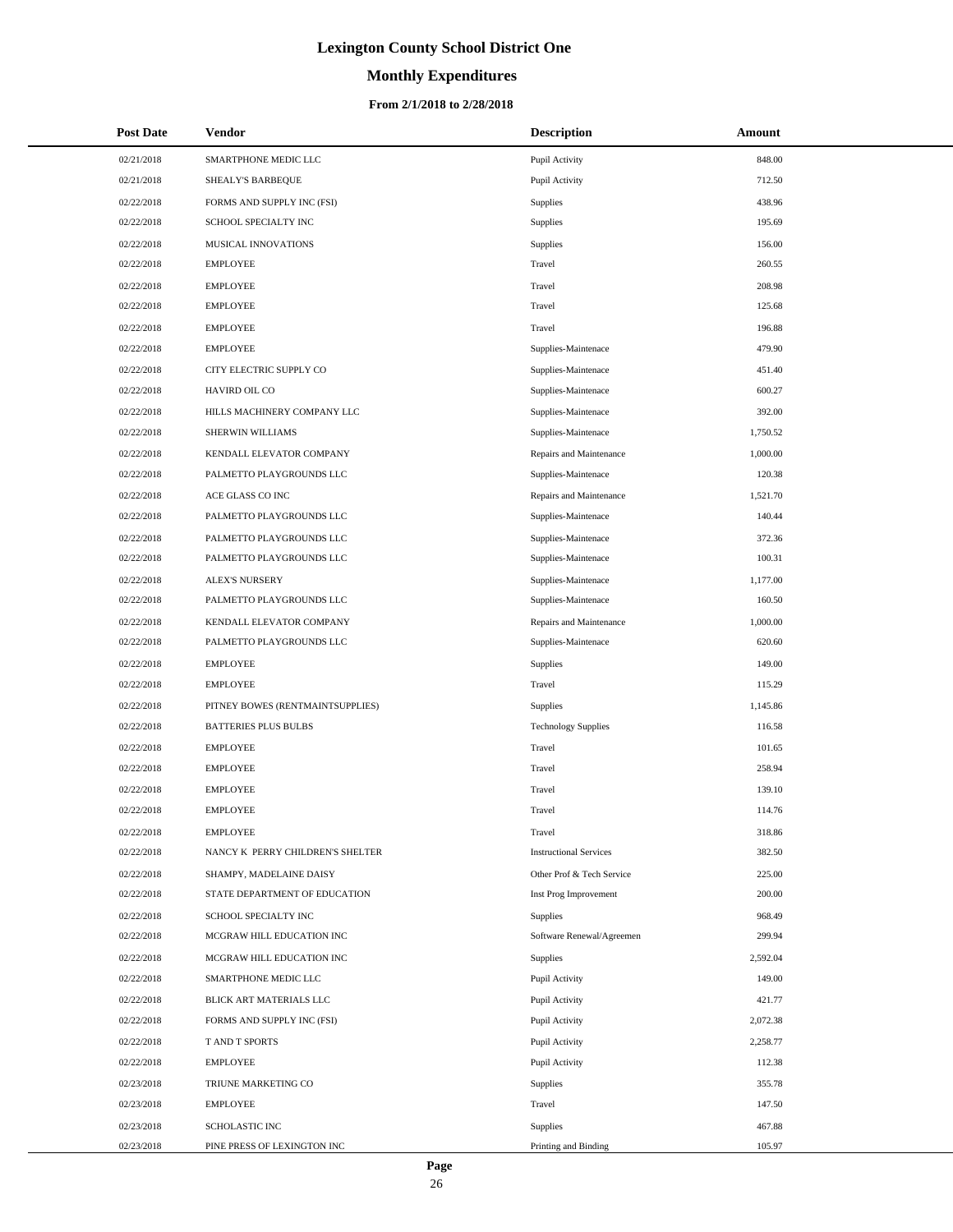# Lexington County School District One

## Monthly Expenditures

### From 2/1/2018 to 2/28/2018

| Post Date | Vendor | Description | Amount |
|---|---|---|---|
| 02/21/2018 | SMARTPHONE MEDIC LLC | Pupil Activity | 848.00 |
| 02/21/2018 | SHEALY'S BARBEQUE | Pupil Activity | 712.50 |
| 02/22/2018 | FORMS AND SUPPLY INC (FSI) | Supplies | 438.96 |
| 02/22/2018 | SCHOOL SPECIALTY INC | Supplies | 195.69 |
| 02/22/2018 | MUSICAL INNOVATIONS | Supplies | 156.00 |
| 02/22/2018 | EMPLOYEE | Travel | 260.55 |
| 02/22/2018 | EMPLOYEE | Travel | 208.98 |
| 02/22/2018 | EMPLOYEE | Travel | 125.68 |
| 02/22/2018 | EMPLOYEE | Travel | 196.88 |
| 02/22/2018 | EMPLOYEE | Supplies-Maintenace | 479.90 |
| 02/22/2018 | CITY ELECTRIC SUPPLY CO | Supplies-Maintenace | 451.40 |
| 02/22/2018 | HAVIRD OIL CO | Supplies-Maintenace | 600.27 |
| 02/22/2018 | HILLS MACHINERY COMPANY LLC | Supplies-Maintenace | 392.00 |
| 02/22/2018 | SHERWIN WILLIAMS | Supplies-Maintenace | 1,750.52 |
| 02/22/2018 | KENDALL ELEVATOR COMPANY | Repairs and Maintenance | 1,000.00 |
| 02/22/2018 | PALMETTO PLAYGROUNDS LLC | Supplies-Maintenace | 120.38 |
| 02/22/2018 | ACE GLASS CO INC | Repairs and Maintenance | 1,521.70 |
| 02/22/2018 | PALMETTO PLAYGROUNDS LLC | Supplies-Maintenace | 140.44 |
| 02/22/2018 | PALMETTO PLAYGROUNDS LLC | Supplies-Maintenace | 372.36 |
| 02/22/2018 | PALMETTO PLAYGROUNDS LLC | Supplies-Maintenace | 100.31 |
| 02/22/2018 | ALEX'S NURSERY | Supplies-Maintenace | 1,177.00 |
| 02/22/2018 | PALMETTO PLAYGROUNDS LLC | Supplies-Maintenace | 160.50 |
| 02/22/2018 | KENDALL ELEVATOR COMPANY | Repairs and Maintenance | 1,000.00 |
| 02/22/2018 | PALMETTO PLAYGROUNDS LLC | Supplies-Maintenace | 620.60 |
| 02/22/2018 | EMPLOYEE | Supplies | 149.00 |
| 02/22/2018 | EMPLOYEE | Travel | 115.29 |
| 02/22/2018 | PITNEY BOWES (RENTMAINTSUPPLIES) | Supplies | 1,145.86 |
| 02/22/2018 | BATTERIES PLUS BULBS | Technology Supplies | 116.58 |
| 02/22/2018 | EMPLOYEE | Travel | 101.65 |
| 02/22/2018 | EMPLOYEE | Travel | 258.94 |
| 02/22/2018 | EMPLOYEE | Travel | 139.10 |
| 02/22/2018 | EMPLOYEE | Travel | 114.76 |
| 02/22/2018 | EMPLOYEE | Travel | 318.86 |
| 02/22/2018 | NANCY K PERRY CHILDREN'S SHELTER | Instructional Services | 382.50 |
| 02/22/2018 | SHAMPY, MADELAINE DAISY | Other Prof & Tech Service | 225.00 |
| 02/22/2018 | STATE DEPARTMENT OF EDUCATION | Inst Prog Improvement | 200.00 |
| 02/22/2018 | SCHOOL SPECIALTY INC | Supplies | 968.49 |
| 02/22/2018 | MCGRAW HILL EDUCATION INC | Software Renewal/Agreemen | 299.94 |
| 02/22/2018 | MCGRAW HILL EDUCATION INC | Supplies | 2,592.04 |
| 02/22/2018 | SMARTPHONE MEDIC LLC | Pupil Activity | 149.00 |
| 02/22/2018 | BLICK ART MATERIALS LLC | Pupil Activity | 421.77 |
| 02/22/2018 | FORMS AND SUPPLY INC (FSI) | Pupil Activity | 2,072.38 |
| 02/22/2018 | T AND T SPORTS | Pupil Activity | 2,258.77 |
| 02/22/2018 | EMPLOYEE | Pupil Activity | 112.38 |
| 02/23/2018 | TRIUNE MARKETING CO | Supplies | 355.78 |
| 02/23/2018 | EMPLOYEE | Travel | 147.50 |
| 02/23/2018 | SCHOLASTIC INC | Supplies | 467.88 |
| 02/23/2018 | PINE PRESS OF LEXINGTON INC | Printing and Binding | 105.97 |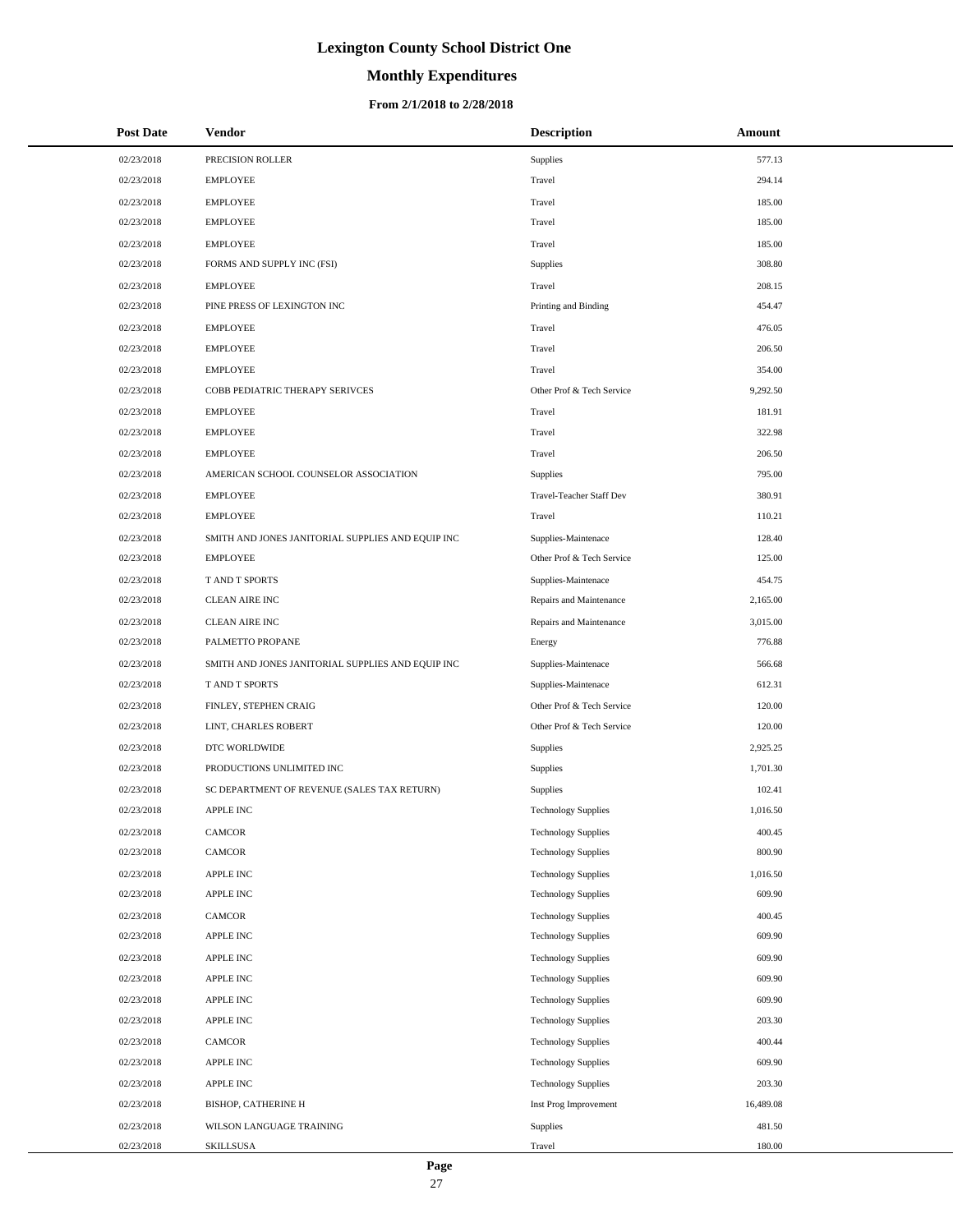# Lexington County School District One

## Monthly Expenditures

### From 2/1/2018 to 2/28/2018

| Post Date | Vendor | Description | Amount |
|---|---|---|---|
| 02/23/2018 | PRECISION ROLLER | Supplies | 577.13 |
| 02/23/2018 | EMPLOYEE | Travel | 294.14 |
| 02/23/2018 | EMPLOYEE | Travel | 185.00 |
| 02/23/2018 | EMPLOYEE | Travel | 185.00 |
| 02/23/2018 | EMPLOYEE | Travel | 185.00 |
| 02/23/2018 | FORMS AND SUPPLY INC (FSI) | Supplies | 308.80 |
| 02/23/2018 | EMPLOYEE | Travel | 208.15 |
| 02/23/2018 | PINE PRESS OF LEXINGTON INC | Printing and Binding | 454.47 |
| 02/23/2018 | EMPLOYEE | Travel | 476.05 |
| 02/23/2018 | EMPLOYEE | Travel | 206.50 |
| 02/23/2018 | EMPLOYEE | Travel | 354.00 |
| 02/23/2018 | COBB PEDIATRIC THERAPY SERIVCES | Other Prof & Tech Service | 9,292.50 |
| 02/23/2018 | EMPLOYEE | Travel | 181.91 |
| 02/23/2018 | EMPLOYEE | Travel | 322.98 |
| 02/23/2018 | EMPLOYEE | Travel | 206.50 |
| 02/23/2018 | AMERICAN SCHOOL COUNSELOR ASSOCIATION | Supplies | 795.00 |
| 02/23/2018 | EMPLOYEE | Travel-Teacher Staff Dev | 380.91 |
| 02/23/2018 | EMPLOYEE | Travel | 110.21 |
| 02/23/2018 | SMITH AND JONES JANITORIAL SUPPLIES AND EQUIP INC | Supplies-Maintenace | 128.40 |
| 02/23/2018 | EMPLOYEE | Other Prof & Tech Service | 125.00 |
| 02/23/2018 | T AND T SPORTS | Supplies-Maintenace | 454.75 |
| 02/23/2018 | CLEAN AIRE INC | Repairs and Maintenance | 2,165.00 |
| 02/23/2018 | CLEAN AIRE INC | Repairs and Maintenance | 3,015.00 |
| 02/23/2018 | PALMETTO PROPANE | Energy | 776.88 |
| 02/23/2018 | SMITH AND JONES JANITORIAL SUPPLIES AND EQUIP INC | Supplies-Maintenace | 566.68 |
| 02/23/2018 | T AND T SPORTS | Supplies-Maintenace | 612.31 |
| 02/23/2018 | FINLEY, STEPHEN CRAIG | Other Prof & Tech Service | 120.00 |
| 02/23/2018 | LINT, CHARLES ROBERT | Other Prof & Tech Service | 120.00 |
| 02/23/2018 | DTC WORLDWIDE | Supplies | 2,925.25 |
| 02/23/2018 | PRODUCTIONS UNLIMITED INC | Supplies | 1,701.30 |
| 02/23/2018 | SC DEPARTMENT OF REVENUE (SALES TAX RETURN) | Supplies | 102.41 |
| 02/23/2018 | APPLE INC | Technology Supplies | 1,016.50 |
| 02/23/2018 | CAMCOR | Technology Supplies | 400.45 |
| 02/23/2018 | CAMCOR | Technology Supplies | 800.90 |
| 02/23/2018 | APPLE INC | Technology Supplies | 1,016.50 |
| 02/23/2018 | APPLE INC | Technology Supplies | 609.90 |
| 02/23/2018 | CAMCOR | Technology Supplies | 400.45 |
| 02/23/2018 | APPLE INC | Technology Supplies | 609.90 |
| 02/23/2018 | APPLE INC | Technology Supplies | 609.90 |
| 02/23/2018 | APPLE INC | Technology Supplies | 609.90 |
| 02/23/2018 | APPLE INC | Technology Supplies | 609.90 |
| 02/23/2018 | APPLE INC | Technology Supplies | 203.30 |
| 02/23/2018 | CAMCOR | Technology Supplies | 400.44 |
| 02/23/2018 | APPLE INC | Technology Supplies | 609.90 |
| 02/23/2018 | APPLE INC | Technology Supplies | 203.30 |
| 02/23/2018 | BISHOP, CATHERINE H | Inst Prog Improvement | 16,489.08 |
| 02/23/2018 | WILSON LANGUAGE TRAINING | Supplies | 481.50 |
| 02/23/2018 | SKILLSUSA | Travel | 180.00 |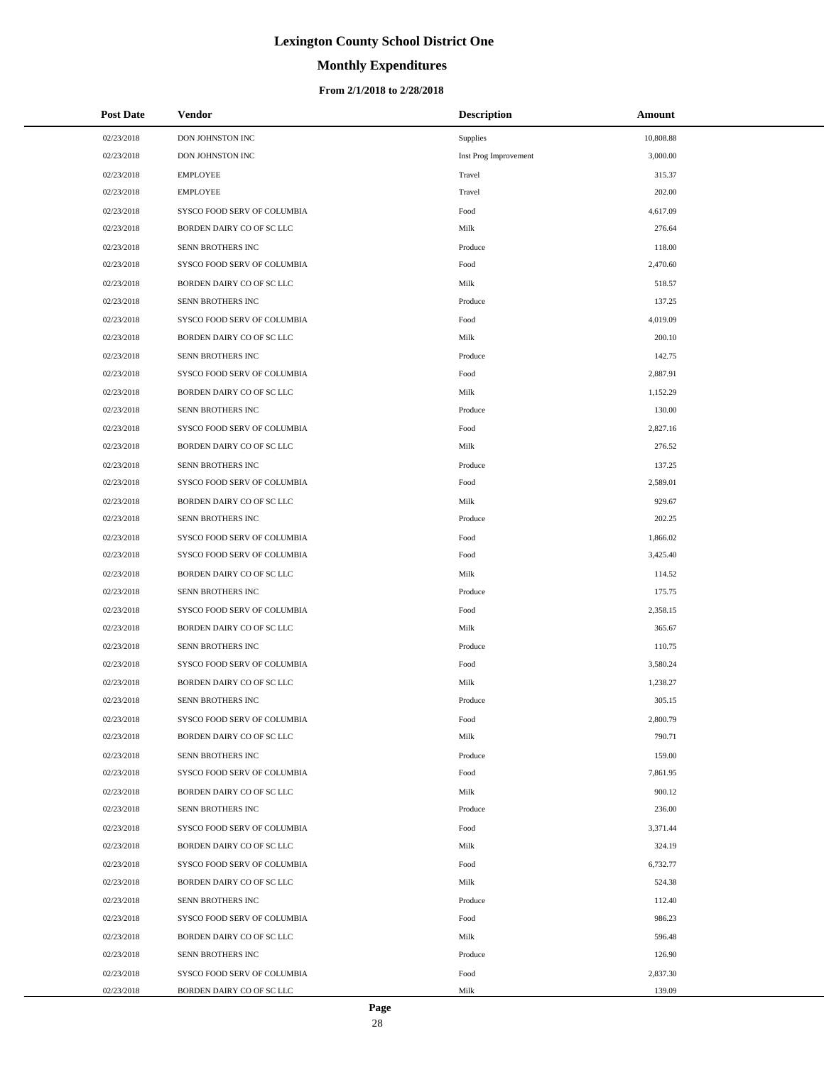# Lexington County School District One

## Monthly Expenditures

### From 2/1/2018 to 2/28/2018

| Post Date | Vendor | Description | Amount |
|---|---|---|---|
| 02/23/2018 | DON JOHNSTON INC | Supplies | 10,808.88 |
| 02/23/2018 | DON JOHNSTON INC | Inst Prog Improvement | 3,000.00 |
| 02/23/2018 | EMPLOYEE | Travel | 315.37 |
| 02/23/2018 | EMPLOYEE | Travel | 202.00 |
| 02/23/2018 | SYSCO FOOD SERV OF COLUMBIA | Food | 4,617.09 |
| 02/23/2018 | BORDEN DAIRY CO OF SC LLC | Milk | 276.64 |
| 02/23/2018 | SENN BROTHERS INC | Produce | 118.00 |
| 02/23/2018 | SYSCO FOOD SERV OF COLUMBIA | Food | 2,470.60 |
| 02/23/2018 | BORDEN DAIRY CO OF SC LLC | Milk | 518.57 |
| 02/23/2018 | SENN BROTHERS INC | Produce | 137.25 |
| 02/23/2018 | SYSCO FOOD SERV OF COLUMBIA | Food | 4,019.09 |
| 02/23/2018 | BORDEN DAIRY CO OF SC LLC | Milk | 200.10 |
| 02/23/2018 | SENN BROTHERS INC | Produce | 142.75 |
| 02/23/2018 | SYSCO FOOD SERV OF COLUMBIA | Food | 2,887.91 |
| 02/23/2018 | BORDEN DAIRY CO OF SC LLC | Milk | 1,152.29 |
| 02/23/2018 | SENN BROTHERS INC | Produce | 130.00 |
| 02/23/2018 | SYSCO FOOD SERV OF COLUMBIA | Food | 2,827.16 |
| 02/23/2018 | BORDEN DAIRY CO OF SC LLC | Milk | 276.52 |
| 02/23/2018 | SENN BROTHERS INC | Produce | 137.25 |
| 02/23/2018 | SYSCO FOOD SERV OF COLUMBIA | Food | 2,589.01 |
| 02/23/2018 | BORDEN DAIRY CO OF SC LLC | Milk | 929.67 |
| 02/23/2018 | SENN BROTHERS INC | Produce | 202.25 |
| 02/23/2018 | SYSCO FOOD SERV OF COLUMBIA | Food | 1,866.02 |
| 02/23/2018 | SYSCO FOOD SERV OF COLUMBIA | Food | 3,425.40 |
| 02/23/2018 | BORDEN DAIRY CO OF SC LLC | Milk | 114.52 |
| 02/23/2018 | SENN BROTHERS INC | Produce | 175.75 |
| 02/23/2018 | SYSCO FOOD SERV OF COLUMBIA | Food | 2,358.15 |
| 02/23/2018 | BORDEN DAIRY CO OF SC LLC | Milk | 365.67 |
| 02/23/2018 | SENN BROTHERS INC | Produce | 110.75 |
| 02/23/2018 | SYSCO FOOD SERV OF COLUMBIA | Food | 3,580.24 |
| 02/23/2018 | BORDEN DAIRY CO OF SC LLC | Milk | 1,238.27 |
| 02/23/2018 | SENN BROTHERS INC | Produce | 305.15 |
| 02/23/2018 | SYSCO FOOD SERV OF COLUMBIA | Food | 2,800.79 |
| 02/23/2018 | BORDEN DAIRY CO OF SC LLC | Milk | 790.71 |
| 02/23/2018 | SENN BROTHERS INC | Produce | 159.00 |
| 02/23/2018 | SYSCO FOOD SERV OF COLUMBIA | Food | 7,861.95 |
| 02/23/2018 | BORDEN DAIRY CO OF SC LLC | Milk | 900.12 |
| 02/23/2018 | SENN BROTHERS INC | Produce | 236.00 |
| 02/23/2018 | SYSCO FOOD SERV OF COLUMBIA | Food | 3,371.44 |
| 02/23/2018 | BORDEN DAIRY CO OF SC LLC | Milk | 324.19 |
| 02/23/2018 | SYSCO FOOD SERV OF COLUMBIA | Food | 6,732.77 |
| 02/23/2018 | BORDEN DAIRY CO OF SC LLC | Milk | 524.38 |
| 02/23/2018 | SENN BROTHERS INC | Produce | 112.40 |
| 02/23/2018 | SYSCO FOOD SERV OF COLUMBIA | Food | 986.23 |
| 02/23/2018 | BORDEN DAIRY CO OF SC LLC | Milk | 596.48 |
| 02/23/2018 | SENN BROTHERS INC | Produce | 126.90 |
| 02/23/2018 | SYSCO FOOD SERV OF COLUMBIA | Food | 2,837.30 |
| 02/23/2018 | BORDEN DAIRY CO OF SC LLC | Milk | 139.09 |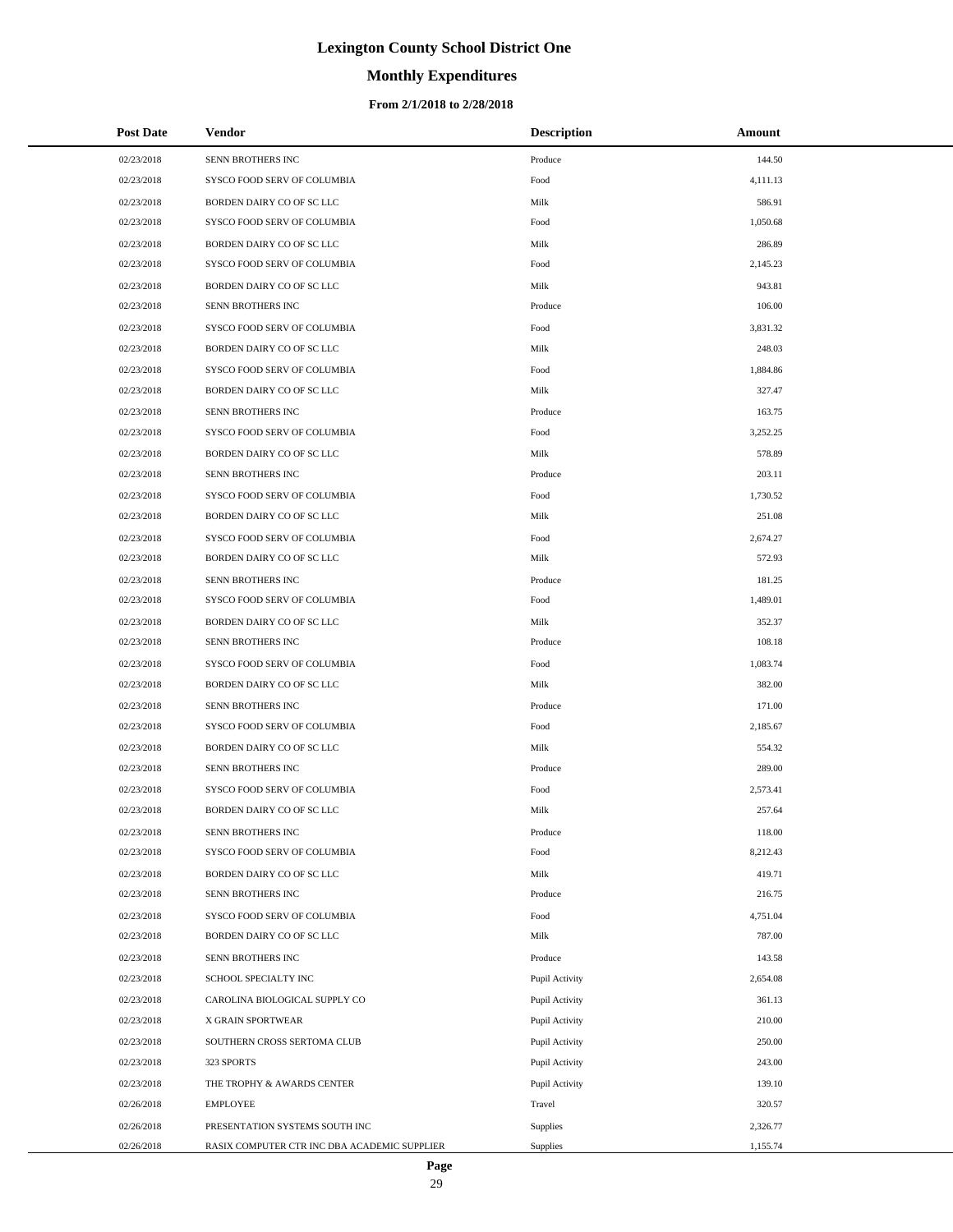# Lexington County School District One

## Monthly Expenditures

### From 2/1/2018 to 2/28/2018

| Post Date | Vendor | Description | Amount |
|---|---|---|---|
| 02/23/2018 | SENN BROTHERS INC | Produce | 144.50 |
| 02/23/2018 | SYSCO FOOD SERV OF COLUMBIA | Food | 4,111.13 |
| 02/23/2018 | BORDEN DAIRY CO OF SC LLC | Milk | 586.91 |
| 02/23/2018 | SYSCO FOOD SERV OF COLUMBIA | Food | 1,050.68 |
| 02/23/2018 | BORDEN DAIRY CO OF SC LLC | Milk | 286.89 |
| 02/23/2018 | SYSCO FOOD SERV OF COLUMBIA | Food | 2,145.23 |
| 02/23/2018 | BORDEN DAIRY CO OF SC LLC | Milk | 943.81 |
| 02/23/2018 | SENN BROTHERS INC | Produce | 106.00 |
| 02/23/2018 | SYSCO FOOD SERV OF COLUMBIA | Food | 3,831.32 |
| 02/23/2018 | BORDEN DAIRY CO OF SC LLC | Milk | 248.03 |
| 02/23/2018 | SYSCO FOOD SERV OF COLUMBIA | Food | 1,884.86 |
| 02/23/2018 | BORDEN DAIRY CO OF SC LLC | Milk | 327.47 |
| 02/23/2018 | SENN BROTHERS INC | Produce | 163.75 |
| 02/23/2018 | SYSCO FOOD SERV OF COLUMBIA | Food | 3,252.25 |
| 02/23/2018 | BORDEN DAIRY CO OF SC LLC | Milk | 578.89 |
| 02/23/2018 | SENN BROTHERS INC | Produce | 203.11 |
| 02/23/2018 | SYSCO FOOD SERV OF COLUMBIA | Food | 1,730.52 |
| 02/23/2018 | BORDEN DAIRY CO OF SC LLC | Milk | 251.08 |
| 02/23/2018 | SYSCO FOOD SERV OF COLUMBIA | Food | 2,674.27 |
| 02/23/2018 | BORDEN DAIRY CO OF SC LLC | Milk | 572.93 |
| 02/23/2018 | SENN BROTHERS INC | Produce | 181.25 |
| 02/23/2018 | SYSCO FOOD SERV OF COLUMBIA | Food | 1,489.01 |
| 02/23/2018 | BORDEN DAIRY CO OF SC LLC | Milk | 352.37 |
| 02/23/2018 | SENN BROTHERS INC | Produce | 108.18 |
| 02/23/2018 | SYSCO FOOD SERV OF COLUMBIA | Food | 1,083.74 |
| 02/23/2018 | BORDEN DAIRY CO OF SC LLC | Milk | 382.00 |
| 02/23/2018 | SENN BROTHERS INC | Produce | 171.00 |
| 02/23/2018 | SYSCO FOOD SERV OF COLUMBIA | Food | 2,185.67 |
| 02/23/2018 | BORDEN DAIRY CO OF SC LLC | Milk | 554.32 |
| 02/23/2018 | SENN BROTHERS INC | Produce | 289.00 |
| 02/23/2018 | SYSCO FOOD SERV OF COLUMBIA | Food | 2,573.41 |
| 02/23/2018 | BORDEN DAIRY CO OF SC LLC | Milk | 257.64 |
| 02/23/2018 | SENN BROTHERS INC | Produce | 118.00 |
| 02/23/2018 | SYSCO FOOD SERV OF COLUMBIA | Food | 8,212.43 |
| 02/23/2018 | BORDEN DAIRY CO OF SC LLC | Milk | 419.71 |
| 02/23/2018 | SENN BROTHERS INC | Produce | 216.75 |
| 02/23/2018 | SYSCO FOOD SERV OF COLUMBIA | Food | 4,751.04 |
| 02/23/2018 | BORDEN DAIRY CO OF SC LLC | Milk | 787.00 |
| 02/23/2018 | SENN BROTHERS INC | Produce | 143.58 |
| 02/23/2018 | SCHOOL SPECIALTY INC | Pupil Activity | 2,654.08 |
| 02/23/2018 | CAROLINA BIOLOGICAL SUPPLY CO | Pupil Activity | 361.13 |
| 02/23/2018 | X GRAIN SPORTWEAR | Pupil Activity | 210.00 |
| 02/23/2018 | SOUTHERN CROSS SERTOMA CLUB | Pupil Activity | 250.00 |
| 02/23/2018 | 323 SPORTS | Pupil Activity | 243.00 |
| 02/23/2018 | THE TROPHY & AWARDS CENTER | Pupil Activity | 139.10 |
| 02/26/2018 | EMPLOYEE | Travel | 320.57 |
| 02/26/2018 | PRESENTATION SYSTEMS SOUTH INC | Supplies | 2,326.77 |
| 02/26/2018 | RASIX COMPUTER CTR INC DBA ACADEMIC SUPPLIER | Supplies | 1,155.74 |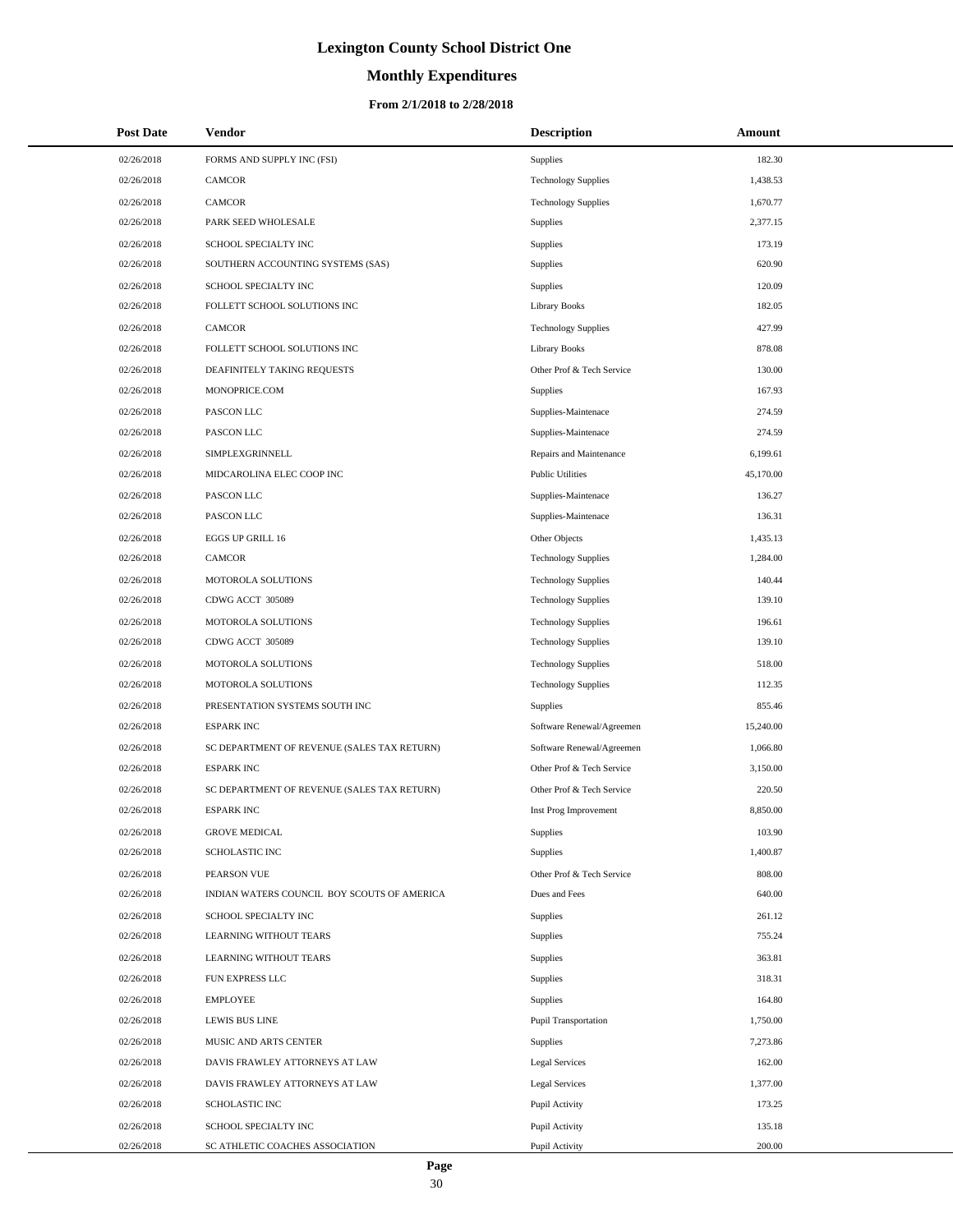# Lexington County School District One

## Monthly Expenditures

### From 2/1/2018 to 2/28/2018

| Post Date | Vendor | Description | Amount |
|---|---|---|---|
| 02/26/2018 | FORMS AND SUPPLY INC (FSI) | Supplies | 182.30 |
| 02/26/2018 | CAMCOR | Technology Supplies | 1,438.53 |
| 02/26/2018 | CAMCOR | Technology Supplies | 1,670.77 |
| 02/26/2018 | PARK SEED WHOLESALE | Supplies | 2,377.15 |
| 02/26/2018 | SCHOOL SPECIALTY INC | Supplies | 173.19 |
| 02/26/2018 | SOUTHERN ACCOUNTING SYSTEMS (SAS) | Supplies | 620.90 |
| 02/26/2018 | SCHOOL SPECIALTY INC | Supplies | 120.09 |
| 02/26/2018 | FOLLETT SCHOOL SOLUTIONS INC | Library Books | 182.05 |
| 02/26/2018 | CAMCOR | Technology Supplies | 427.99 |
| 02/26/2018 | FOLLETT SCHOOL SOLUTIONS INC | Library Books | 878.08 |
| 02/26/2018 | DEAFINITELY TAKING REQUESTS | Other Prof & Tech Service | 130.00 |
| 02/26/2018 | MONOPRICE.COM | Supplies | 167.93 |
| 02/26/2018 | PASCON LLC | Supplies-Maintenace | 274.59 |
| 02/26/2018 | PASCON LLC | Supplies-Maintenace | 274.59 |
| 02/26/2018 | SIMPLEXGRINNELL | Repairs and Maintenance | 6,199.61 |
| 02/26/2018 | MIDCAROLINA ELEC COOP INC | Public Utilities | 45,170.00 |
| 02/26/2018 | PASCON LLC | Supplies-Maintenace | 136.27 |
| 02/26/2018 | PASCON LLC | Supplies-Maintenace | 136.31 |
| 02/26/2018 | EGGS UP GRILL 16 | Other Objects | 1,435.13 |
| 02/26/2018 | CAMCOR | Technology Supplies | 1,284.00 |
| 02/26/2018 | MOTOROLA SOLUTIONS | Technology Supplies | 140.44 |
| 02/26/2018 | CDWG ACCT 305089 | Technology Supplies | 139.10 |
| 02/26/2018 | MOTOROLA SOLUTIONS | Technology Supplies | 196.61 |
| 02/26/2018 | CDWG ACCT 305089 | Technology Supplies | 139.10 |
| 02/26/2018 | MOTOROLA SOLUTIONS | Technology Supplies | 518.00 |
| 02/26/2018 | MOTOROLA SOLUTIONS | Technology Supplies | 112.35 |
| 02/26/2018 | PRESENTATION SYSTEMS SOUTH INC | Supplies | 855.46 |
| 02/26/2018 | ESPARK INC | Software Renewal/Agreemen | 15,240.00 |
| 02/26/2018 | SC DEPARTMENT OF REVENUE (SALES TAX RETURN) | Software Renewal/Agreemen | 1,066.80 |
| 02/26/2018 | ESPARK INC | Other Prof & Tech Service | 3,150.00 |
| 02/26/2018 | SC DEPARTMENT OF REVENUE (SALES TAX RETURN) | Other Prof & Tech Service | 220.50 |
| 02/26/2018 | ESPARK INC | Inst Prog Improvement | 8,850.00 |
| 02/26/2018 | GROVE MEDICAL | Supplies | 103.90 |
| 02/26/2018 | SCHOLASTIC INC | Supplies | 1,400.87 |
| 02/26/2018 | PEARSON VUE | Other Prof & Tech Service | 808.00 |
| 02/26/2018 | INDIAN WATERS COUNCIL BOY SCOUTS OF AMERICA | Dues and Fees | 640.00 |
| 02/26/2018 | SCHOOL SPECIALTY INC | Supplies | 261.12 |
| 02/26/2018 | LEARNING WITHOUT TEARS | Supplies | 755.24 |
| 02/26/2018 | LEARNING WITHOUT TEARS | Supplies | 363.81 |
| 02/26/2018 | FUN EXPRESS LLC | Supplies | 318.31 |
| 02/26/2018 | EMPLOYEE | Supplies | 164.80 |
| 02/26/2018 | LEWIS BUS LINE | Pupil Transportation | 1,750.00 |
| 02/26/2018 | MUSIC AND ARTS CENTER | Supplies | 7,273.86 |
| 02/26/2018 | DAVIS FRAWLEY ATTORNEYS AT LAW | Legal Services | 162.00 |
| 02/26/2018 | DAVIS FRAWLEY ATTORNEYS AT LAW | Legal Services | 1,377.00 |
| 02/26/2018 | SCHOLASTIC INC | Pupil Activity | 173.25 |
| 02/26/2018 | SCHOOL SPECIALTY INC | Pupil Activity | 135.18 |
| 02/26/2018 | SC ATHLETIC COACHES ASSOCIATION | Pupil Activity | 200.00 |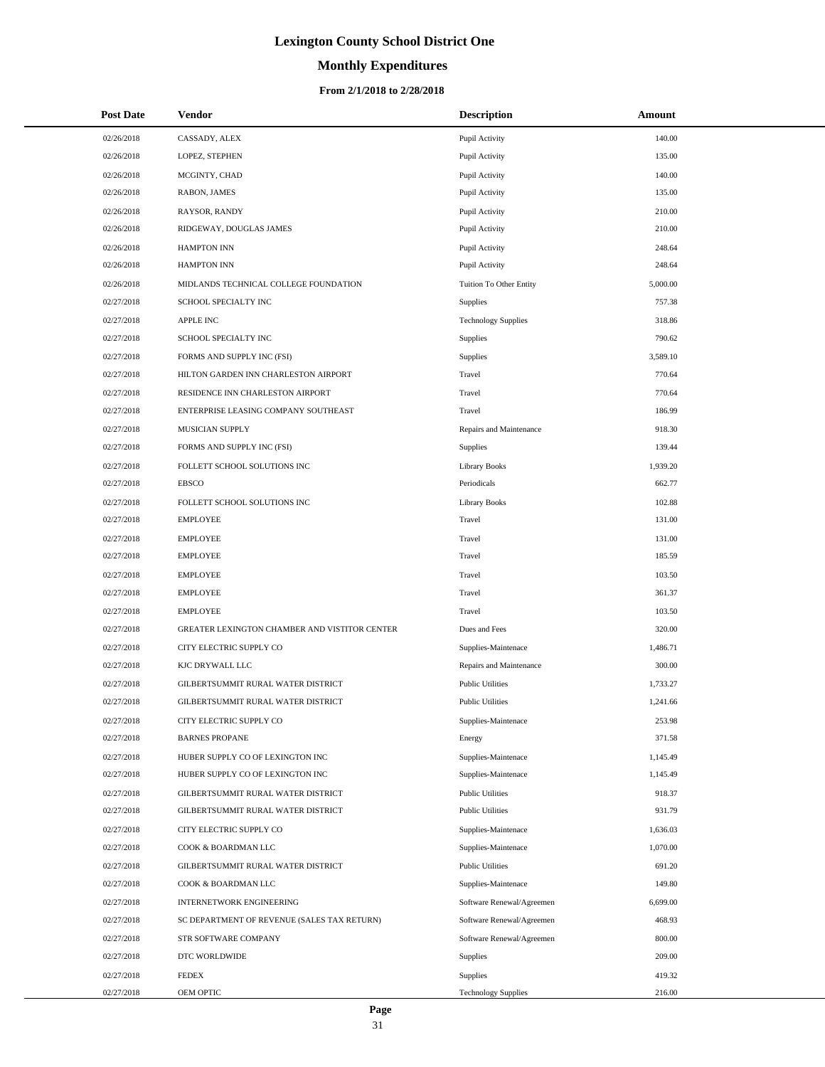# Lexington County School District One

## Monthly Expenditures

### From 2/1/2018 to 2/28/2018

| Post Date | Vendor | Description | Amount |
|---|---|---|---|
| 02/26/2018 | CASSADY, ALEX | Pupil Activity | 140.00 |
| 02/26/2018 | LOPEZ, STEPHEN | Pupil Activity | 135.00 |
| 02/26/2018 | MCGINTY, CHAD | Pupil Activity | 140.00 |
| 02/26/2018 | RABON, JAMES | Pupil Activity | 135.00 |
| 02/26/2018 | RAYSOR, RANDY | Pupil Activity | 210.00 |
| 02/26/2018 | RIDGEWAY, DOUGLAS JAMES | Pupil Activity | 210.00 |
| 02/26/2018 | HAMPTON INN | Pupil Activity | 248.64 |
| 02/26/2018 | HAMPTON INN | Pupil Activity | 248.64 |
| 02/26/2018 | MIDLANDS TECHNICAL COLLEGE FOUNDATION | Tuition To Other Entity | 5,000.00 |
| 02/27/2018 | SCHOOL SPECIALTY INC | Supplies | 757.38 |
| 02/27/2018 | APPLE INC | Technology Supplies | 318.86 |
| 02/27/2018 | SCHOOL SPECIALTY INC | Supplies | 790.62 |
| 02/27/2018 | FORMS AND SUPPLY INC (FSI) | Supplies | 3,589.10 |
| 02/27/2018 | HILTON GARDEN INN CHARLESTON AIRPORT | Travel | 770.64 |
| 02/27/2018 | RESIDENCE INN CHARLESTON AIRPORT | Travel | 770.64 |
| 02/27/2018 | ENTERPRISE LEASING COMPANY SOUTHEAST | Travel | 186.99 |
| 02/27/2018 | MUSICIAN SUPPLY | Repairs and Maintenance | 918.30 |
| 02/27/2018 | FORMS AND SUPPLY INC (FSI) | Supplies | 139.44 |
| 02/27/2018 | FOLLETT SCHOOL SOLUTIONS INC | Library Books | 1,939.20 |
| 02/27/2018 | EBSCO | Periodicals | 662.77 |
| 02/27/2018 | FOLLETT SCHOOL SOLUTIONS INC | Library Books | 102.88 |
| 02/27/2018 | EMPLOYEE | Travel | 131.00 |
| 02/27/2018 | EMPLOYEE | Travel | 131.00 |
| 02/27/2018 | EMPLOYEE | Travel | 185.59 |
| 02/27/2018 | EMPLOYEE | Travel | 103.50 |
| 02/27/2018 | EMPLOYEE | Travel | 361.37 |
| 02/27/2018 | EMPLOYEE | Travel | 103.50 |
| 02/27/2018 | GREATER LEXINGTON CHAMBER AND VISTITOR CENTER | Dues and Fees | 320.00 |
| 02/27/2018 | CITY ELECTRIC SUPPLY CO | Supplies-Maintenace | 1,486.71 |
| 02/27/2018 | KJC DRYWALL LLC | Repairs and Maintenance | 300.00 |
| 02/27/2018 | GILBERTSUMMIT RURAL WATER DISTRICT | Public Utilities | 1,733.27 |
| 02/27/2018 | GILBERTSUMMIT RURAL WATER DISTRICT | Public Utilities | 1,241.66 |
| 02/27/2018 | CITY ELECTRIC SUPPLY CO | Supplies-Maintenace | 253.98 |
| 02/27/2018 | BARNES PROPANE | Energy | 371.58 |
| 02/27/2018 | HUBER SUPPLY CO OF LEXINGTON INC | Supplies-Maintenace | 1,145.49 |
| 02/27/2018 | HUBER SUPPLY CO OF LEXINGTON INC | Supplies-Maintenace | 1,145.49 |
| 02/27/2018 | GILBERTSUMMIT RURAL WATER DISTRICT | Public Utilities | 918.37 |
| 02/27/2018 | GILBERTSUMMIT RURAL WATER DISTRICT | Public Utilities | 931.79 |
| 02/27/2018 | CITY ELECTRIC SUPPLY CO | Supplies-Maintenace | 1,636.03 |
| 02/27/2018 | COOK & BOARDMAN LLC | Supplies-Maintenace | 1,070.00 |
| 02/27/2018 | GILBERTSUMMIT RURAL WATER DISTRICT | Public Utilities | 691.20 |
| 02/27/2018 | COOK & BOARDMAN LLC | Supplies-Maintenace | 149.80 |
| 02/27/2018 | INTERNETWORK ENGINEERING | Software Renewal/Agreemen | 6,699.00 |
| 02/27/2018 | SC DEPARTMENT OF REVENUE (SALES TAX RETURN) | Software Renewal/Agreemen | 468.93 |
| 02/27/2018 | STR SOFTWARE COMPANY | Software Renewal/Agreemen | 800.00 |
| 02/27/2018 | DTC WORLDWIDE | Supplies | 209.00 |
| 02/27/2018 | FEDEX | Supplies | 419.32 |
| 02/27/2018 | OEM OPTIC | Technology Supplies | 216.00 |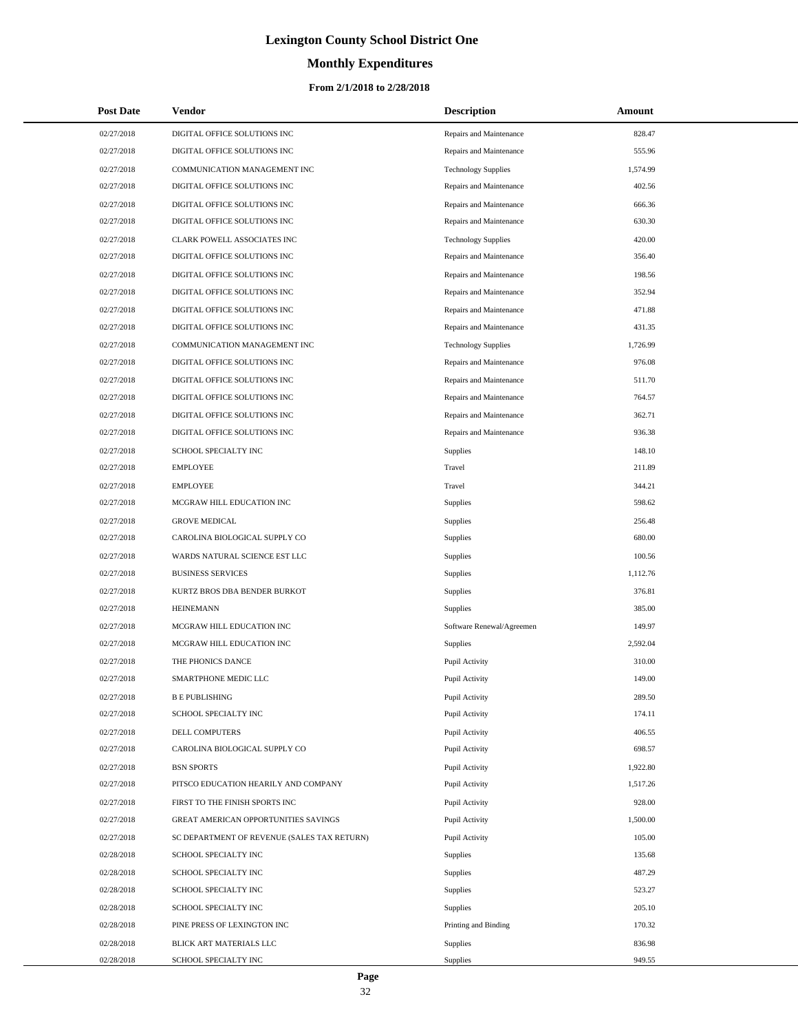# Lexington County School District One

## Monthly Expenditures

### From 2/1/2018 to 2/28/2018

| Post Date | Vendor | Description | Amount |
|---|---|---|---|
| 02/27/2018 | DIGITAL OFFICE SOLUTIONS INC | Repairs and Maintenance | 828.47 |
| 02/27/2018 | DIGITAL OFFICE SOLUTIONS INC | Repairs and Maintenance | 555.96 |
| 02/27/2018 | COMMUNICATION MANAGEMENT INC | Technology Supplies | 1,574.99 |
| 02/27/2018 | DIGITAL OFFICE SOLUTIONS INC | Repairs and Maintenance | 402.56 |
| 02/27/2018 | DIGITAL OFFICE SOLUTIONS INC | Repairs and Maintenance | 666.36 |
| 02/27/2018 | DIGITAL OFFICE SOLUTIONS INC | Repairs and Maintenance | 630.30 |
| 02/27/2018 | CLARK POWELL ASSOCIATES INC | Technology Supplies | 420.00 |
| 02/27/2018 | DIGITAL OFFICE SOLUTIONS INC | Repairs and Maintenance | 356.40 |
| 02/27/2018 | DIGITAL OFFICE SOLUTIONS INC | Repairs and Maintenance | 198.56 |
| 02/27/2018 | DIGITAL OFFICE SOLUTIONS INC | Repairs and Maintenance | 352.94 |
| 02/27/2018 | DIGITAL OFFICE SOLUTIONS INC | Repairs and Maintenance | 471.88 |
| 02/27/2018 | DIGITAL OFFICE SOLUTIONS INC | Repairs and Maintenance | 431.35 |
| 02/27/2018 | COMMUNICATION MANAGEMENT INC | Technology Supplies | 1,726.99 |
| 02/27/2018 | DIGITAL OFFICE SOLUTIONS INC | Repairs and Maintenance | 976.08 |
| 02/27/2018 | DIGITAL OFFICE SOLUTIONS INC | Repairs and Maintenance | 511.70 |
| 02/27/2018 | DIGITAL OFFICE SOLUTIONS INC | Repairs and Maintenance | 764.57 |
| 02/27/2018 | DIGITAL OFFICE SOLUTIONS INC | Repairs and Maintenance | 362.71 |
| 02/27/2018 | DIGITAL OFFICE SOLUTIONS INC | Repairs and Maintenance | 936.38 |
| 02/27/2018 | SCHOOL SPECIALTY INC | Supplies | 148.10 |
| 02/27/2018 | EMPLOYEE | Travel | 211.89 |
| 02/27/2018 | EMPLOYEE | Travel | 344.21 |
| 02/27/2018 | MCGRAW HILL EDUCATION INC | Supplies | 598.62 |
| 02/27/2018 | GROVE MEDICAL | Supplies | 256.48 |
| 02/27/2018 | CAROLINA BIOLOGICAL SUPPLY CO | Supplies | 680.00 |
| 02/27/2018 | WARDS NATURAL SCIENCE EST LLC | Supplies | 100.56 |
| 02/27/2018 | BUSINESS SERVICES | Supplies | 1,112.76 |
| 02/27/2018 | KURTZ BROS DBA BENDER BURKOT | Supplies | 376.81 |
| 02/27/2018 | HEINEMANN | Supplies | 385.00 |
| 02/27/2018 | MCGRAW HILL EDUCATION INC | Software Renewal/Agreemen | 149.97 |
| 02/27/2018 | MCGRAW HILL EDUCATION INC | Supplies | 2,592.04 |
| 02/27/2018 | THE PHONICS DANCE | Pupil Activity | 310.00 |
| 02/27/2018 | SMARTPHONE MEDIC LLC | Pupil Activity | 149.00 |
| 02/27/2018 | B E PUBLISHING | Pupil Activity | 289.50 |
| 02/27/2018 | SCHOOL SPECIALTY INC | Pupil Activity | 174.11 |
| 02/27/2018 | DELL COMPUTERS | Pupil Activity | 406.55 |
| 02/27/2018 | CAROLINA BIOLOGICAL SUPPLY CO | Pupil Activity | 698.57 |
| 02/27/2018 | BSN SPORTS | Pupil Activity | 1,922.80 |
| 02/27/2018 | PITSCO EDUCATION HEARILY AND COMPANY | Pupil Activity | 1,517.26 |
| 02/27/2018 | FIRST TO THE FINISH SPORTS INC | Pupil Activity | 928.00 |
| 02/27/2018 | GREAT AMERICAN OPPORTUNITIES SAVINGS | Pupil Activity | 1,500.00 |
| 02/27/2018 | SC DEPARTMENT OF REVENUE (SALES TAX RETURN) | Pupil Activity | 105.00 |
| 02/28/2018 | SCHOOL SPECIALTY INC | Supplies | 135.68 |
| 02/28/2018 | SCHOOL SPECIALTY INC | Supplies | 487.29 |
| 02/28/2018 | SCHOOL SPECIALTY INC | Supplies | 523.27 |
| 02/28/2018 | SCHOOL SPECIALTY INC | Supplies | 205.10 |
| 02/28/2018 | PINE PRESS OF LEXINGTON INC | Printing and Binding | 170.32 |
| 02/28/2018 | BLICK ART MATERIALS LLC | Supplies | 836.98 |
| 02/28/2018 | SCHOOL SPECIALTY INC | Supplies | 949.55 |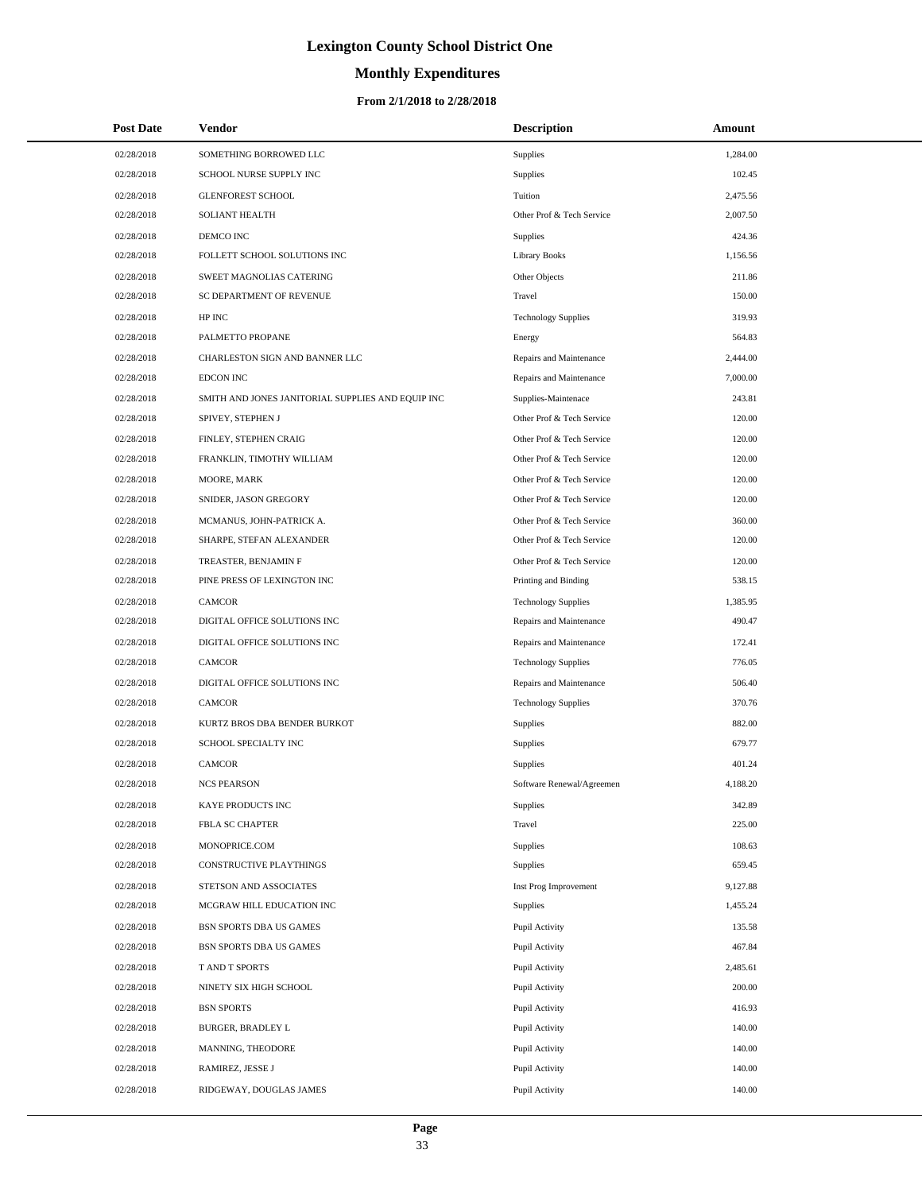# Lexington County School District One

## Monthly Expenditures

### From 2/1/2018 to 2/28/2018

| Post Date | Vendor | Description | Amount |
|---|---|---|---|
| 02/28/2018 | SOMETHING BORROWED LLC | Supplies | 1,284.00 |
| 02/28/2018 | SCHOOL NURSE SUPPLY INC | Supplies | 102.45 |
| 02/28/2018 | GLENFOREST SCHOOL | Tuition | 2,475.56 |
| 02/28/2018 | SOLIANT HEALTH | Other Prof & Tech Service | 2,007.50 |
| 02/28/2018 | DEMCO INC | Supplies | 424.36 |
| 02/28/2018 | FOLLETT SCHOOL SOLUTIONS INC | Library Books | 1,156.56 |
| 02/28/2018 | SWEET MAGNOLIAS CATERING | Other Objects | 211.86 |
| 02/28/2018 | SC DEPARTMENT OF REVENUE | Travel | 150.00 |
| 02/28/2018 | HP INC | Technology Supplies | 319.93 |
| 02/28/2018 | PALMETTO PROPANE | Energy | 564.83 |
| 02/28/2018 | CHARLESTON SIGN AND BANNER LLC | Repairs and Maintenance | 2,444.00 |
| 02/28/2018 | EDCON INC | Repairs and Maintenance | 7,000.00 |
| 02/28/2018 | SMITH AND JONES JANITORIAL SUPPLIES AND EQUIP INC | Supplies-Maintenace | 243.81 |
| 02/28/2018 | SPIVEY, STEPHEN J | Other Prof & Tech Service | 120.00 |
| 02/28/2018 | FINLEY, STEPHEN CRAIG | Other Prof & Tech Service | 120.00 |
| 02/28/2018 | FRANKLIN, TIMOTHY WILLIAM | Other Prof & Tech Service | 120.00 |
| 02/28/2018 | MOORE, MARK | Other Prof & Tech Service | 120.00 |
| 02/28/2018 | SNIDER, JASON GREGORY | Other Prof & Tech Service | 120.00 |
| 02/28/2018 | MCMANUS, JOHN-PATRICK A. | Other Prof & Tech Service | 360.00 |
| 02/28/2018 | SHARPE, STEFAN ALEXANDER | Other Prof & Tech Service | 120.00 |
| 02/28/2018 | TREASTER, BENJAMIN F | Other Prof & Tech Service | 120.00 |
| 02/28/2018 | PINE PRESS OF LEXINGTON INC | Printing and Binding | 538.15 |
| 02/28/2018 | CAMCOR | Technology Supplies | 1,385.95 |
| 02/28/2018 | DIGITAL OFFICE SOLUTIONS INC | Repairs and Maintenance | 490.47 |
| 02/28/2018 | DIGITAL OFFICE SOLUTIONS INC | Repairs and Maintenance | 172.41 |
| 02/28/2018 | CAMCOR | Technology Supplies | 776.05 |
| 02/28/2018 | DIGITAL OFFICE SOLUTIONS INC | Repairs and Maintenance | 506.40 |
| 02/28/2018 | CAMCOR | Technology Supplies | 370.76 |
| 02/28/2018 | KURTZ BROS DBA BENDER BURKOT | Supplies | 882.00 |
| 02/28/2018 | SCHOOL SPECIALTY INC | Supplies | 679.77 |
| 02/28/2018 | CAMCOR | Supplies | 401.24 |
| 02/28/2018 | NCS PEARSON | Software Renewal/Agreemen | 4,188.20 |
| 02/28/2018 | KAYE PRODUCTS INC | Supplies | 342.89 |
| 02/28/2018 | FBLA SC CHAPTER | Travel | 225.00 |
| 02/28/2018 | MONOPRICE.COM | Supplies | 108.63 |
| 02/28/2018 | CONSTRUCTIVE PLAYTHINGS | Supplies | 659.45 |
| 02/28/2018 | STETSON AND ASSOCIATES | Inst Prog Improvement | 9,127.88 |
| 02/28/2018 | MCGRAW HILL EDUCATION INC | Supplies | 1,455.24 |
| 02/28/2018 | BSN SPORTS DBA US GAMES | Pupil Activity | 135.58 |
| 02/28/2018 | BSN SPORTS DBA US GAMES | Pupil Activity | 467.84 |
| 02/28/2018 | T AND T SPORTS | Pupil Activity | 2,485.61 |
| 02/28/2018 | NINETY SIX HIGH SCHOOL | Pupil Activity | 200.00 |
| 02/28/2018 | BSN SPORTS | Pupil Activity | 416.93 |
| 02/28/2018 | BURGER, BRADLEY L | Pupil Activity | 140.00 |
| 02/28/2018 | MANNING, THEODORE | Pupil Activity | 140.00 |
| 02/28/2018 | RAMIREZ, JESSE J | Pupil Activity | 140.00 |
| 02/28/2018 | RIDGEWAY, DOUGLAS JAMES | Pupil Activity | 140.00 |